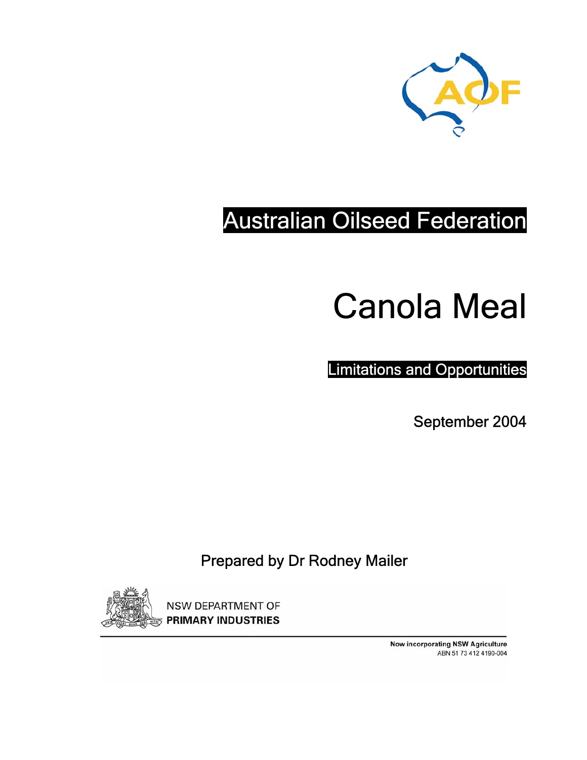AOF

Australian Oilseed Federation

# Canola Meal

## Limitations and Opportunities

September 2004

Prepared by Dr Rodney Mailer

NSW DEPARTMENT OF
**PRIMARY INDUSTRIES**

**Now incorporating NSW Agriculture**
ABN 51 73 412 4190-004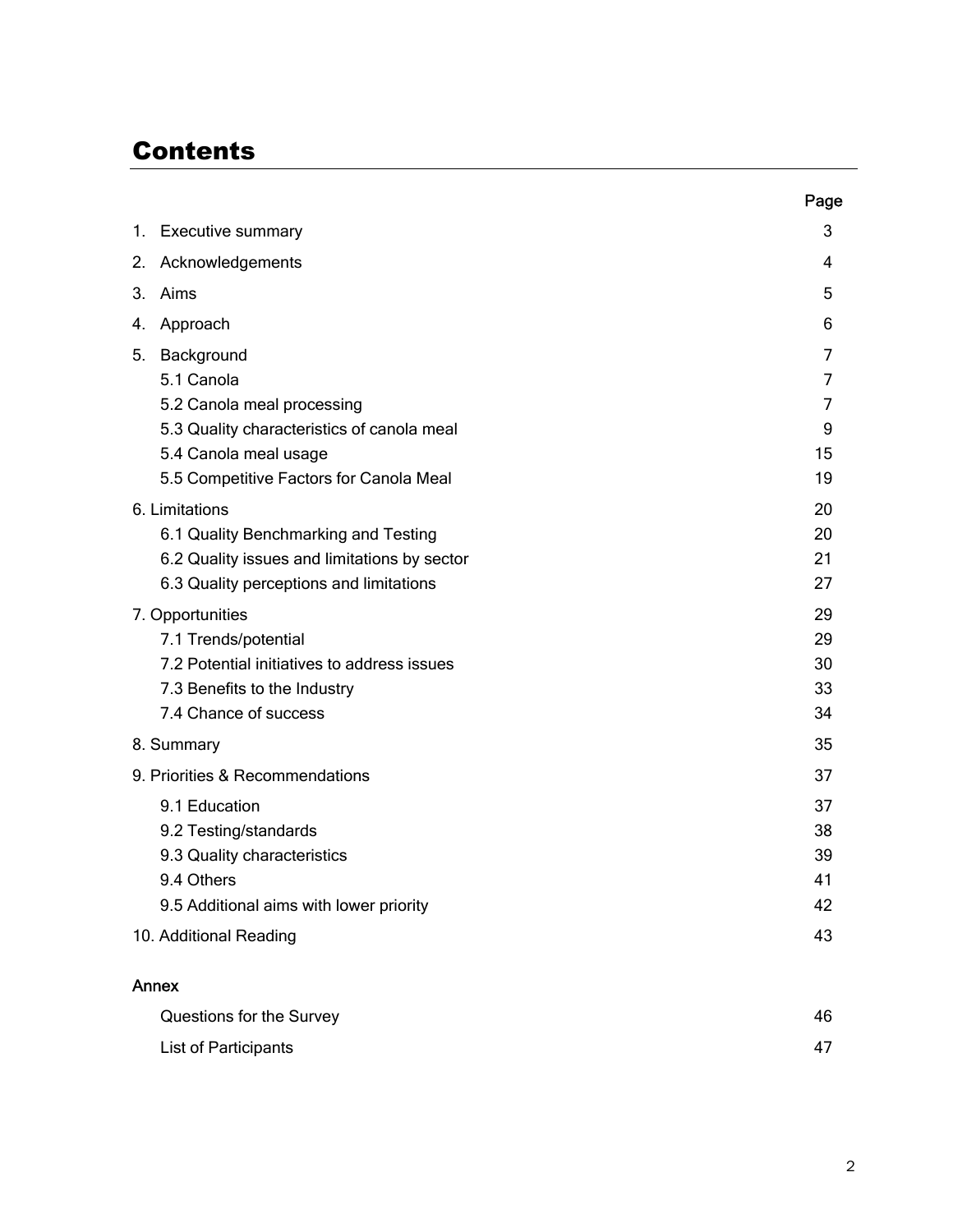# Contents

| | Page |
|---|---|
| 1. Executive summary | 3 |
| 2. Acknowledgements | 4 |
| 3. Aims | 5 |
| 4. Approach | 6 |
| 5. Background | 7 |
| 5.1 Canola | 7 |
| 5.2 Canola meal processing | 7 |
| 5.3 Quality characteristics of canola meal | 9 |
| 5.4 Canola meal usage | 15 |
| 5.5 Competitive Factors for Canola Meal | 19 |
| 6. Limitations | 20 |
| 6.1 Quality Benchmarking and Testing | 20 |
| 6.2 Quality issues and limitations by sector | 21 |
| 6.3 Quality perceptions and limitations | 27 |
| 7. Opportunities | 29 |
| 7.1 Trends/potential | 29 |
| 7.2 Potential initiatives to address issues | 30 |
| 7.3 Benefits to the Industry | 33 |
| 7.4 Chance of success | 34 |
| 8. Summary | 35 |
| 9. Priorities & Recommendations | 37 |
| 9.1 Education | 37 |
| 9.2 Testing/standards | 38 |
| 9.3 Quality characteristics | 39 |
| 9.4 Others | 41 |
| 9.5 Additional aims with lower priority | 42 |
| 10. Additional Reading | 43 |
| **Annex** | |
| Questions for the Survey | 46 |
| List of Participants | 47 |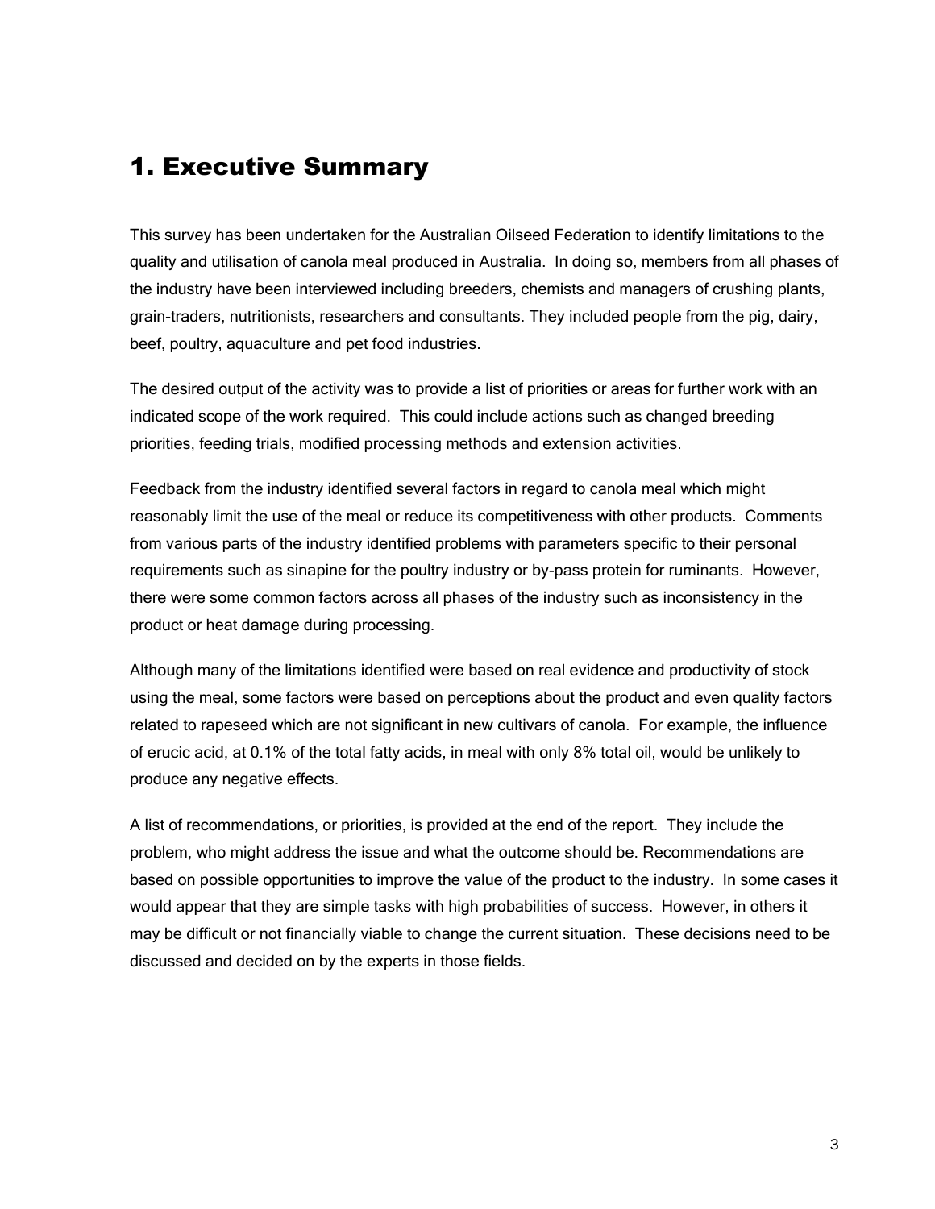# 1. Executive Summary

This survey has been undertaken for the Australian Oilseed Federation to identify limitations to the quality and utilisation of canola meal produced in Australia. In doing so, members from all phases of the industry have been interviewed including breeders, chemists and managers of crushing plants, grain-traders, nutritionists, researchers and consultants. They included people from the pig, dairy, beef, poultry, aquaculture and pet food industries.

The desired output of the activity was to provide a list of priorities or areas for further work with an indicated scope of the work required. This could include actions such as changed breeding priorities, feeding trials, modified processing methods and extension activities.

Feedback from the industry identified several factors in regard to canola meal which might reasonably limit the use of the meal or reduce its competitiveness with other products. Comments from various parts of the industry identified problems with parameters specific to their personal requirements such as sinapine for the poultry industry or by-pass protein for ruminants. However, there were some common factors across all phases of the industry such as inconsistency in the product or heat damage during processing.

Although many of the limitations identified were based on real evidence and productivity of stock using the meal, some factors were based on perceptions about the product and even quality factors related to rapeseed which are not significant in new cultivars of canola. For example, the influence of erucic acid, at 0.1% of the total fatty acids, in meal with only 8% total oil, would be unlikely to produce any negative effects.

A list of recommendations, or priorities, is provided at the end of the report. They include the problem, who might address the issue and what the outcome should be. Recommendations are based on possible opportunities to improve the value of the product to the industry. In some cases it would appear that they are simple tasks with high probabilities of success. However, in others it may be difficult or not financially viable to change the current situation. These decisions need to be discussed and decided on by the experts in those fields.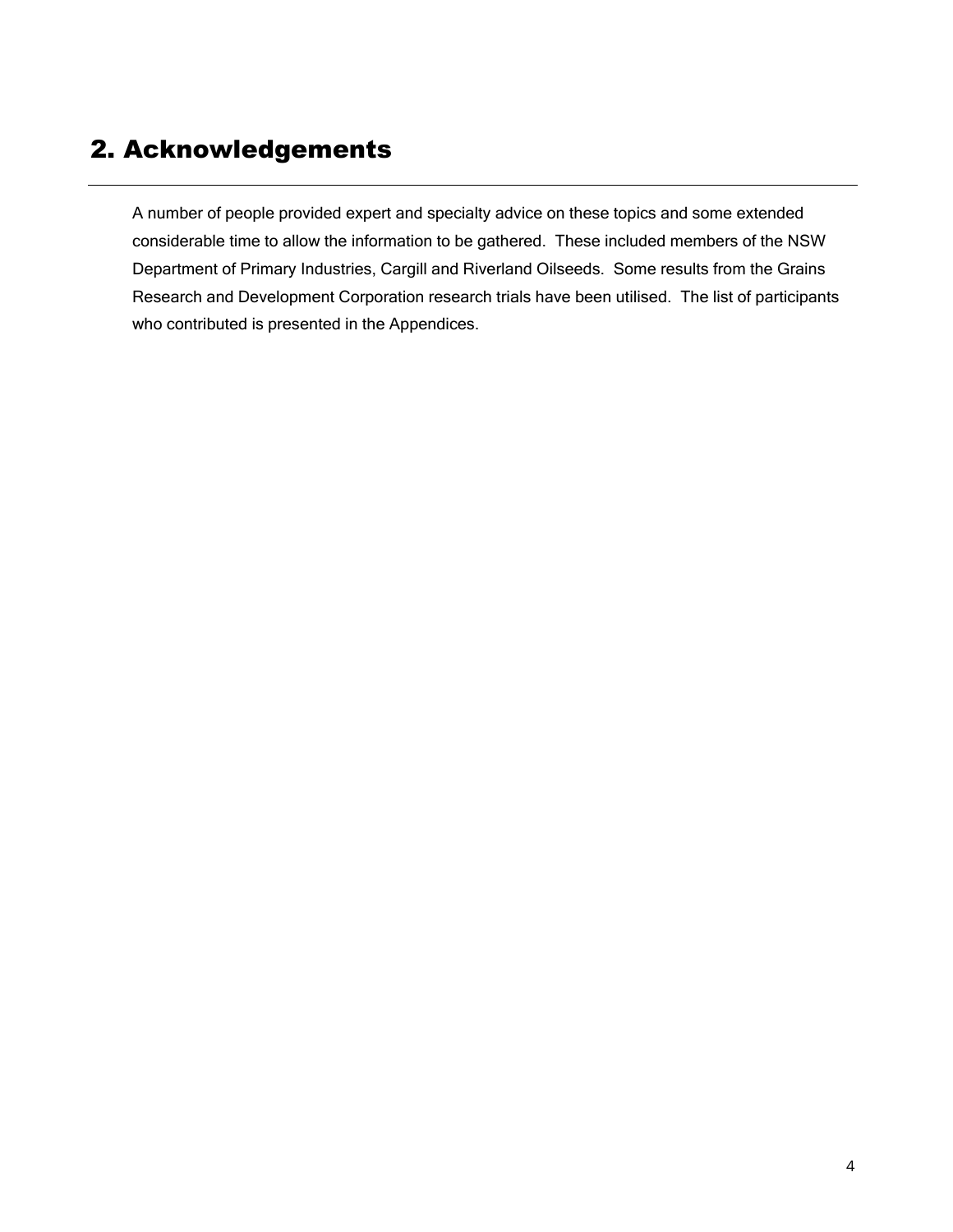# 2. Acknowledgements

A number of people provided expert and specialty advice on these topics and some extended considerable time to allow the information to be gathered. These included members of the NSW Department of Primary Industries, Cargill and Riverland Oilseeds. Some results from the Grains Research and Development Corporation research trials have been utilised. The list of participants who contributed is presented in the Appendices.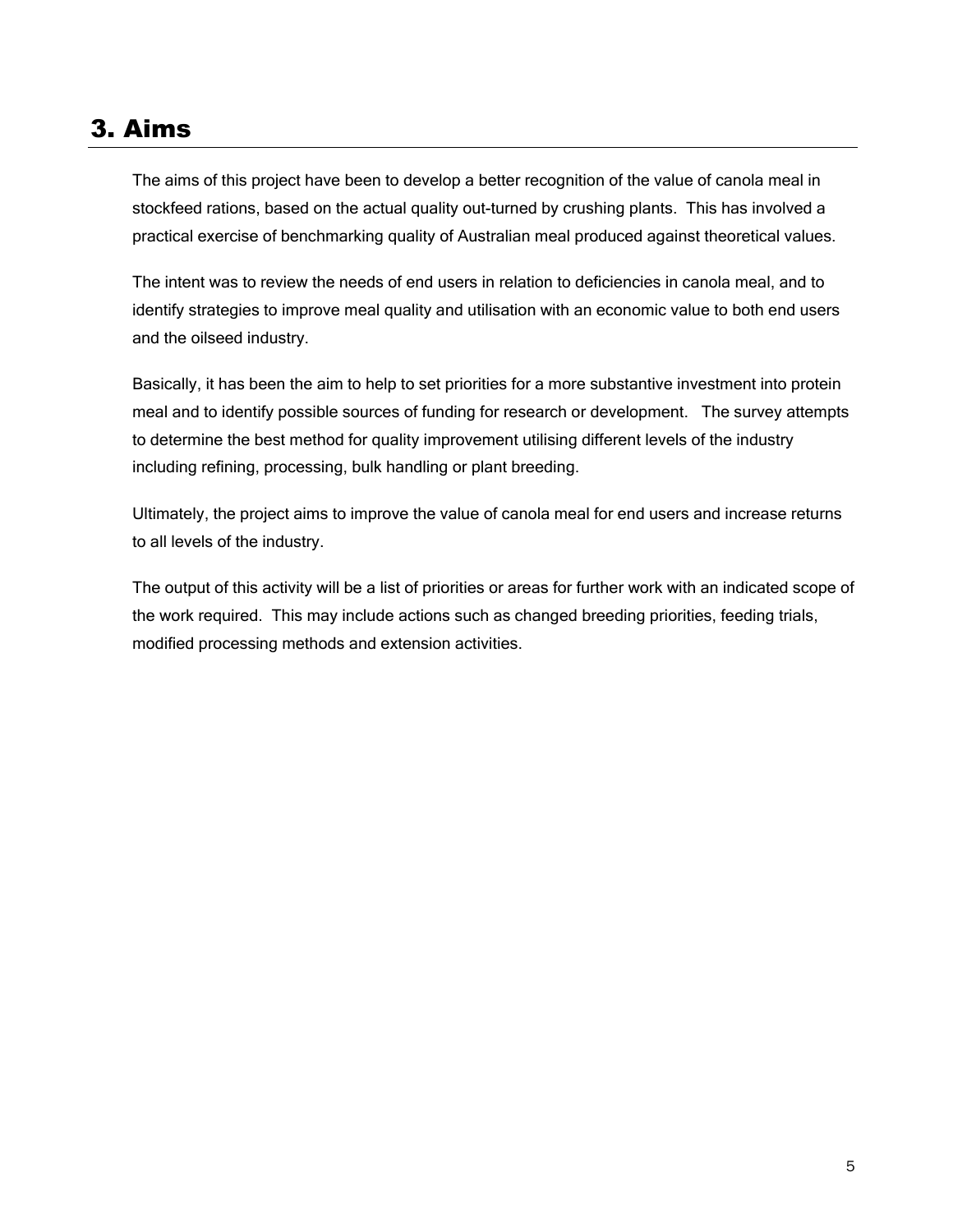# 3. Aims

The aims of this project have been to develop a better recognition of the value of canola meal in stockfeed rations, based on the actual quality out-turned by crushing plants. This has involved a practical exercise of benchmarking quality of Australian meal produced against theoretical values.

The intent was to review the needs of end users in relation to deficiencies in canola meal, and to identify strategies to improve meal quality and utilisation with an economic value to both end users and the oilseed industry.

Basically, it has been the aim to help to set priorities for a more substantive investment into protein meal and to identify possible sources of funding for research or development. The survey attempts to determine the best method for quality improvement utilising different levels of the industry including refining, processing, bulk handling or plant breeding.

Ultimately, the project aims to improve the value of canola meal for end users and increase returns to all levels of the industry.

The output of this activity will be a list of priorities or areas for further work with an indicated scope of the work required. This may include actions such as changed breeding priorities, feeding trials, modified processing methods and extension activities.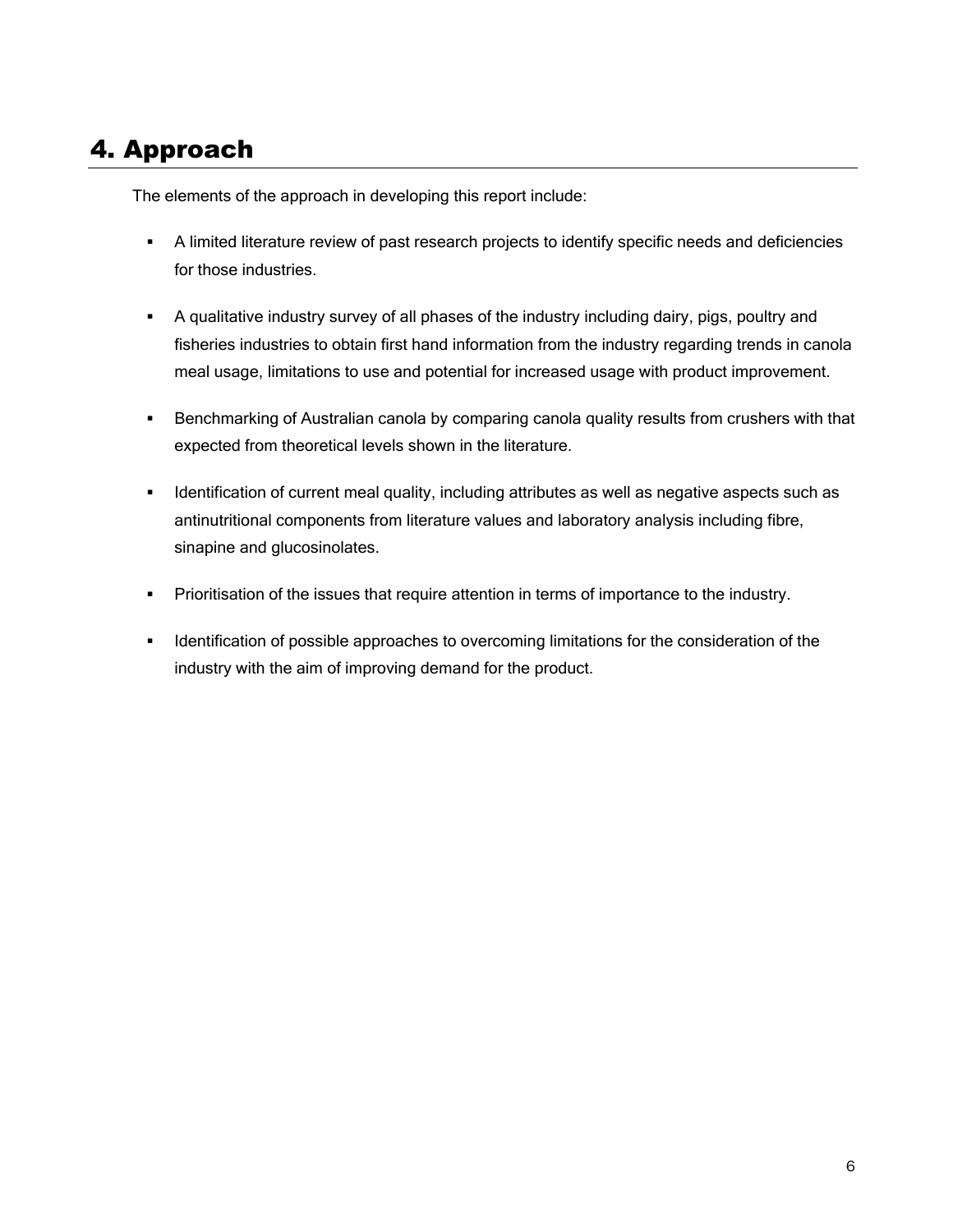# 4. Approach

The elements of the approach in developing this report include:

- A limited literature review of past research projects to identify specific needs and deficiencies for those industries.
- A qualitative industry survey of all phases of the industry including dairy, pigs, poultry and fisheries industries to obtain first hand information from the industry regarding trends in canola meal usage, limitations to use and potential for increased usage with product improvement.
- Benchmarking of Australian canola by comparing canola quality results from crushers with that expected from theoretical levels shown in the literature.
- Identification of current meal quality, including attributes as well as negative aspects such as antinutritional components from literature values and laboratory analysis including fibre, sinapine and glucosinolates.
- Prioritisation of the issues that require attention in terms of importance to the industry.
- Identification of possible approaches to overcoming limitations for the consideration of the industry with the aim of improving demand for the product.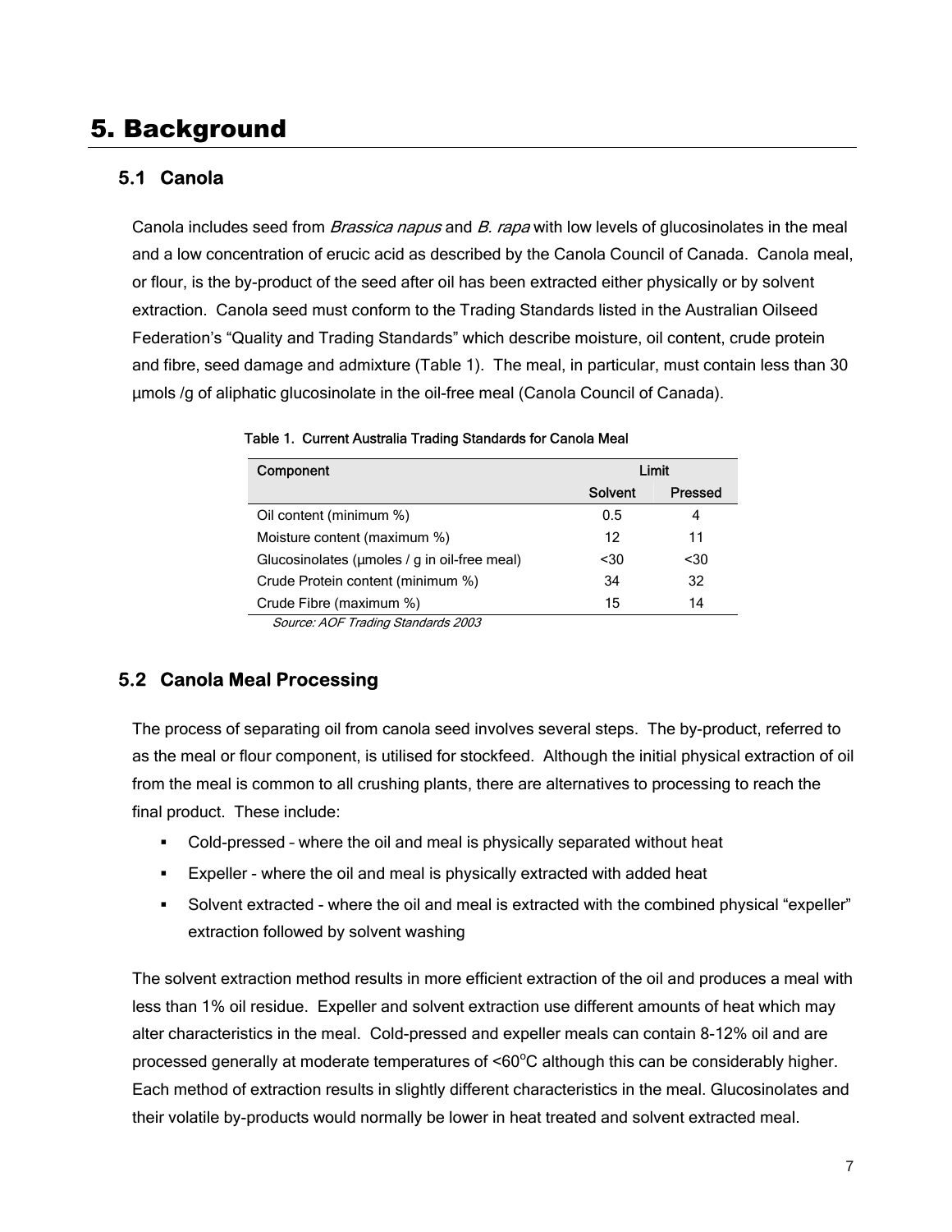# 5. Background

## 5.1 Canola

Canola includes seed from *Brassica napus* and *B. rapa* with low levels of glucosinolates in the meal and a low concentration of erucic acid as described by the Canola Council of Canada. Canola meal, or flour, is the by-product of the seed after oil has been extracted either physically or by solvent extraction. Canola seed must conform to the Trading Standards listed in the Australian Oilseed Federation's "Quality and Trading Standards" which describe moisture, oil content, crude protein and fibre, seed damage and admixture (Table 1). The meal, in particular, must contain less than 30 µmols /g of aliphatic glucosinolate in the oil-free meal (Canola Council of Canada).

**Table 1. Current Australia Trading Standards for Canola Meal**

| Component | Limit | |
|---|---|---|
| | Solvent | Pressed |
| Oil content (minimum %) | 0.5 | 4 |
| Moisture content (maximum %) | 12 | 11 |
| Glucosinolates (µmoles / g in oil-free meal) | <30 | <30 |
| Crude Protein content (minimum %) | 34 | 32 |
| Crude Fibre (maximum %) | 15 | 14 |

*Source: AOF Trading Standards 2003*

## 5.2 Canola Meal Processing

The process of separating oil from canola seed involves several steps. The by-product, referred to as the meal or flour component, is utilised for stockfeed. Although the initial physical extraction of oil from the meal is common to all crushing plants, there are alternatives to processing to reach the final product. These include:

- Cold-pressed – where the oil and meal is physically separated without heat
- Expeller - where the oil and meal is physically extracted with added heat
- Solvent extracted - where the oil and meal is extracted with the combined physical "expeller" extraction followed by solvent washing

The solvent extraction method results in more efficient extraction of the oil and produces a meal with less than 1% oil residue. Expeller and solvent extraction use different amounts of heat which may alter characteristics in the meal. Cold-pressed and expeller meals can contain 8-12% oil and are processed generally at moderate temperatures of <60°C although this can be considerably higher. Each method of extraction results in slightly different characteristics in the meal. Glucosinolates and their volatile by-products would normally be lower in heat treated and solvent extracted meal.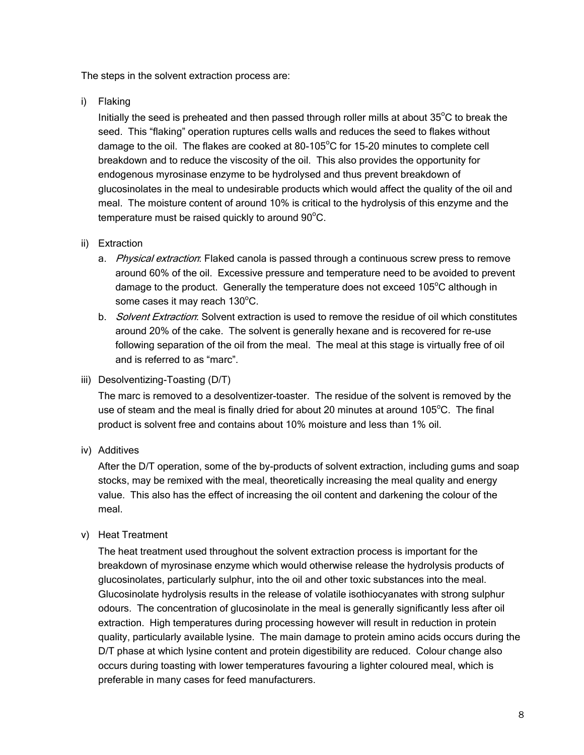The steps in the solvent extraction process are:

i) Flaking

   Initially the seed is preheated and then passed through roller mills at about 35$^{o}$C to break the seed. This "flaking" operation ruptures cells walls and reduces the seed to flakes without damage to the oil. The flakes are cooked at 80-105$^{o}$C for 15-20 minutes to complete cell breakdown and to reduce the viscosity of the oil. This also provides the opportunity for endogenous myrosinase enzyme to be hydrolysed and thus prevent breakdown of glucosinolates in the meal to undesirable products which would affect the quality of the oil and meal. The moisture content of around 10% is critical to the hydrolysis of this enzyme and the temperature must be raised quickly to around 90$^{o}$C.

ii) Extraction

   a. *Physical extraction*: Flaked canola is passed through a continuous screw press to remove around 60% of the oil. Excessive pressure and temperature need to be avoided to prevent damage to the product. Generally the temperature does not exceed 105$^{o}$C although in some cases it may reach 130$^{o}$C.

   b. *Solvent Extraction*: Solvent extraction is used to remove the residue of oil which constitutes around 20% of the cake. The solvent is generally hexane and is recovered for re-use following separation of the oil from the meal. The meal at this stage is virtually free of oil and is referred to as "marc".

iii) Desolventizing-Toasting (D/T)

   The marc is removed to a desolventizer-toaster. The residue of the solvent is removed by the use of steam and the meal is finally dried for about 20 minutes at around 105$^{o}$C. The final product is solvent free and contains about 10% moisture and less than 1% oil.

iv) Additives

   After the D/T operation, some of the by-products of solvent extraction, including gums and soap stocks, may be remixed with the meal, theoretically increasing the meal quality and energy value. This also has the effect of increasing the oil content and darkening the colour of the meal.

v) Heat Treatment

   The heat treatment used throughout the solvent extraction process is important for the breakdown of myrosinase enzyme which would otherwise release the hydrolysis products of glucosinolates, particularly sulphur, into the oil and other toxic substances into the meal. Glucosinolate hydrolysis results in the release of volatile isothiocyanates with strong sulphur odours. The concentration of glucosinolate in the meal is generally significantly less after oil extraction. High temperatures during processing however will result in reduction in protein quality, particularly available lysine. The main damage to protein amino acids occurs during the D/T phase at which lysine content and protein digestibility are reduced. Colour change also occurs during toasting with lower temperatures favouring a lighter coloured meal, which is preferable in many cases for feed manufacturers.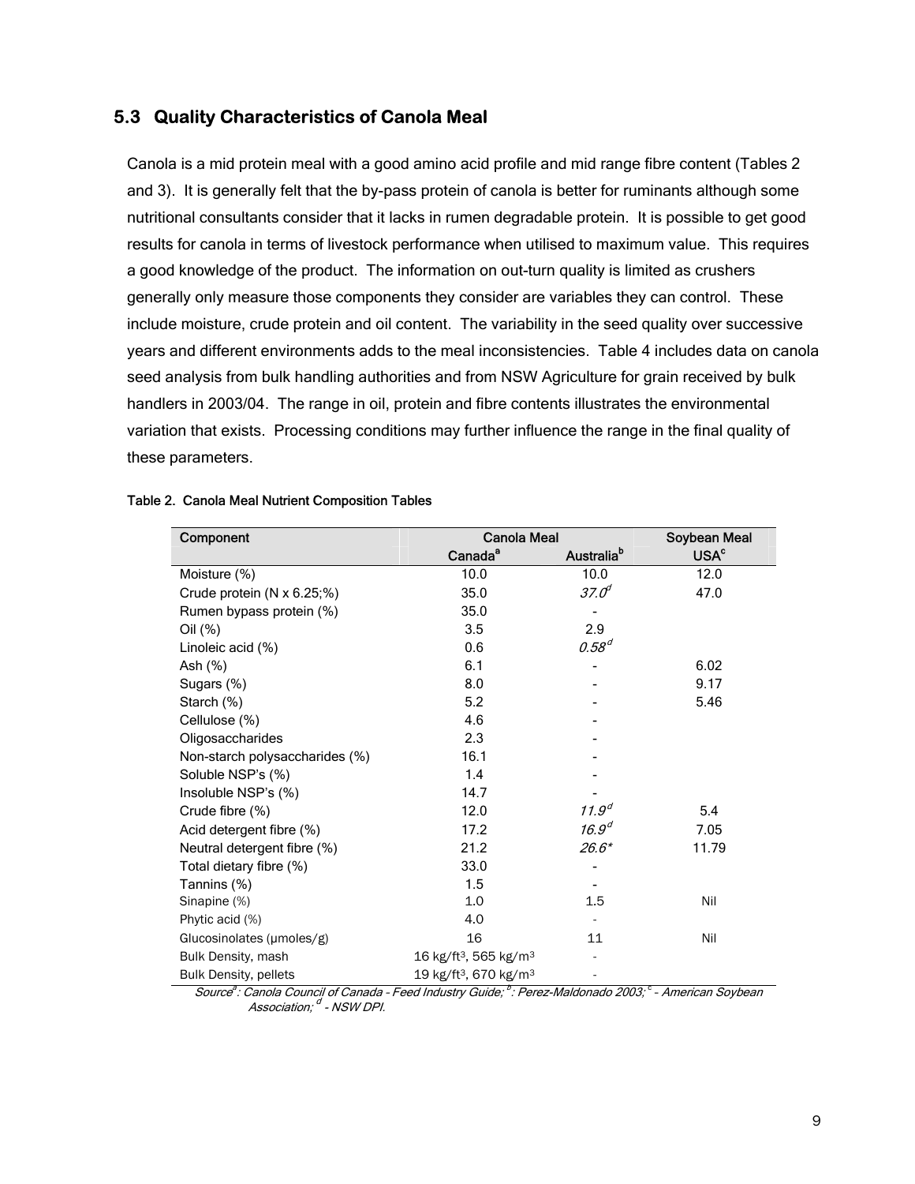## 5.3 Quality Characteristics of Canola Meal

Canola is a mid protein meal with a good amino acid profile and mid range fibre content (Tables 2 and 3). It is generally felt that the by-pass protein of canola is better for ruminants although some nutritional consultants consider that it lacks in rumen degradable protein. It is possible to get good results for canola in terms of livestock performance when utilised to maximum value. This requires a good knowledge of the product. The information on out-turn quality is limited as crushers generally only measure those components they consider are variables they can control. These include moisture, crude protein and oil content. The variability in the seed quality over successive years and different environments adds to the meal inconsistencies. Table 4 includes data on canola seed analysis from bulk handling authorities and from NSW Agriculture for grain received by bulk handlers in 2003/04. The range in oil, protein and fibre contents illustrates the environmental variation that exists. Processing conditions may further influence the range in the final quality of these parameters.

**Table 2. Canola Meal Nutrient Composition Tables**

| Component | Canola Meal | | Soybean Meal |
|---|---|---|---|
| | Canada[a] | Australia[b] | USA[c] |
| Moisture (%) | 10.0 | 10.0 | 12.0 |
| Crude protein (N x 6.25;%) | 35.0 | *37.0*[d] | 47.0 |
| Rumen bypass protein (%) | 35.0 | - | |
| Oil (%) | 3.5 | 2.9 | |
| Linoleic acid (%) | 0.6 | *0.58*[d] | |
| Ash (%) | 6.1 | - | 6.02 |
| Sugars (%) | 8.0 | - | 9.17 |
| Starch (%) | 5.2 | - | 5.46 |
| Cellulose (%) | 4.6 | - | |
| Oligosaccharides | 2.3 | - | |
| Non-starch polysaccharides (%) | 16.1 | - | |
| Soluble NSP's (%) | 1.4 | - | |
| Insoluble NSP's (%) | 14.7 | - | |
| Crude fibre (%) | 12.0 | *11.9*[d] | 5.4 |
| Acid detergent fibre (%) | 17.2 | *16.9*[d] | 7.05 |
| Neutral detergent fibre (%) | 21.2 | *26.6\** | 11.79 |
| Total dietary fibre (%) | 33.0 | - | |
| Tannins (%) | 1.5 | - | |
| Sinapine (%) | 1.0 | 1.5 | Nil |
| Phytic acid (%) | 4.0 | - | |
| Glucosinolates (µmoles/g) | 16 | 11 | Nil |
| Bulk Density, mash | 16 kg/ft³, 565 kg/m³ | - | |
| Bulk Density, pellets | 19 kg/ft³, 670 kg/m³ | - | |

*Source[a]: Canola Council of Canada - Feed Industry Guide; [b]: Perez-Maldonado 2003; [c] - American Soybean Association; [d] - NSW DPI.*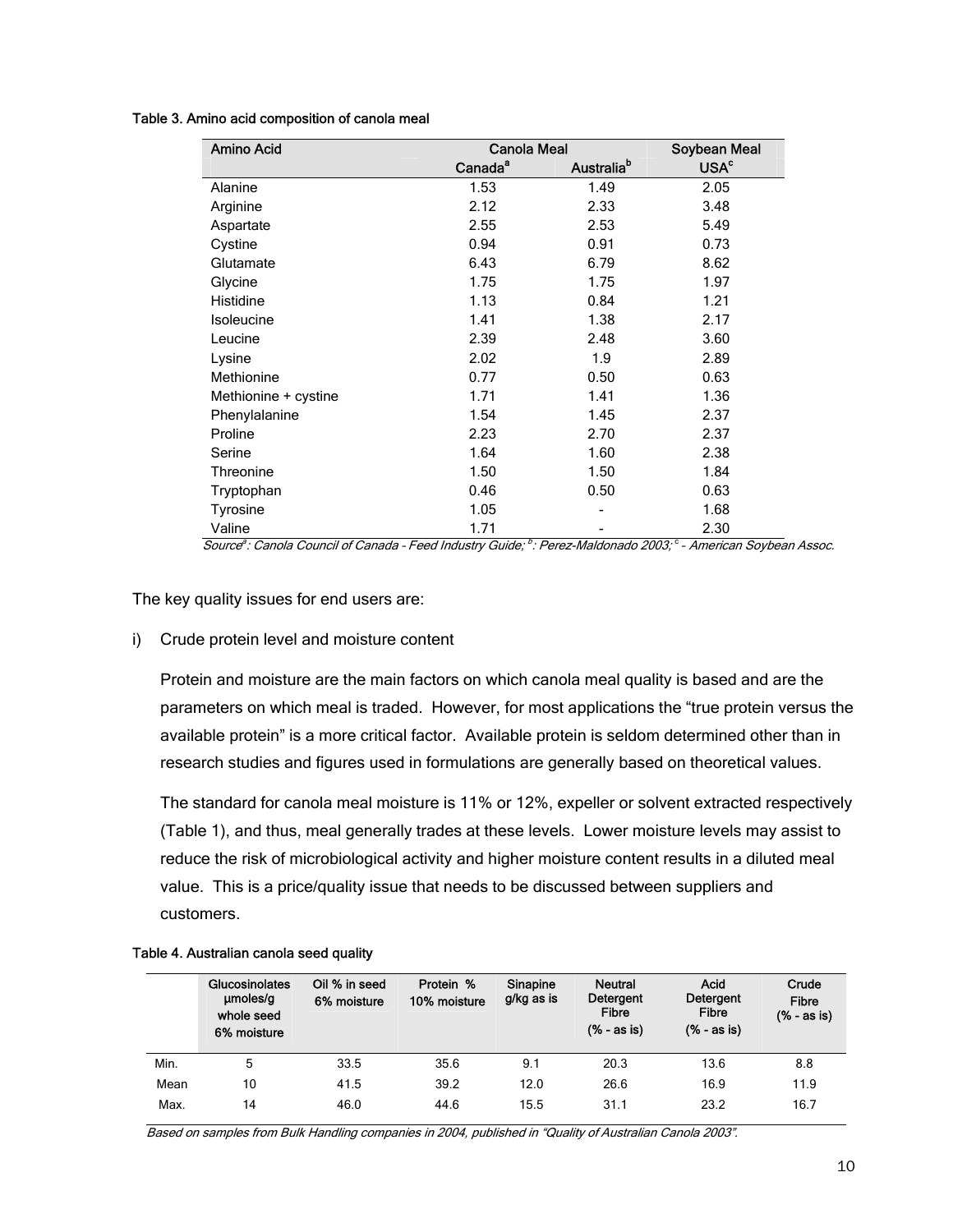**Table 3. Amino acid composition of canola meal**

| Amino Acid | Canola Meal | | Soybean Meal |
|---|---|---|---|
| | Canada[a] | Australia[b] | USA[c] |
| Alanine | 1.53 | 1.49 | 2.05 |
| Arginine | 2.12 | 2.33 | 3.48 |
| Aspartate | 2.55 | 2.53 | 5.49 |
| Cystine | 0.94 | 0.91 | 0.73 |
| Glutamate | 6.43 | 6.79 | 8.62 |
| Glycine | 1.75 | 1.75 | 1.97 |
| Histidine | 1.13 | 0.84 | 1.21 |
| Isoleucine | 1.41 | 1.38 | 2.17 |
| Leucine | 2.39 | 2.48 | 3.60 |
| Lysine | 2.02 | 1.9 | 2.89 |
| Methionine | 0.77 | 0.50 | 0.63 |
| Methionine + cystine | 1.71 | 1.41 | 1.36 |
| Phenylalanine | 1.54 | 1.45 | 2.37 |
| Proline | 2.23 | 2.70 | 2.37 |
| Serine | 1.64 | 1.60 | 2.38 |
| Threonine | 1.50 | 1.50 | 1.84 |
| Tryptophan | 0.46 | 0.50 | 0.63 |
| Tyrosine | 1.05 | - | 1.68 |
| Valine | 1.71 | - | 2.30 |

*Source[a]: Canola Council of Canada - Feed Industry Guide; [b]: Perez-Maldonado 2003; [c] - American Soybean Assoc.*

The key quality issues for end users are:

i) Crude protein level and moisture content

Protein and moisture are the main factors on which canola meal quality is based and are the parameters on which meal is traded. However, for most applications the "true protein versus the available protein" is a more critical factor. Available protein is seldom determined other than in research studies and figures used in formulations are generally based on theoretical values.

The standard for canola meal moisture is 11% or 12%, expeller or solvent extracted respectively (Table 1), and thus, meal generally trades at these levels. Lower moisture levels may assist to reduce the risk of microbiological activity and higher moisture content results in a diluted meal value. This is a price/quality issue that needs to be discussed between suppliers and customers.

**Table 4. Australian canola seed quality**

| | Glucosinolates µmoles/g whole seed 6% moisture | Oil % in seed 6% moisture | Protein % 10% moisture | Sinapine g/kg as is | Neutral Detergent Fibre (% - as is) | Acid Detergent Fibre (% - as is) | Crude Fibre (% - as is) |
|---|---|---|---|---|---|---|---|
| Min. | 5 | 33.5 | 35.6 | 9.1 | 20.3 | 13.6 | 8.8 |
| Mean | 10 | 41.5 | 39.2 | 12.0 | 26.6 | 16.9 | 11.9 |
| Max. | 14 | 46.0 | 44.6 | 15.5 | 31.1 | 23.2 | 16.7 |

*Based on samples from Bulk Handling companies in 2004, published in "Quality of Australian Canola 2003".*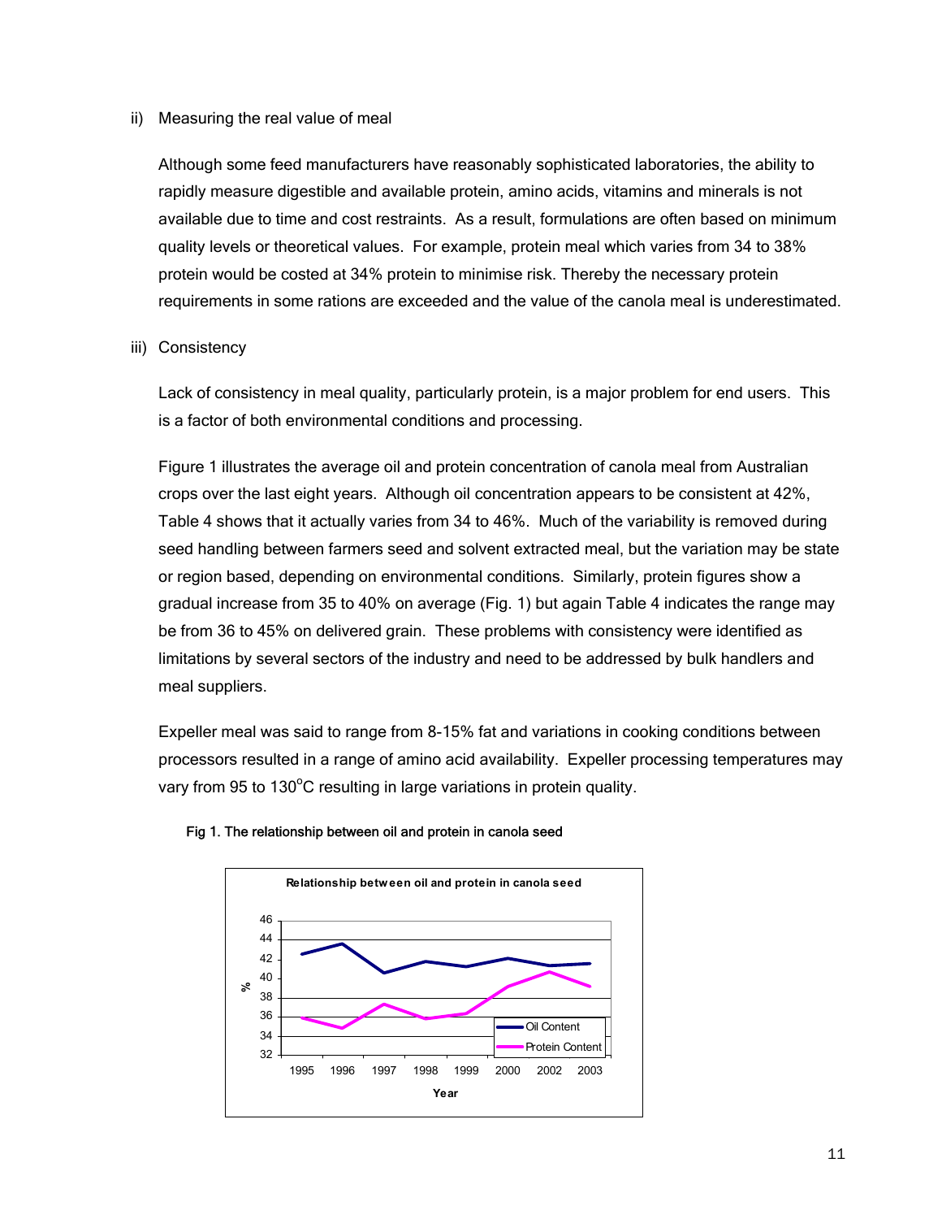ii) Measuring the real value of meal

Although some feed manufacturers have reasonably sophisticated laboratories, the ability to rapidly measure digestible and available protein, amino acids, vitamins and minerals is not available due to time and cost restraints. As a result, formulations are often based on minimum quality levels or theoretical values. For example, protein meal which varies from 34 to 38% protein would be costed at 34% protein to minimise risk. Thereby the necessary protein requirements in some rations are exceeded and the value of the canola meal is underestimated.

iii) Consistency

Lack of consistency in meal quality, particularly protein, is a major problem for end users. This is a factor of both environmental conditions and processing.

Figure 1 illustrates the average oil and protein concentration of canola meal from Australian crops over the last eight years. Although oil concentration appears to be consistent at 42%, Table 4 shows that it actually varies from 34 to 46%. Much of the variability is removed during seed handling between farmers seed and solvent extracted meal, but the variation may be state or region based, depending on environmental conditions. Similarly, protein figures show a gradual increase from 35 to 40% on average (Fig. 1) but again Table 4 indicates the range may be from 36 to 45% on delivered grain. These problems with consistency were identified as limitations by several sectors of the industry and need to be addressed by bulk handlers and meal suppliers.

Expeller meal was said to range from 8-15% fat and variations in cooking conditions between processors resulted in a range of amino acid availability. Expeller processing temperatures may vary from 95 to 130$^{o}$C resulting in large variations in protein quality.

Fig 1. The relationship between oil and protein in canola seed

**Relationship between oil and protein in canola seed**

(Line chart: y-axis "%" from 32 to 46; x-axis "Year": 1995, 1996, 1997, 1998, 1999, 2000, 2002, 2003; series: Oil Content, Protein Content)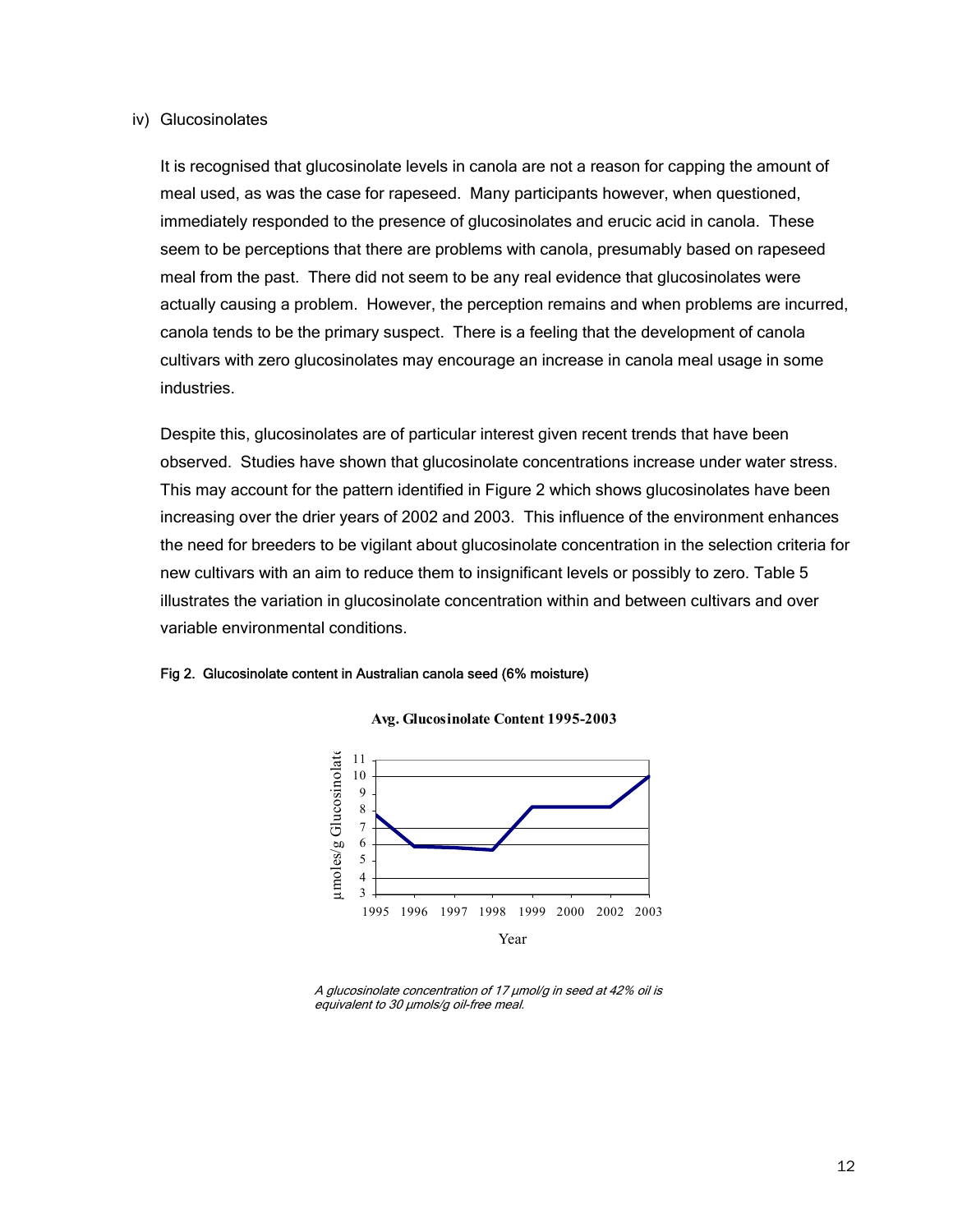iv) Glucosinolates

It is recognised that glucosinolate levels in canola are not a reason for capping the amount of meal used, as was the case for rapeseed. Many participants however, when questioned, immediately responded to the presence of glucosinolates and erucic acid in canola. These seem to be perceptions that there are problems with canola, presumably based on rapeseed meal from the past. There did not seem to be any real evidence that glucosinolates were actually causing a problem. However, the perception remains and when problems are incurred, canola tends to be the primary suspect. There is a feeling that the development of canola cultivars with zero glucosinolates may encourage an increase in canola meal usage in some industries.

Despite this, glucosinolates are of particular interest given recent trends that have been observed. Studies have shown that glucosinolate concentrations increase under water stress. This may account for the pattern identified in Figure 2 which shows glucosinolates have been increasing over the drier years of 2002 and 2003. This influence of the environment enhances the need for breeders to be vigilant about glucosinolate concentration in the selection criteria for new cultivars with an aim to reduce them to insignificant levels or possibly to zero. Table 5 illustrates the variation in glucosinolate concentration within and between cultivars and over variable environmental conditions.

**Fig 2. Glucosinolate content in Australian canola seed (6% moisture)**

**Avg. Glucosinolate Content 1995-2003**

*A glucosinolate concentration of 17 µmol/g in seed at 42% oil is equivalent to 30 µmols/g oil-free meal.*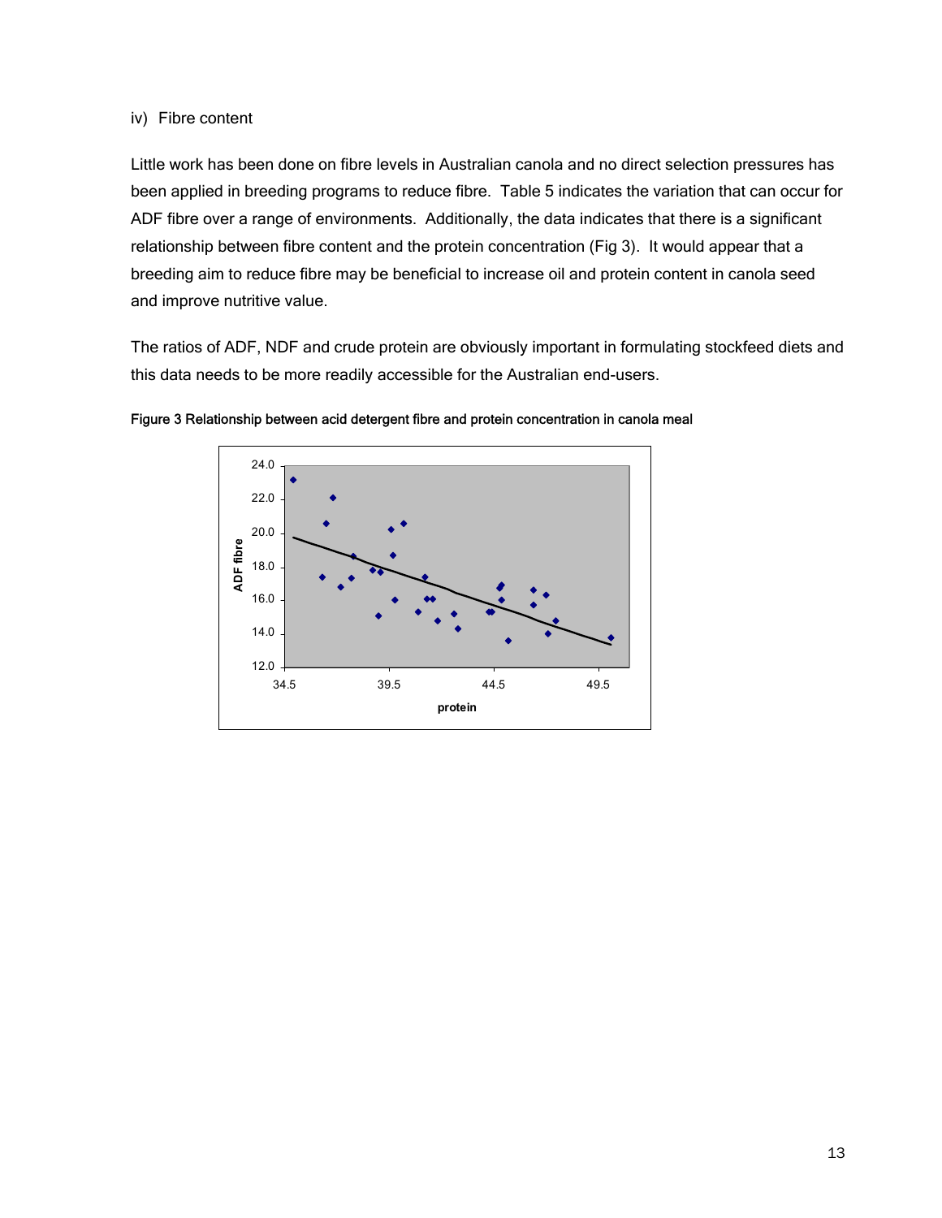iv) Fibre content

Little work has been done on fibre levels in Australian canola and no direct selection pressures has been applied in breeding programs to reduce fibre. Table 5 indicates the variation that can occur for ADF fibre over a range of environments. Additionally, the data indicates that there is a significant relationship between fibre content and the protein concentration (Fig 3). It would appear that a breeding aim to reduce fibre may be beneficial to increase oil and protein content in canola seed and improve nutritive value.

The ratios of ADF, NDF and crude protein are obviously important in formulating stockfeed diets and this data needs to be more readily accessible for the Australian end-users.

**Figure 3 Relationship between acid detergent fibre and protein concentration in canola meal**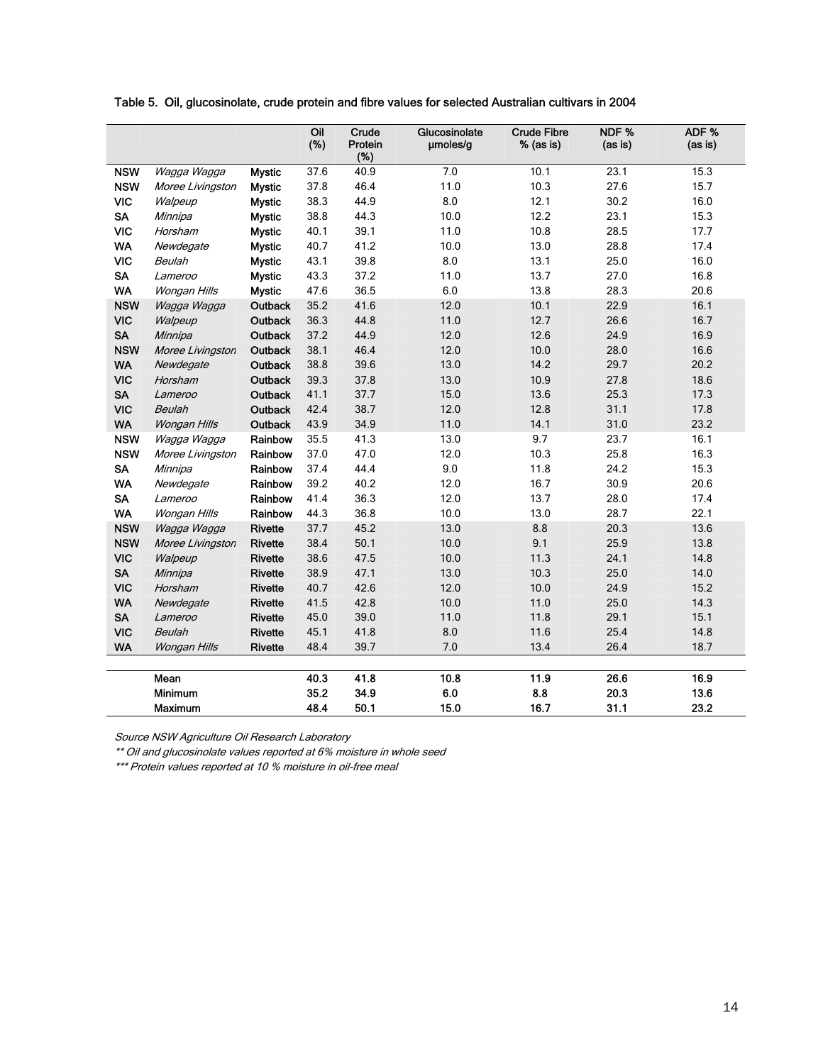Table 5. Oil, glucosinolate, crude protein and fibre values for selected Australian cultivars in 2004

| | | | Oil (%) | Crude Protein (%) | Glucosinolate µmoles/g | Crude Fibre % (as is) | NDF % (as is) | ADF % (as is) |
|---|---|---|---|---|---|---|---|---|
| NSW | *Wagga Wagga* | Mystic | 37.6 | 40.9 | 7.0 | 10.1 | 23.1 | 15.3 |
| NSW | *Moree Livingston* | Mystic | 37.8 | 46.4 | 11.0 | 10.3 | 27.6 | 15.7 |
| VIC | *Walpeup* | Mystic | 38.3 | 44.9 | 8.0 | 12.1 | 30.2 | 16.0 |
| SA | *Minnipa* | Mystic | 38.8 | 44.3 | 10.0 | 12.2 | 23.1 | 15.3 |
| VIC | *Horsham* | Mystic | 40.1 | 39.1 | 11.0 | 10.8 | 28.5 | 17.7 |
| WA | *Newdegate* | Mystic | 40.7 | 41.2 | 10.0 | 13.0 | 28.8 | 17.4 |
| VIC | *Beulah* | Mystic | 43.1 | 39.8 | 8.0 | 13.1 | 25.0 | 16.0 |
| SA | *Lameroo* | Mystic | 43.3 | 37.2 | 11.0 | 13.7 | 27.0 | 16.8 |
| WA | *Wongan Hills* | Mystic | 47.6 | 36.5 | 6.0 | 13.8 | 28.3 | 20.6 |
| NSW | *Wagga Wagga* | Outback | 35.2 | 41.6 | 12.0 | 10.1 | 22.9 | 16.1 |
| VIC | *Walpeup* | Outback | 36.3 | 44.8 | 11.0 | 12.7 | 26.6 | 16.7 |
| SA | *Minnipa* | Outback | 37.2 | 44.9 | 12.0 | 12.6 | 24.9 | 16.9 |
| NSW | *Moree Livingston* | Outback | 38.1 | 46.4 | 12.0 | 10.0 | 28.0 | 16.6 |
| WA | *Newdegate* | Outback | 38.8 | 39.6 | 13.0 | 14.2 | 29.7 | 20.2 |
| VIC | *Horsham* | Outback | 39.3 | 37.8 | 13.0 | 10.9 | 27.8 | 18.6 |
| SA | *Lameroo* | Outback | 41.1 | 37.7 | 15.0 | 13.6 | 25.3 | 17.3 |
| VIC | *Beulah* | Outback | 42.4 | 38.7 | 12.0 | 12.8 | 31.1 | 17.8 |
| WA | *Wongan Hills* | Outback | 43.9 | 34.9 | 11.0 | 14.1 | 31.0 | 23.2 |
| NSW | *Wagga Wagga* | Rainbow | 35.5 | 41.3 | 13.0 | 9.7 | 23.7 | 16.1 |
| NSW | *Moree Livingston* | Rainbow | 37.0 | 47.0 | 12.0 | 10.3 | 25.8 | 16.3 |
| SA | *Minnipa* | Rainbow | 37.4 | 44.4 | 9.0 | 11.8 | 24.2 | 15.3 |
| WA | *Newdegate* | Rainbow | 39.2 | 40.2 | 12.0 | 16.7 | 30.9 | 20.6 |
| SA | *Lameroo* | Rainbow | 41.4 | 36.3 | 12.0 | 13.7 | 28.0 | 17.4 |
| WA | *Wongan Hills* | Rainbow | 44.3 | 36.8 | 10.0 | 13.0 | 28.7 | 22.1 |
| NSW | *Wagga Wagga* | Rivette | 37.7 | 45.2 | 13.0 | 8.8 | 20.3 | 13.6 |
| NSW | *Moree Livingston* | Rivette | 38.4 | 50.1 | 10.0 | 9.1 | 25.9 | 13.8 |
| VIC | *Walpeup* | Rivette | 38.6 | 47.5 | 10.0 | 11.3 | 24.1 | 14.8 |
| SA | *Minnipa* | Rivette | 38.9 | 47.1 | 13.0 | 10.3 | 25.0 | 14.0 |
| VIC | *Horsham* | Rivette | 40.7 | 42.6 | 12.0 | 10.0 | 24.9 | 15.2 |
| WA | *Newdegate* | Rivette | 41.5 | 42.8 | 10.0 | 11.0 | 25.0 | 14.3 |
| SA | *Lameroo* | Rivette | 45.0 | 39.0 | 11.0 | 11.8 | 29.1 | 15.1 |
| VIC | *Beulah* | Rivette | 45.1 | 41.8 | 8.0 | 11.6 | 25.4 | 14.8 |
| WA | *Wongan Hills* | Rivette | 48.4 | 39.7 | 7.0 | 13.4 | 26.4 | 18.7 |
| | **Mean** | | **40.3** | **41.8** | **10.8** | **11.9** | **26.6** | **16.9** |
| | **Minimum** | | **35.2** | **34.9** | **6.0** | **8.8** | **20.3** | **13.6** |
| | **Maximum** | | **48.4** | **50.1** | **15.0** | **16.7** | **31.1** | **23.2** |

*Source NSW Agriculture Oil Research Laboratory*

*** Oil and glucosinolate values reported at 6% moisture in whole seed*

**** Protein values reported at 10 % moisture in oil-free meal*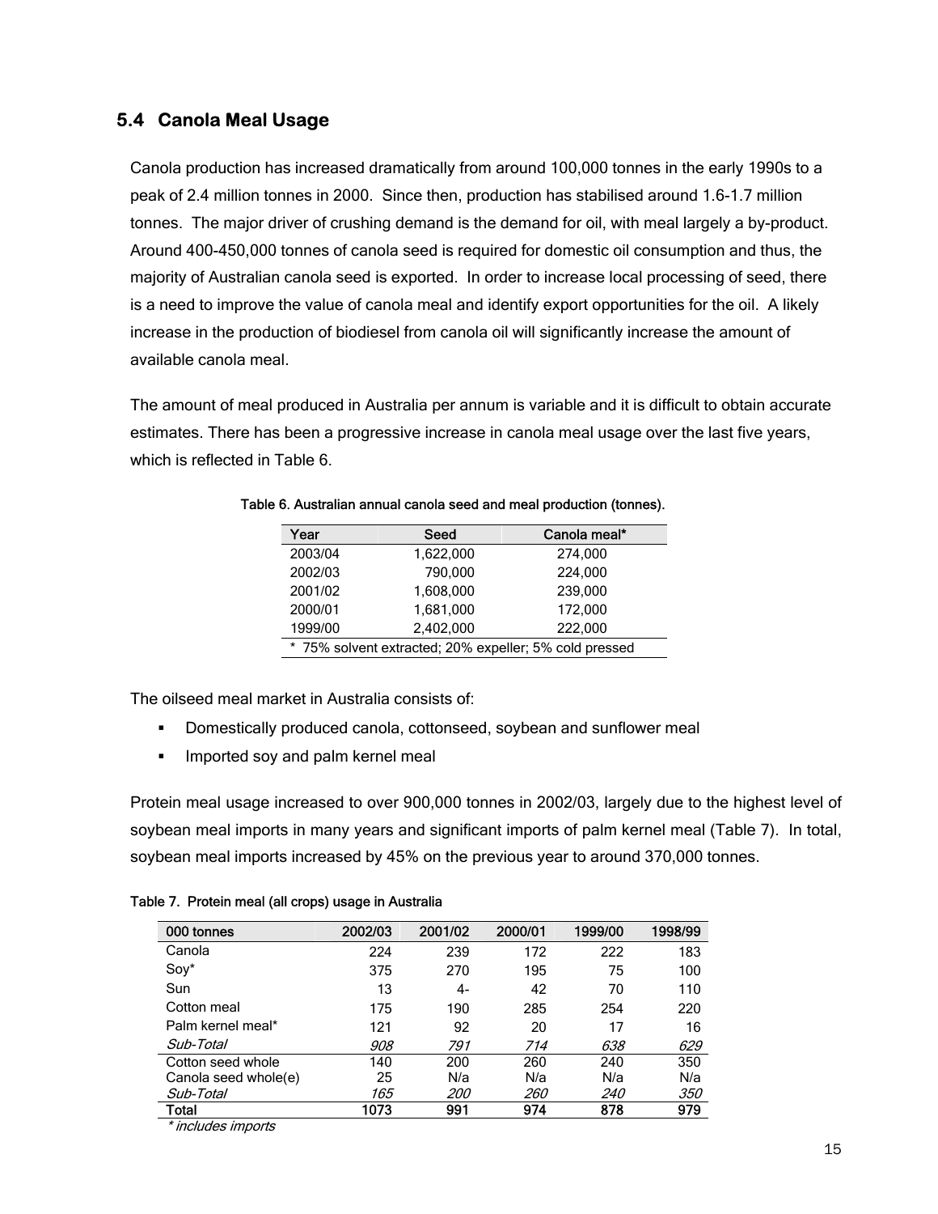## 5.4 Canola Meal Usage

Canola production has increased dramatically from around 100,000 tonnes in the early 1990s to a peak of 2.4 million tonnes in 2000. Since then, production has stabilised around 1.6-1.7 million tonnes. The major driver of crushing demand is the demand for oil, with meal largely a by-product. Around 400-450,000 tonnes of canola seed is required for domestic oil consumption and thus, the majority of Australian canola seed is exported. In order to increase local processing of seed, there is a need to improve the value of canola meal and identify export opportunities for the oil. A likely increase in the production of biodiesel from canola oil will significantly increase the amount of available canola meal.

The amount of meal produced in Australia per annum is variable and it is difficult to obtain accurate estimates. There has been a progressive increase in canola meal usage over the last five years, which is reflected in Table 6.

**Table 6. Australian annual canola seed and meal production (tonnes).**

| Year | Seed | Canola meal* |
|---|---|---|
| 2003/04 | 1,622,000 | 274,000 |
| 2002/03 | 790,000 | 224,000 |
| 2001/02 | 1,608,000 | 239,000 |
| 2000/01 | 1,681,000 | 172,000 |
| 1999/00 | 2,402,000 | 222,000 |

\* 75% solvent extracted; 20% expeller; 5% cold pressed

The oilseed meal market in Australia consists of:

- Domestically produced canola, cottonseed, soybean and sunflower meal
- Imported soy and palm kernel meal

Protein meal usage increased to over 900,000 tonnes in 2002/03, largely due to the highest level of soybean meal imports in many years and significant imports of palm kernel meal (Table 7). In total, soybean meal imports increased by 45% on the previous year to around 370,000 tonnes.

**Table 7. Protein meal (all crops) usage in Australia**

| 000 tonnes | 2002/03 | 2001/02 | 2000/01 | 1999/00 | 1998/99 |
|---|---|---|---|---|---|
| Canola | 224 | 239 | 172 | 222 | 183 |
| Soy* | 375 | 270 | 195 | 75 | 100 |
| Sun | 13 | 4- | 42 | 70 | 110 |
| Cotton meal | 175 | 190 | 285 | 254 | 220 |
| Palm kernel meal* | 121 | 92 | 20 | 17 | 16 |
| *Sub-Total* | *908* | *791* | *714* | *638* | *629* |
| Cotton seed whole | 140 | 200 | 260 | 240 | 350 |
| Canola seed whole(e) | 25 | N/a | N/a | N/a | N/a |
| *Sub-Total* | *165* | *200* | *260* | *240* | *350* |
| **Total** | **1073** | **991** | **974** | **878** | **979** |

*\* includes imports*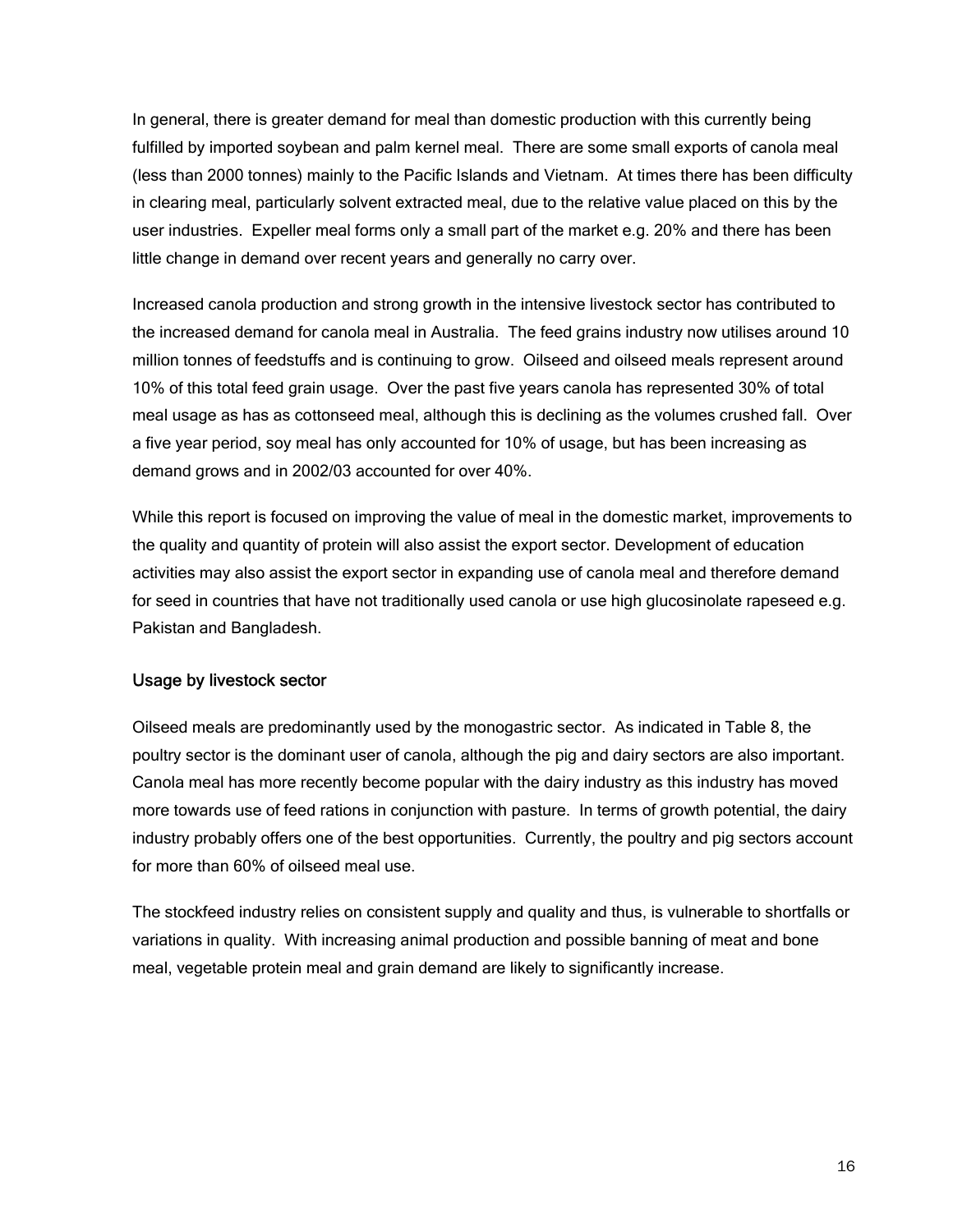In general, there is greater demand for meal than domestic production with this currently being fulfilled by imported soybean and palm kernel meal. There are some small exports of canola meal (less than 2000 tonnes) mainly to the Pacific Islands and Vietnam. At times there has been difficulty in clearing meal, particularly solvent extracted meal, due to the relative value placed on this by the user industries. Expeller meal forms only a small part of the market e.g. 20% and there has been little change in demand over recent years and generally no carry over.

Increased canola production and strong growth in the intensive livestock sector has contributed to the increased demand for canola meal in Australia. The feed grains industry now utilises around 10 million tonnes of feedstuffs and is continuing to grow. Oilseed and oilseed meals represent around 10% of this total feed grain usage. Over the past five years canola has represented 30% of total meal usage as has as cottonseed meal, although this is declining as the volumes crushed fall. Over a five year period, soy meal has only accounted for 10% of usage, but has been increasing as demand grows and in 2002/03 accounted for over 40%.

While this report is focused on improving the value of meal in the domestic market, improvements to the quality and quantity of protein will also assist the export sector. Development of education activities may also assist the export sector in expanding use of canola meal and therefore demand for seed in countries that have not traditionally used canola or use high glucosinolate rapeseed e.g. Pakistan and Bangladesh.

### Usage by livestock sector

Oilseed meals are predominantly used by the monogastric sector. As indicated in Table 8, the poultry sector is the dominant user of canola, although the pig and dairy sectors are also important. Canola meal has more recently become popular with the dairy industry as this industry has moved more towards use of feed rations in conjunction with pasture. In terms of growth potential, the dairy industry probably offers one of the best opportunities. Currently, the poultry and pig sectors account for more than 60% of oilseed meal use.

The stockfeed industry relies on consistent supply and quality and thus, is vulnerable to shortfalls or variations in quality. With increasing animal production and possible banning of meat and bone meal, vegetable protein meal and grain demand are likely to significantly increase.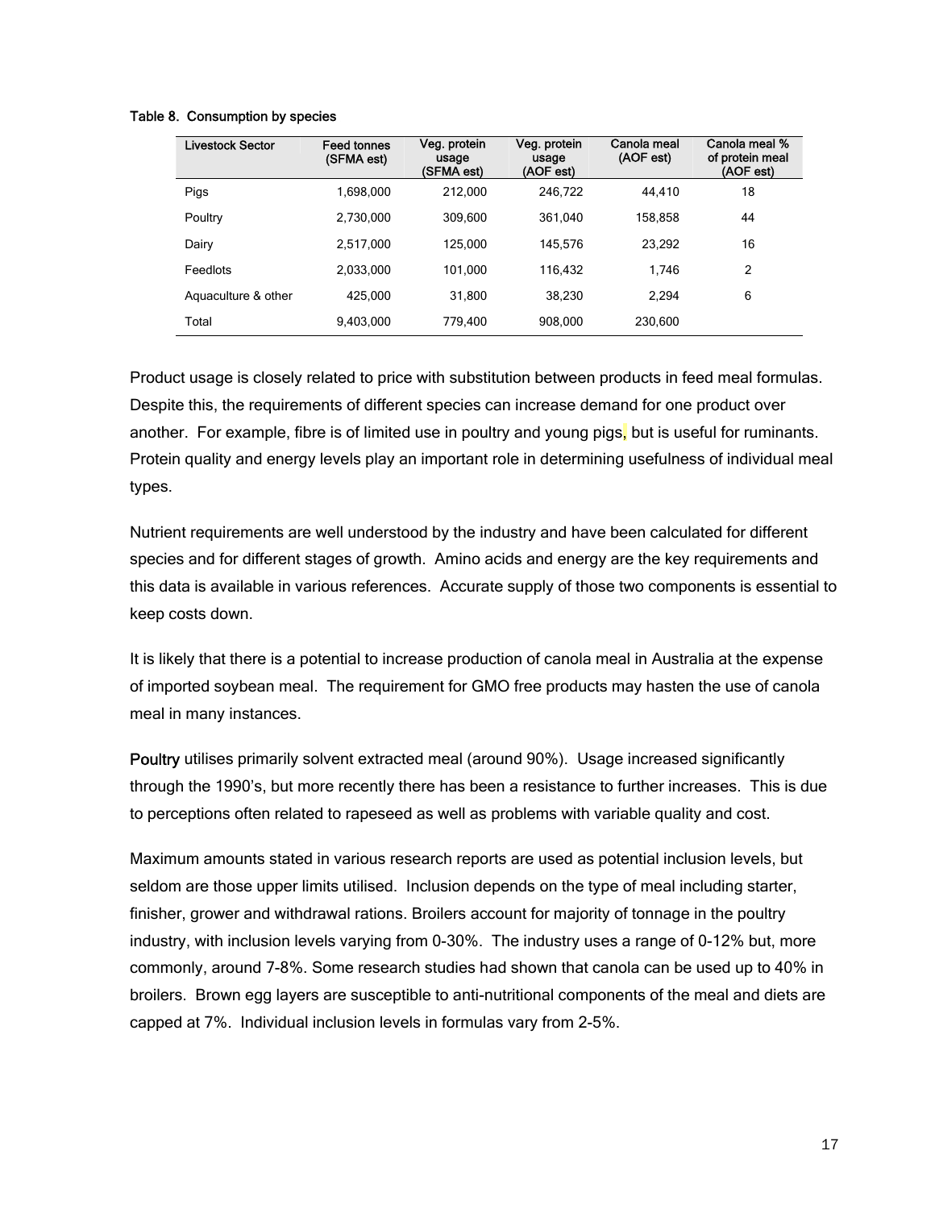Table 8. Consumption by species

| Livestock Sector | Feed tonnes (SFMA est) | Veg. protein usage (SFMA est) | Veg. protein usage (AOF est) | Canola meal (AOF est) | Canola meal % of protein meal (AOF est) |
|---|---|---|---|---|---|
| Pigs | 1,698,000 | 212,000 | 246,722 | 44,410 | 18 |
| Poultry | 2,730,000 | 309,600 | 361,040 | 158,858 | 44 |
| Dairy | 2,517,000 | 125,000 | 145,576 | 23,292 | 16 |
| Feedlots | 2,033,000 | 101,000 | 116,432 | 1,746 | 2 |
| Aquaculture & other | 425,000 | 31,800 | 38,230 | 2,294 | 6 |
| Total | 9,403,000 | 779,400 | 908,000 | 230,600 | |

Product usage is closely related to price with substitution between products in feed meal formulas. Despite this, the requirements of different species can increase demand for one product over another. For example, fibre is of limited use in poultry and young pigs, but is useful for ruminants. Protein quality and energy levels play an important role in determining usefulness of individual meal types.

Nutrient requirements are well understood by the industry and have been calculated for different species and for different stages of growth. Amino acids and energy are the key requirements and this data is available in various references. Accurate supply of those two components is essential to keep costs down.

It is likely that there is a potential to increase production of canola meal in Australia at the expense of imported soybean meal. The requirement for GMO free products may hasten the use of canola meal in many instances.

**Poultry** utilises primarily solvent extracted meal (around 90%). Usage increased significantly through the 1990's, but more recently there has been a resistance to further increases. This is due to perceptions often related to rapeseed as well as problems with variable quality and cost.

Maximum amounts stated in various research reports are used as potential inclusion levels, but seldom are those upper limits utilised. Inclusion depends on the type of meal including starter, finisher, grower and withdrawal rations. Broilers account for majority of tonnage in the poultry industry, with inclusion levels varying from 0-30%. The industry uses a range of 0-12% but, more commonly, around 7-8%. Some research studies had shown that canola can be used up to 40% in broilers. Brown egg layers are susceptible to anti-nutritional components of the meal and diets are capped at 7%. Individual inclusion levels in formulas vary from 2-5%.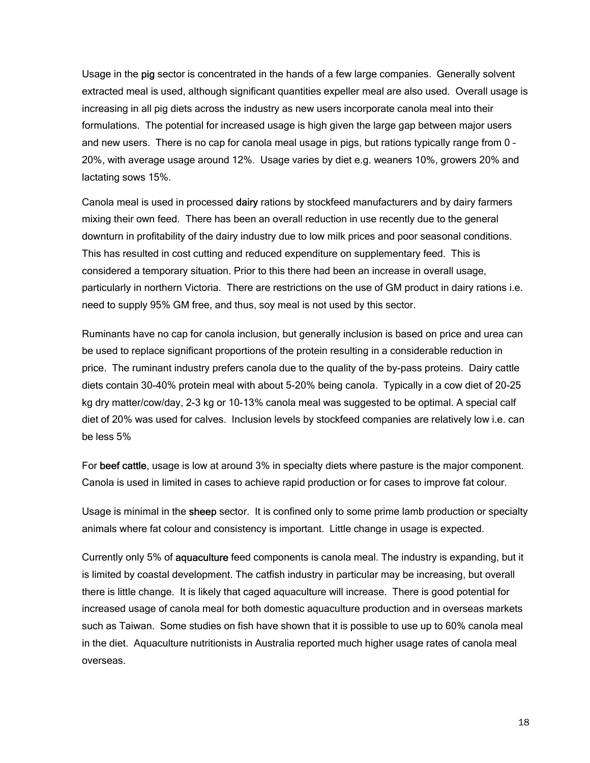Usage in the **pig** sector is concentrated in the hands of a few large companies. Generally solvent extracted meal is used, although significant quantities expeller meal are also used. Overall usage is increasing in all pig diets across the industry as new users incorporate canola meal into their formulations. The potential for increased usage is high given the large gap between major users and new users. There is no cap for canola meal usage in pigs, but rations typically range from 0 – 20%, with average usage around 12%. Usage varies by diet e.g. weaners 10%, growers 20% and lactating sows 15%.

Canola meal is used in processed **dairy** rations by stockfeed manufacturers and by dairy farmers mixing their own feed. There has been an overall reduction in use recently due to the general downturn in profitability of the dairy industry due to low milk prices and poor seasonal conditions. This has resulted in cost cutting and reduced expenditure on supplementary feed. This is considered a temporary situation. Prior to this there had been an increase in overall usage, particularly in northern Victoria. There are restrictions on the use of GM product in dairy rations i.e. need to supply 95% GM free, and thus, soy meal is not used by this sector.

Ruminants have no cap for canola inclusion, but generally inclusion is based on price and urea can be used to replace significant proportions of the protein resulting in a considerable reduction in price. The ruminant industry prefers canola due to the quality of the by-pass proteins. Dairy cattle diets contain 30-40% protein meal with about 5-20% being canola. Typically in a cow diet of 20-25 kg dry matter/cow/day, 2-3 kg or 10-13% canola meal was suggested to be optimal. A special calf diet of 20% was used for calves. Inclusion levels by stockfeed companies are relatively low i.e. can be less 5%

For **beef cattle**, usage is low at around 3% in specialty diets where pasture is the major component. Canola is used in limited in cases to achieve rapid production or for cases to improve fat colour.

Usage is minimal in the **sheep** sector. It is confined only to some prime lamb production or specialty animals where fat colour and consistency is important. Little change in usage is expected.

Currently only 5% of **aquaculture** feed components is canola meal. The industry is expanding, but it is limited by coastal development. The catfish industry in particular may be increasing, but overall there is little change. It is likely that caged aquaculture will increase. There is good potential for increased usage of canola meal for both domestic aquaculture production and in overseas markets such as Taiwan. Some studies on fish have shown that it is possible to use up to 60% canola meal in the diet. Aquaculture nutritionists in Australia reported much higher usage rates of canola meal overseas.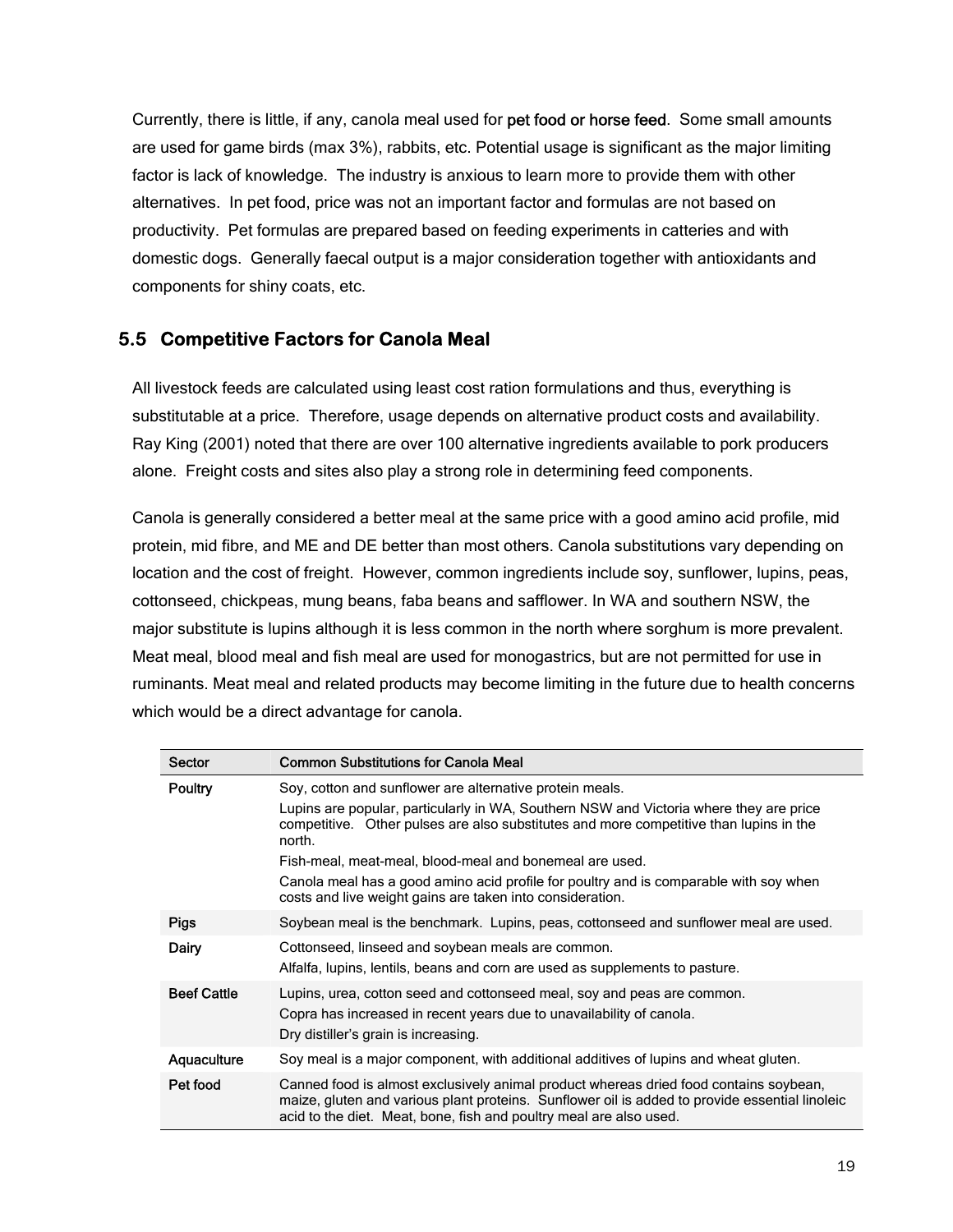Currently, there is little, if any, canola meal used for **pet food or horse feed**. Some small amounts are used for game birds (max 3%), rabbits, etc. Potential usage is significant as the major limiting factor is lack of knowledge. The industry is anxious to learn more to provide them with other alternatives. In pet food, price was not an important factor and formulas are not based on productivity. Pet formulas are prepared based on feeding experiments in catteries and with domestic dogs. Generally faecal output is a major consideration together with antioxidants and components for shiny coats, etc.

## 5.5 Competitive Factors for Canola Meal

All livestock feeds are calculated using least cost ration formulations and thus, everything is substitutable at a price. Therefore, usage depends on alternative product costs and availability. Ray King (2001) noted that there are over 100 alternative ingredients available to pork producers alone. Freight costs and sites also play a strong role in determining feed components.

Canola is generally considered a better meal at the same price with a good amino acid profile, mid protein, mid fibre, and ME and DE better than most others. Canola substitutions vary depending on location and the cost of freight. However, common ingredients include soy, sunflower, lupins, peas, cottonseed, chickpeas, mung beans, faba beans and safflower. In WA and southern NSW, the major substitute is lupins although it is less common in the north where sorghum is more prevalent. Meat meal, blood meal and fish meal are used for monogastrics, but are not permitted for use in ruminants. Meat meal and related products may become limiting in the future due to health concerns which would be a direct advantage for canola.

| Sector | Common Substitutions for Canola Meal |
|---|---|
| Poultry | Soy, cotton and sunflower are alternative protein meals.<br>Lupins are popular, particularly in WA, Southern NSW and Victoria where they are price competitive. Other pulses are also substitutes and more competitive than lupins in the north.<br>Fish-meal, meat-meal, blood-meal and bonemeal are used.<br>Canola meal has a good amino acid profile for poultry and is comparable with soy when costs and live weight gains are taken into consideration. |
| Pigs | Soybean meal is the benchmark. Lupins, peas, cottonseed and sunflower meal are used. |
| Dairy | Cottonseed, linseed and soybean meals are common.<br>Alfalfa, lupins, lentils, beans and corn are used as supplements to pasture. |
| Beef Cattle | Lupins, urea, cotton seed and cottonseed meal, soy and peas are common.<br>Copra has increased in recent years due to unavailability of canola.<br>Dry distiller's grain is increasing. |
| Aquaculture | Soy meal is a major component, with additional additives of lupins and wheat gluten. |
| Pet food | Canned food is almost exclusively animal product whereas dried food contains soybean, maize, gluten and various plant proteins. Sunflower oil is added to provide essential linoleic acid to the diet. Meat, bone, fish and poultry meal are also used. |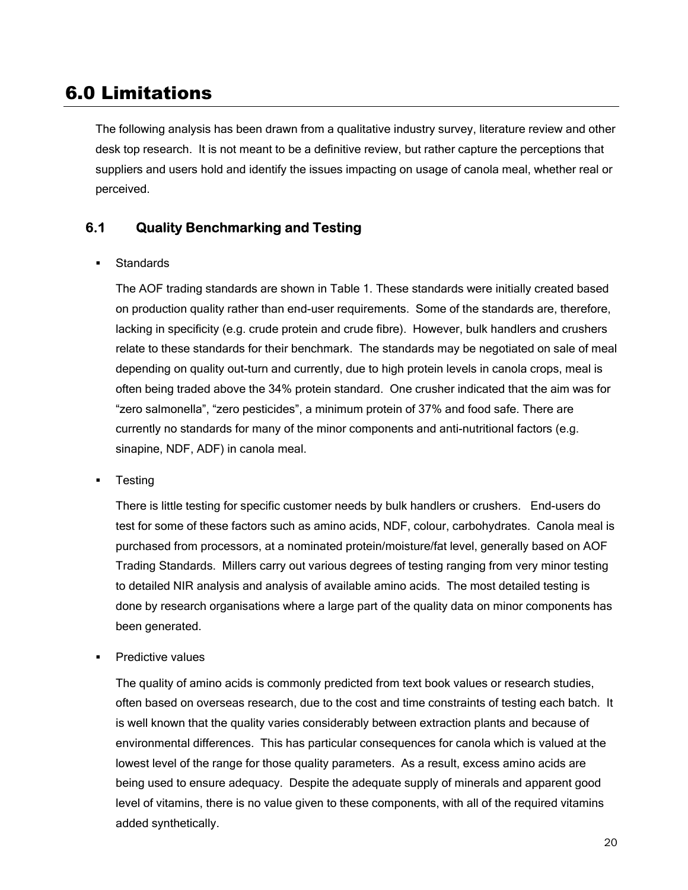# 6.0 Limitations

The following analysis has been drawn from a qualitative industry survey, literature review and other desk top research. It is not meant to be a definitive review, but rather capture the perceptions that suppliers and users hold and identify the issues impacting on usage of canola meal, whether real or perceived.

## 6.1 Quality Benchmarking and Testing

- Standards

  The AOF trading standards are shown in Table 1. These standards were initially created based on production quality rather than end-user requirements. Some of the standards are, therefore, lacking in specificity (e.g. crude protein and crude fibre). However, bulk handlers and crushers relate to these standards for their benchmark. The standards may be negotiated on sale of meal depending on quality out-turn and currently, due to high protein levels in canola crops, meal is often being traded above the 34% protein standard. One crusher indicated that the aim was for "zero salmonella", "zero pesticides", a minimum protein of 37% and food safe. There are currently no standards for many of the minor components and anti-nutritional factors (e.g. sinapine, NDF, ADF) in canola meal.

- Testing

  There is little testing for specific customer needs by bulk handlers or crushers. End-users do test for some of these factors such as amino acids, NDF, colour, carbohydrates. Canola meal is purchased from processors, at a nominated protein/moisture/fat level, generally based on AOF Trading Standards. Millers carry out various degrees of testing ranging from very minor testing to detailed NIR analysis and analysis of available amino acids. The most detailed testing is done by research organisations where a large part of the quality data on minor components has been generated.

- Predictive values

  The quality of amino acids is commonly predicted from text book values or research studies, often based on overseas research, due to the cost and time constraints of testing each batch. It is well known that the quality varies considerably between extraction plants and because of environmental differences. This has particular consequences for canola which is valued at the lowest level of the range for those quality parameters. As a result, excess amino acids are being used to ensure adequacy. Despite the adequate supply of minerals and apparent good level of vitamins, there is no value given to these components, with all of the required vitamins added synthetically.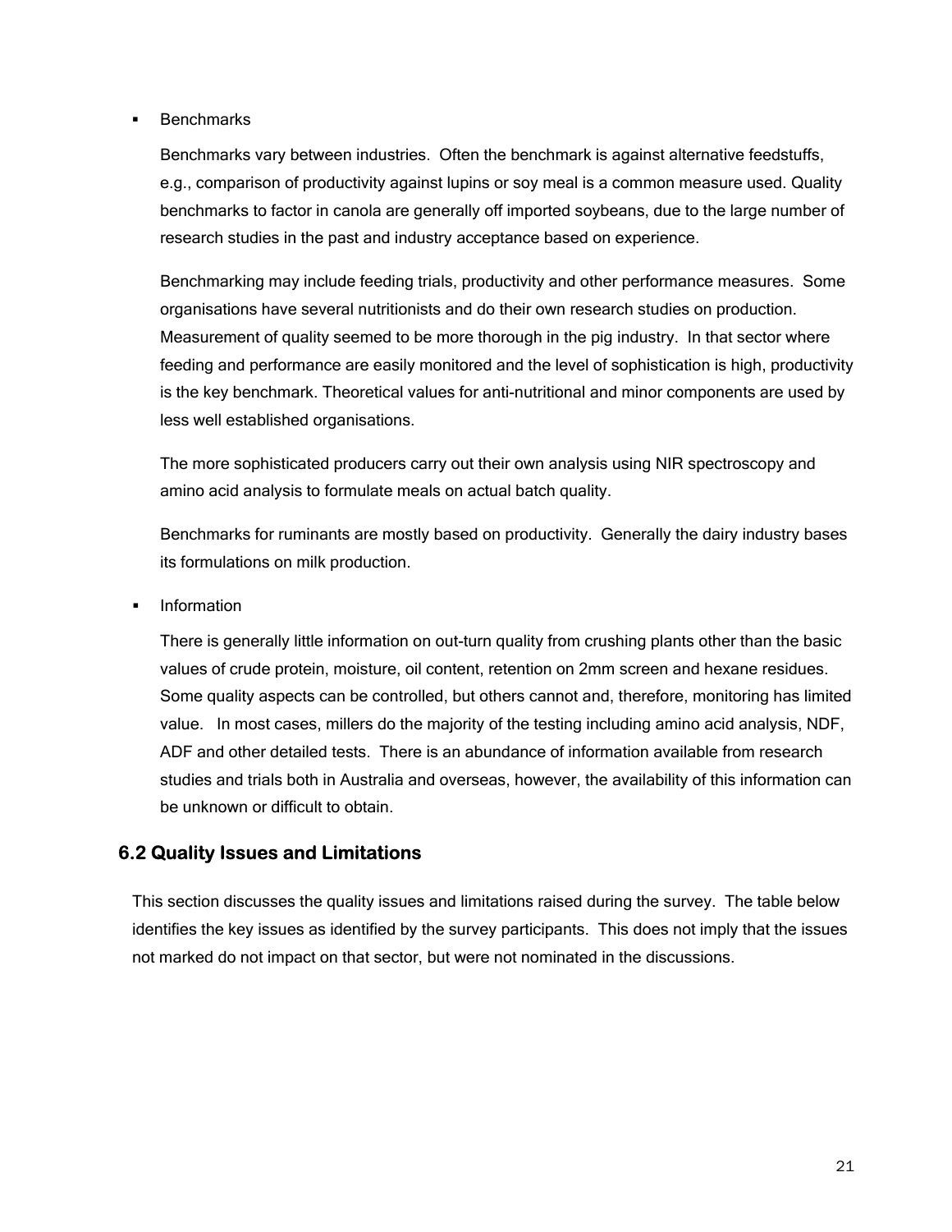- Benchmarks

  Benchmarks vary between industries. Often the benchmark is against alternative feedstuffs, e.g., comparison of productivity against lupins or soy meal is a common measure used. Quality benchmarks to factor in canola are generally off imported soybeans, due to the large number of research studies in the past and industry acceptance based on experience.

  Benchmarking may include feeding trials, productivity and other performance measures. Some organisations have several nutritionists and do their own research studies on production. Measurement of quality seemed to be more thorough in the pig industry. In that sector where feeding and performance are easily monitored and the level of sophistication is high, productivity is the key benchmark. Theoretical values for anti-nutritional and minor components are used by less well established organisations.

  The more sophisticated producers carry out their own analysis using NIR spectroscopy and amino acid analysis to formulate meals on actual batch quality.

  Benchmarks for ruminants are mostly based on productivity. Generally the dairy industry bases its formulations on milk production.

- Information

  There is generally little information on out-turn quality from crushing plants other than the basic values of crude protein, moisture, oil content, retention on 2mm screen and hexane residues. Some quality aspects can be controlled, but others cannot and, therefore, monitoring has limited value. In most cases, millers do the majority of the testing including amino acid analysis, NDF, ADF and other detailed tests. There is an abundance of information available from research studies and trials both in Australia and overseas, however, the availability of this information can be unknown or difficult to obtain.

## 6.2 Quality Issues and Limitations

This section discusses the quality issues and limitations raised during the survey. The table below identifies the key issues as identified by the survey participants. This does not imply that the issues not marked do not impact on that sector, but were not nominated in the discussions.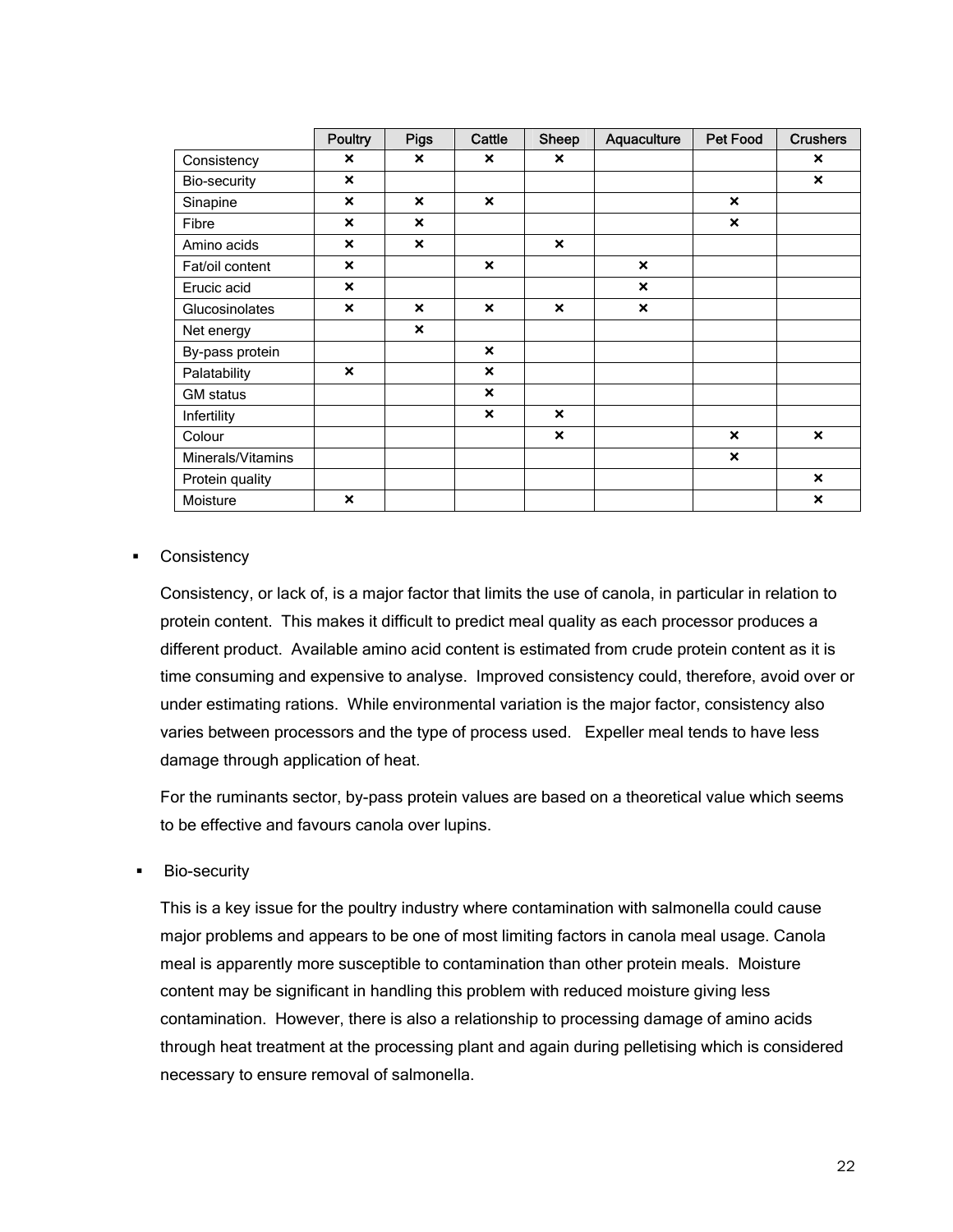| | Poultry | Pigs | Cattle | Sheep | Aquaculture | Pet Food | Crushers |
|---|---|---|---|---|---|---|---|
| Consistency | × | × | × | × | | | × |
| Bio-security | × | | | | | | × |
| Sinapine | × | × | × | | | × | |
| Fibre | × | × | | | | × | |
| Amino acids | × | × | | × | | | |
| Fat/oil content | × | | × | | × | | |
| Erucic acid | × | | | | × | | |
| Glucosinolates | × | × | × | × | × | | |
| Net energy | | × | | | | | |
| By-pass protein | | | × | | | | |
| Palatability | × | | × | | | | |
| GM status | | | × | | | | |
| Infertility | | | × | × | | | |
| Colour | | | | × | | × | × |
| Minerals/Vitamins | | | | | | × | |
| Protein quality | | | | | | | × |
| Moisture | × | | | | | | × |

- Consistency

  Consistency, or lack of, is a major factor that limits the use of canola, in particular in relation to protein content. This makes it difficult to predict meal quality as each processor produces a different product. Available amino acid content is estimated from crude protein content as it is time consuming and expensive to analyse. Improved consistency could, therefore, avoid over or under estimating rations. While environmental variation is the major factor, consistency also varies between processors and the type of process used. Expeller meal tends to have less damage through application of heat.

  For the ruminants sector, by-pass protein values are based on a theoretical value which seems to be effective and favours canola over lupins.

- Bio-security

  This is a key issue for the poultry industry where contamination with salmonella could cause major problems and appears to be one of most limiting factors in canola meal usage. Canola meal is apparently more susceptible to contamination than other protein meals. Moisture content may be significant in handling this problem with reduced moisture giving less contamination. However, there is also a relationship to processing damage of amino acids through heat treatment at the processing plant and again during pelletising which is considered necessary to ensure removal of salmonella.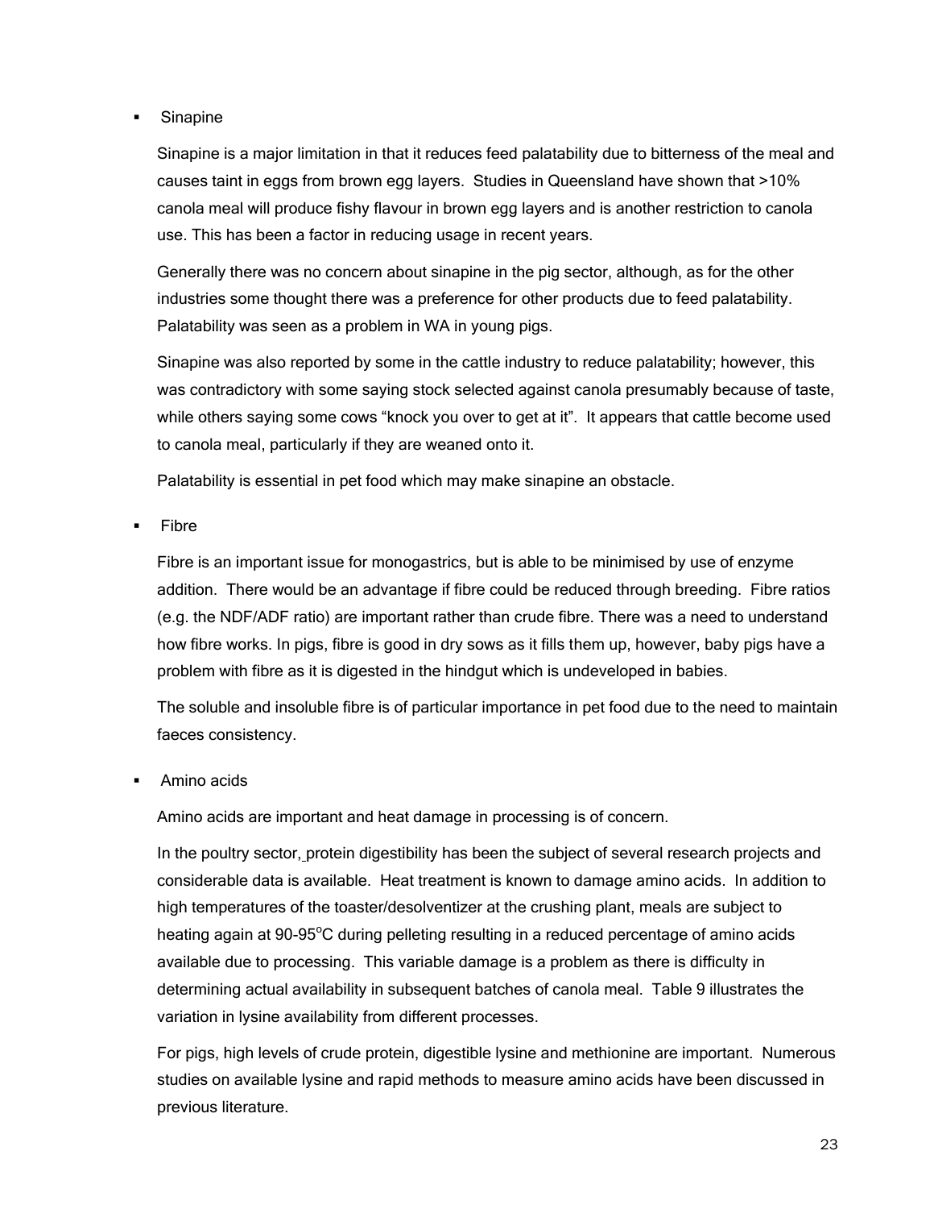- Sinapine

  Sinapine is a major limitation in that it reduces feed palatability due to bitterness of the meal and causes taint in eggs from brown egg layers. Studies in Queensland have shown that >10% canola meal will produce fishy flavour in brown egg layers and is another restriction to canola use. This has been a factor in reducing usage in recent years.

  Generally there was no concern about sinapine in the pig sector, although, as for the other industries some thought there was a preference for other products due to feed palatability. Palatability was seen as a problem in WA in young pigs.

  Sinapine was also reported by some in the cattle industry to reduce palatability; however, this was contradictory with some saying stock selected against canola presumably because of taste, while others saying some cows "knock you over to get at it". It appears that cattle become used to canola meal, particularly if they are weaned onto it.

  Palatability is essential in pet food which may make sinapine an obstacle.

- Fibre

  Fibre is an important issue for monogastrics, but is able to be minimised by use of enzyme addition. There would be an advantage if fibre could be reduced through breeding. Fibre ratios (e.g. the NDF/ADF ratio) are important rather than crude fibre. There was a need to understand how fibre works. In pigs, fibre is good in dry sows as it fills them up, however, baby pigs have a problem with fibre as it is digested in the hindgut which is undeveloped in babies.

  The soluble and insoluble fibre is of particular importance in pet food due to the need to maintain faeces consistency.

- Amino acids

  Amino acids are important and heat damage in processing is of concern.

  In the poultry sector, protein digestibility has been the subject of several research projects and considerable data is available. Heat treatment is known to damage amino acids. In addition to high temperatures of the toaster/desolventizer at the crushing plant, meals are subject to heating again at 90-95°C during pelleting resulting in a reduced percentage of amino acids available due to processing. This variable damage is a problem as there is difficulty in determining actual availability in subsequent batches of canola meal. Table 9 illustrates the variation in lysine availability from different processes.

  For pigs, high levels of crude protein, digestible lysine and methionine are important. Numerous studies on available lysine and rapid methods to measure amino acids have been discussed in previous literature.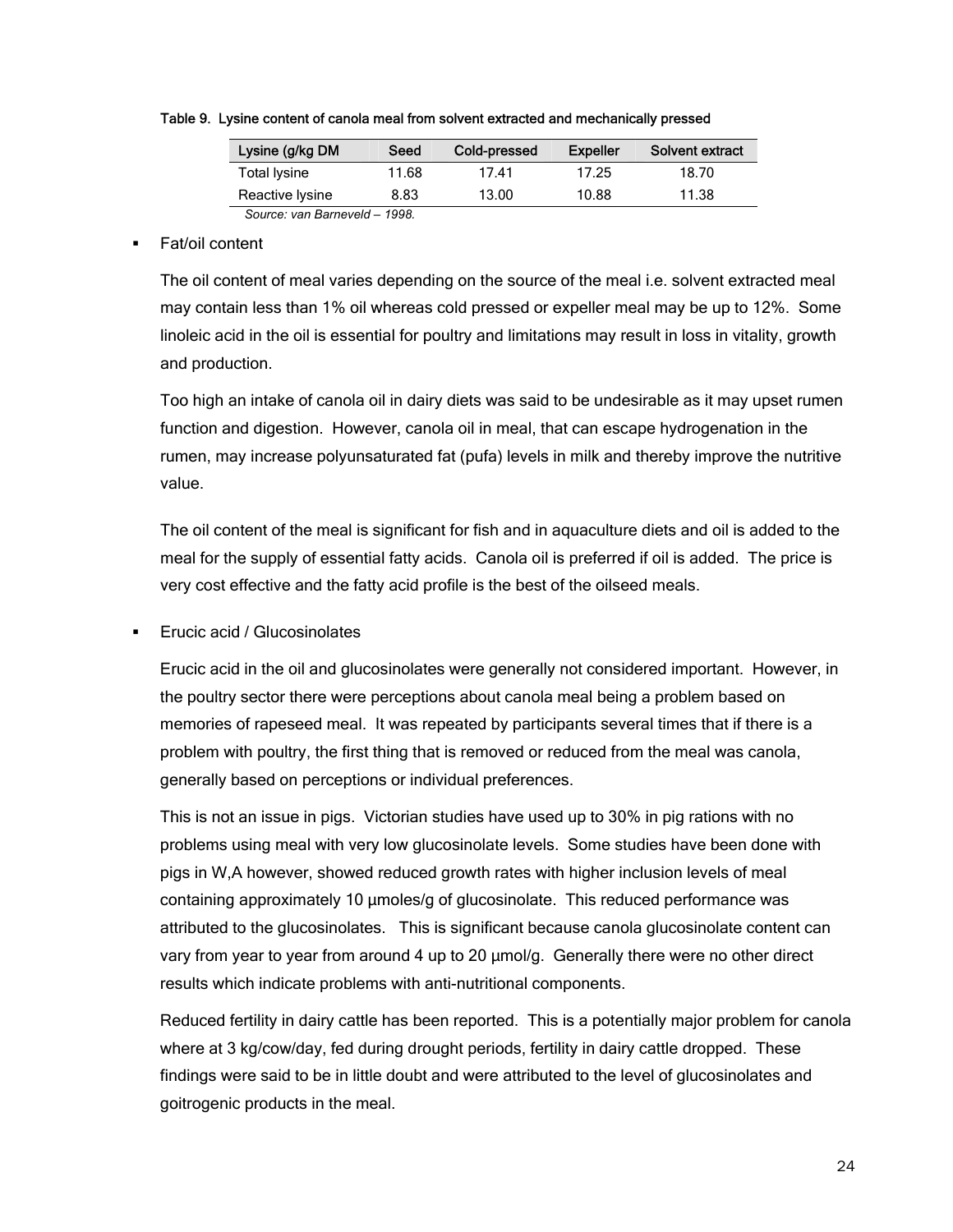Table 9. Lysine content of canola meal from solvent extracted and mechanically pressed

| Lysine (g/kg DM | Seed | Cold-pressed | Expeller | Solvent extract |
|---|---|---|---|---|
| Total lysine | 11.68 | 17.41 | 17.25 | 18.70 |
| Reactive lysine | 8.83 | 13.00 | 10.88 | 11.38 |

*Source: van Barneveld – 1998.*

- Fat/oil content

  The oil content of meal varies depending on the source of the meal i.e. solvent extracted meal may contain less than 1% oil whereas cold pressed or expeller meal may be up to 12%. Some linoleic acid in the oil is essential for poultry and limitations may result in loss in vitality, growth and production.

  Too high an intake of canola oil in dairy diets was said to be undesirable as it may upset rumen function and digestion. However, canola oil in meal, that can escape hydrogenation in the rumen, may increase polyunsaturated fat (pufa) levels in milk and thereby improve the nutritive value.

  The oil content of the meal is significant for fish and in aquaculture diets and oil is added to the meal for the supply of essential fatty acids. Canola oil is preferred if oil is added. The price is very cost effective and the fatty acid profile is the best of the oilseed meals.

- Erucic acid / Glucosinolates

  Erucic acid in the oil and glucosinolates were generally not considered important. However, in the poultry sector there were perceptions about canola meal being a problem based on memories of rapeseed meal. It was repeated by participants several times that if there is a problem with poultry, the first thing that is removed or reduced from the meal was canola, generally based on perceptions or individual preferences.

  This is not an issue in pigs. Victorian studies have used up to 30% in pig rations with no problems using meal with very low glucosinolate levels. Some studies have been done with pigs in W,A however, showed reduced growth rates with higher inclusion levels of meal containing approximately 10 µmoles/g of glucosinolate. This reduced performance was attributed to the glucosinolates. This is significant because canola glucosinolate content can vary from year to year from around 4 up to 20 µmol/g. Generally there were no other direct results which indicate problems with anti-nutritional components.

  Reduced fertility in dairy cattle has been reported. This is a potentially major problem for canola where at 3 kg/cow/day, fed during drought periods, fertility in dairy cattle dropped. These findings were said to be in little doubt and were attributed to the level of glucosinolates and goitrogenic products in the meal.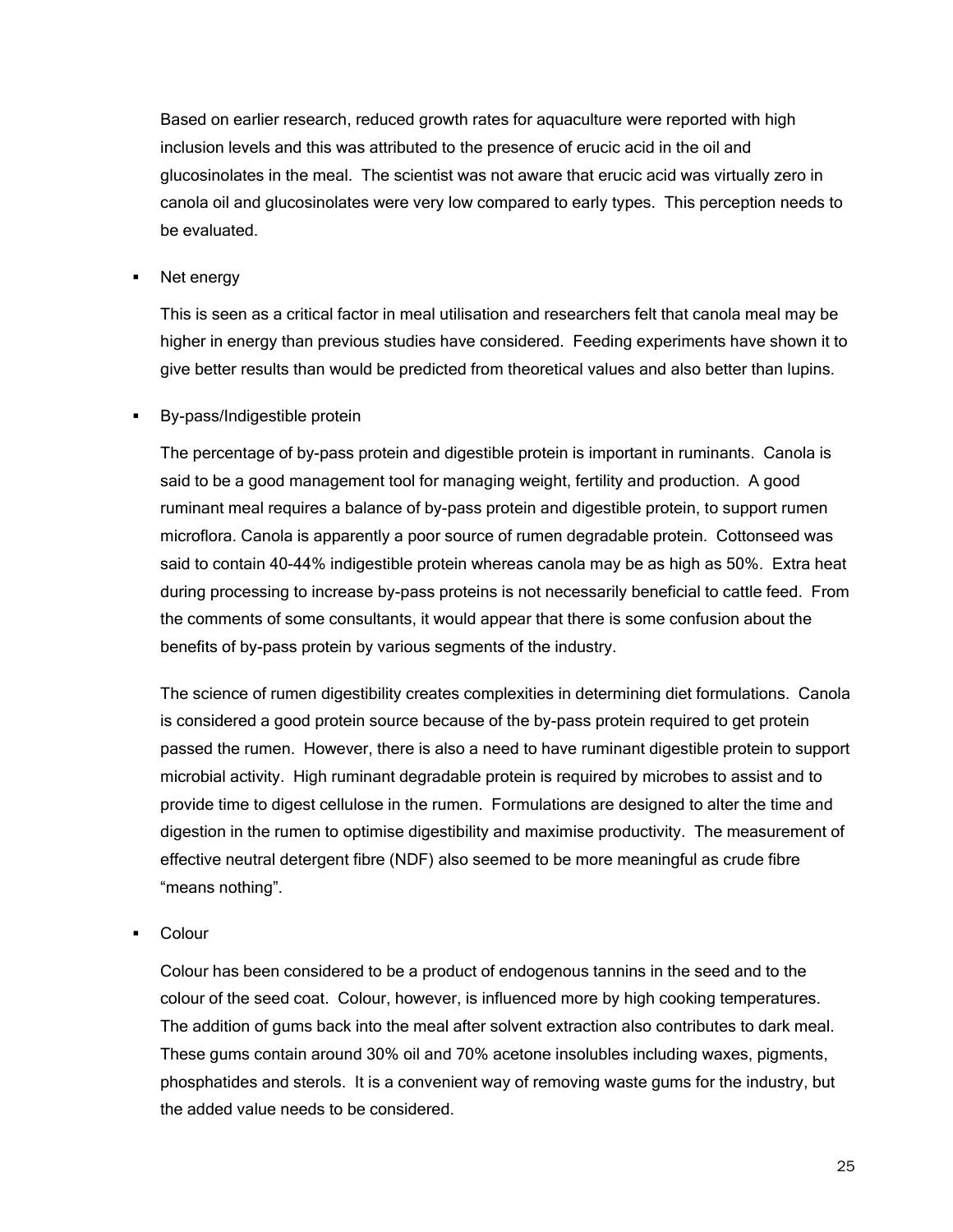Based on earlier research, reduced growth rates for aquaculture were reported with high inclusion levels and this was attributed to the presence of erucic acid in the oil and glucosinolates in the meal. The scientist was not aware that erucic acid was virtually zero in canola oil and glucosinolates were very low compared to early types. This perception needs to be evaluated.

- Net energy

  This is seen as a critical factor in meal utilisation and researchers felt that canola meal may be higher in energy than previous studies have considered. Feeding experiments have shown it to give better results than would be predicted from theoretical values and also better than lupins.

- By-pass/Indigestible protein

  The percentage of by-pass protein and digestible protein is important in ruminants. Canola is said to be a good management tool for managing weight, fertility and production. A good ruminant meal requires a balance of by-pass protein and digestible protein, to support rumen microflora. Canola is apparently a poor source of rumen degradable protein. Cottonseed was said to contain 40-44% indigestible protein whereas canola may be as high as 50%. Extra heat during processing to increase by-pass proteins is not necessarily beneficial to cattle feed. From the comments of some consultants, it would appear that there is some confusion about the benefits of by-pass protein by various segments of the industry.

  The science of rumen digestibility creates complexities in determining diet formulations. Canola is considered a good protein source because of the by-pass protein required to get protein passed the rumen. However, there is also a need to have ruminant digestible protein to support microbial activity. High ruminant degradable protein is required by microbes to assist and to provide time to digest cellulose in the rumen. Formulations are designed to alter the time and digestion in the rumen to optimise digestibility and maximise productivity. The measurement of effective neutral detergent fibre (NDF) also seemed to be more meaningful as crude fibre "means nothing".

- Colour

  Colour has been considered to be a product of endogenous tannins in the seed and to the colour of the seed coat. Colour, however, is influenced more by high cooking temperatures. The addition of gums back into the meal after solvent extraction also contributes to dark meal. These gums contain around 30% oil and 70% acetone insolubles including waxes, pigments, phosphatides and sterols. It is a convenient way of removing waste gums for the industry, but the added value needs to be considered.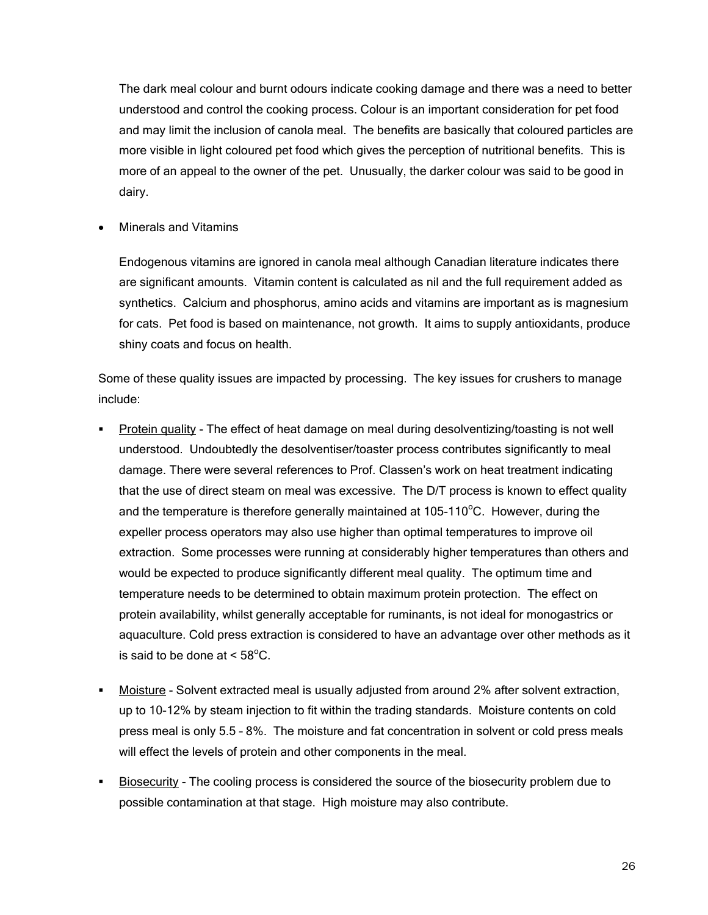The dark meal colour and burnt odours indicate cooking damage and there was a need to better understood and control the cooking process. Colour is an important consideration for pet food and may limit the inclusion of canola meal. The benefits are basically that coloured particles are more visible in light coloured pet food which gives the perception of nutritional benefits. This is more of an appeal to the owner of the pet. Unusually, the darker colour was said to be good in dairy.

- Minerals and Vitamins

  Endogenous vitamins are ignored in canola meal although Canadian literature indicates there are significant amounts. Vitamin content is calculated as nil and the full requirement added as synthetics. Calcium and phosphorus, amino acids and vitamins are important as is magnesium for cats. Pet food is based on maintenance, not growth. It aims to supply antioxidants, produce shiny coats and focus on health.

Some of these quality issues are impacted by processing. The key issues for crushers to manage include:

- Protein quality - The effect of heat damage on meal during desolventizing/toasting is not well understood. Undoubtedly the desolventiser/toaster process contributes significantly to meal damage. There were several references to Prof. Classen's work on heat treatment indicating that the use of direct steam on meal was excessive. The D/T process is known to effect quality and the temperature is therefore generally maintained at 105-110$^{o}$C. However, during the expeller process operators may also use higher than optimal temperatures to improve oil extraction. Some processes were running at considerably higher temperatures than others and would be expected to produce significantly different meal quality. The optimum time and temperature needs to be determined to obtain maximum protein protection. The effect on protein availability, whilst generally acceptable for ruminants, is not ideal for monogastrics or aquaculture. Cold press extraction is considered to have an advantage over other methods as it is said to be done at < 58$^{o}$C.

- Moisture - Solvent extracted meal is usually adjusted from around 2% after solvent extraction, up to 10-12% by steam injection to fit within the trading standards. Moisture contents on cold press meal is only 5.5 – 8%. The moisture and fat concentration in solvent or cold press meals will effect the levels of protein and other components in the meal.

- Biosecurity - The cooling process is considered the source of the biosecurity problem due to possible contamination at that stage. High moisture may also contribute.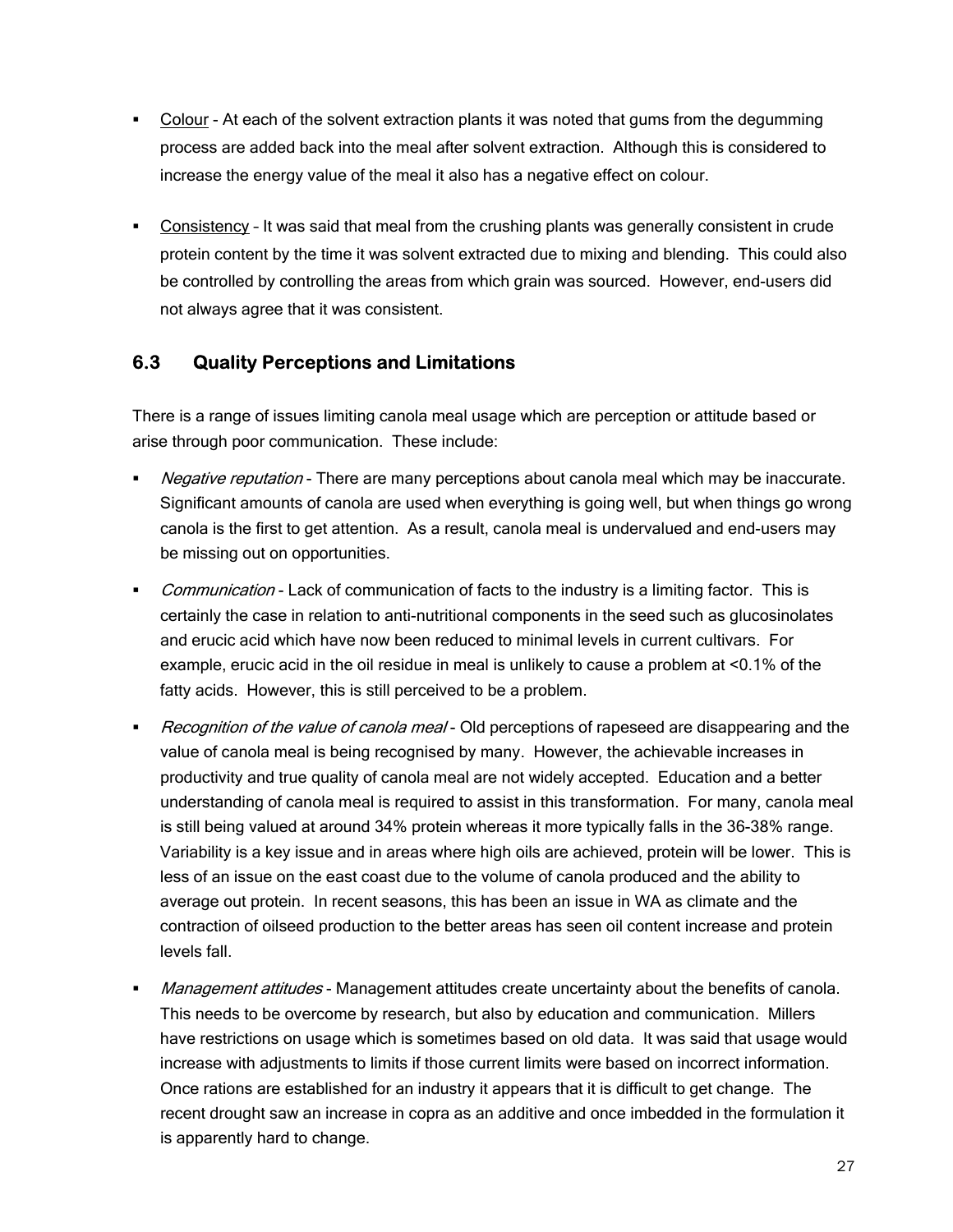- Colour - At each of the solvent extraction plants it was noted that gums from the degumming process are added back into the meal after solvent extraction. Although this is considered to increase the energy value of the meal it also has a negative effect on colour.

- Consistency – It was said that meal from the crushing plants was generally consistent in crude protein content by the time it was solvent extracted due to mixing and blending. This could also be controlled by controlling the areas from which grain was sourced. However, end-users did not always agree that it was consistent.

### 6.3 Quality Perceptions and Limitations

There is a range of issues limiting canola meal usage which are perception or attitude based or arise through poor communication. These include:

- *Negative reputation* - There are many perceptions about canola meal which may be inaccurate. Significant amounts of canola are used when everything is going well, but when things go wrong canola is the first to get attention. As a result, canola meal is undervalued and end-users may be missing out on opportunities.

- *Communication* – Lack of communication of facts to the industry is a limiting factor. This is certainly the case in relation to anti-nutritional components in the seed such as glucosinolates and erucic acid which have now been reduced to minimal levels in current cultivars. For example, erucic acid in the oil residue in meal is unlikely to cause a problem at <0.1% of the fatty acids. However, this is still perceived to be a problem.

- *Recognition of the value of canola meal* – Old perceptions of rapeseed are disappearing and the value of canola meal is being recognised by many. However, the achievable increases in productivity and true quality of canola meal are not widely accepted. Education and a better understanding of canola meal is required to assist in this transformation. For many, canola meal is still being valued at around 34% protein whereas it more typically falls in the 36-38% range. Variability is a key issue and in areas where high oils are achieved, protein will be lower. This is less of an issue on the east coast due to the volume of canola produced and the ability to average out protein. In recent seasons, this has been an issue in WA as climate and the contraction of oilseed production to the better areas has seen oil content increase and protein levels fall.

- *Management attitudes* - Management attitudes create uncertainty about the benefits of canola. This needs to be overcome by research, but also by education and communication. Millers have restrictions on usage which is sometimes based on old data. It was said that usage would increase with adjustments to limits if those current limits were based on incorrect information. Once rations are established for an industry it appears that it is difficult to get change. The recent drought saw an increase in copra as an additive and once imbedded in the formulation it is apparently hard to change.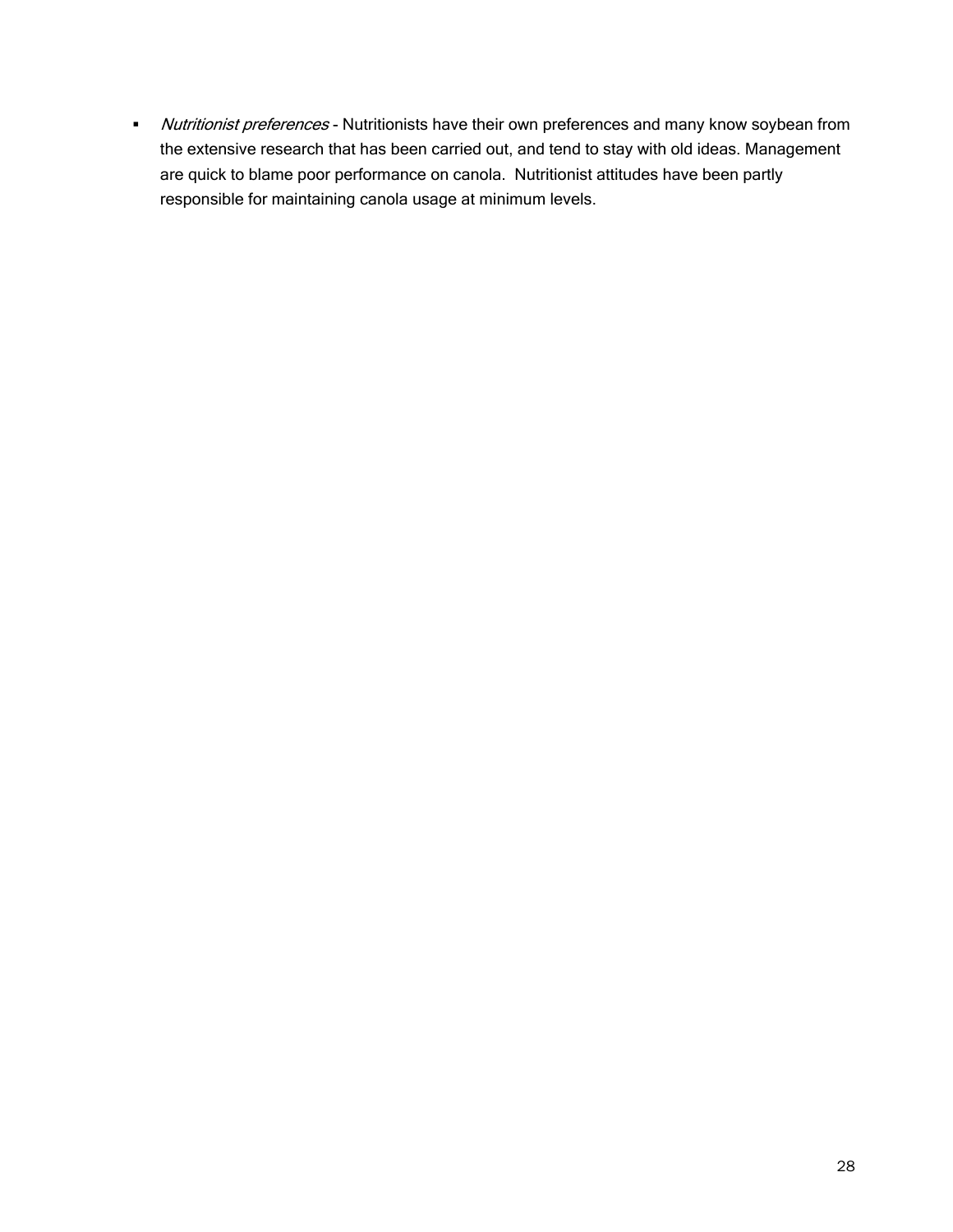- *Nutritionist preferences* - Nutritionists have their own preferences and many know soybean from the extensive research that has been carried out, and tend to stay with old ideas. Management are quick to blame poor performance on canola. Nutritionist attitudes have been partly responsible for maintaining canola usage at minimum levels.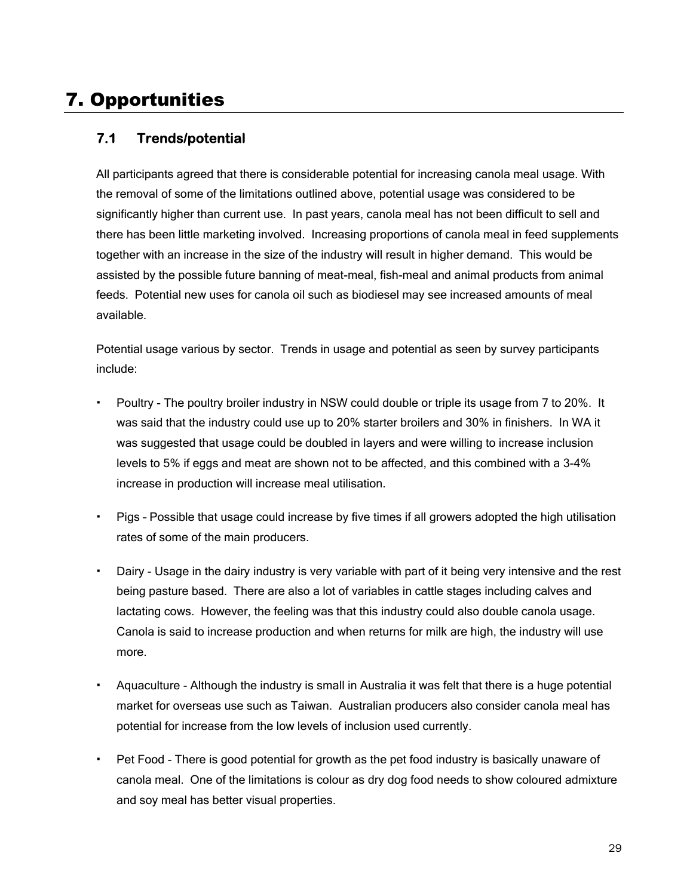# 7. Opportunities

## 7.1 Trends/potential

All participants agreed that there is considerable potential for increasing canola meal usage. With the removal of some of the limitations outlined above, potential usage was considered to be significantly higher than current use. In past years, canola meal has not been difficult to sell and there has been little marketing involved. Increasing proportions of canola meal in feed supplements together with an increase in the size of the industry will result in higher demand. This would be assisted by the possible future banning of meat-meal, fish-meal and animal products from animal feeds. Potential new uses for canola oil such as biodiesel may see increased amounts of meal available.

Potential usage various by sector. Trends in usage and potential as seen by survey participants include:

- Poultry - The poultry broiler industry in NSW could double or triple its usage from 7 to 20%. It was said that the industry could use up to 20% starter broilers and 30% in finishers. In WA it was suggested that usage could be doubled in layers and were willing to increase inclusion levels to 5% if eggs and meat are shown not to be affected, and this combined with a 3-4% increase in production will increase meal utilisation.
- Pigs – Possible that usage could increase by five times if all growers adopted the high utilisation rates of some of the main producers.
- Dairy - Usage in the dairy industry is very variable with part of it being very intensive and the rest being pasture based. There are also a lot of variables in cattle stages including calves and lactating cows. However, the feeling was that this industry could also double canola usage. Canola is said to increase production and when returns for milk are high, the industry will use more.
- Aquaculture - Although the industry is small in Australia it was felt that there is a huge potential market for overseas use such as Taiwan. Australian producers also consider canola meal has potential for increase from the low levels of inclusion used currently.
- Pet Food - There is good potential for growth as the pet food industry is basically unaware of canola meal. One of the limitations is colour as dry dog food needs to show coloured admixture and soy meal has better visual properties.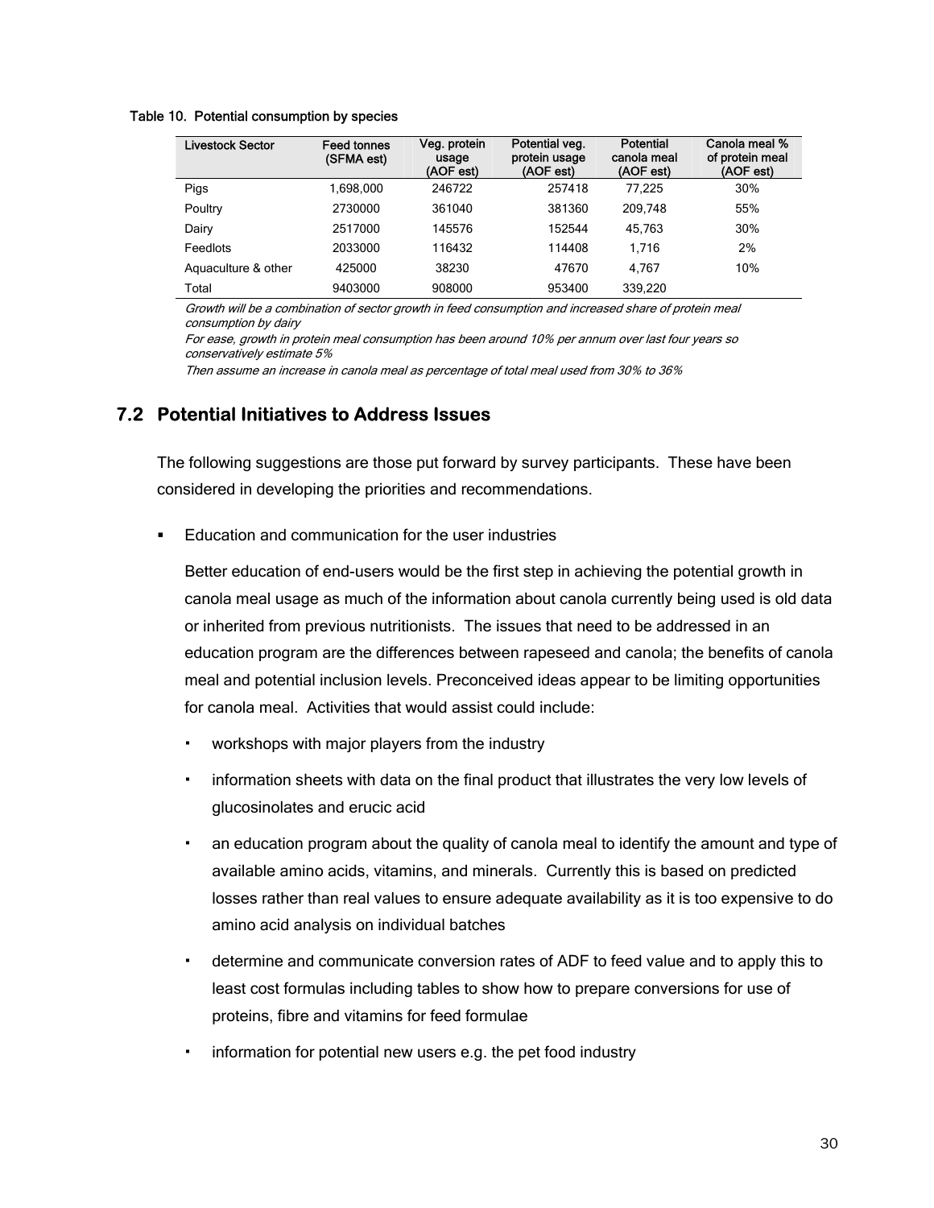**Table 10. Potential consumption by species**

| Livestock Sector | Feed tonnes (SFMA est) | Veg. protein usage (AOF est) | Potential veg. protein usage (AOF est) | Potential canola meal (AOF est) | Canola meal % of protein meal (AOF est) |
|---|---|---|---|---|---|
| Pigs | 1,698,000 | 246722 | 257418 | 77,225 | 30% |
| Poultry | 2730000 | 361040 | 381360 | 209,748 | 55% |
| Dairy | 2517000 | 145576 | 152544 | 45,763 | 30% |
| Feedlots | 2033000 | 116432 | 114408 | 1,716 | 2% |
| Aquaculture & other | 425000 | 38230 | 47670 | 4,767 | 10% |
| Total | 9403000 | 908000 | 953400 | 339,220 | |

*Growth will be a combination of sector growth in feed consumption and increased share of protein meal consumption by dairy*

*For ease, growth in protein meal consumption has been around 10% per annum over last four years so conservatively estimate 5%*

*Then assume an increase in canola meal as percentage of total meal used from 30% to 36%*

## 7.2 Potential Initiatives to Address Issues

The following suggestions are those put forward by survey participants. These have been considered in developing the priorities and recommendations.

- Education and communication for the user industries

  Better education of end-users would be the first step in achieving the potential growth in canola meal usage as much of the information about canola currently being used is old data or inherited from previous nutritionists. The issues that need to be addressed in an education program are the differences between rapeseed and canola; the benefits of canola meal and potential inclusion levels. Preconceived ideas appear to be limiting opportunities for canola meal. Activities that would assist could include:

  - workshops with major players from the industry
  - information sheets with data on the final product that illustrates the very low levels of glucosinolates and erucic acid
  - an education program about the quality of canola meal to identify the amount and type of available amino acids, vitamins, and minerals. Currently this is based on predicted losses rather than real values to ensure adequate availability as it is too expensive to do amino acid analysis on individual batches
  - determine and communicate conversion rates of ADF to feed value and to apply this to least cost formulas including tables to show how to prepare conversions for use of proteins, fibre and vitamins for feed formulae
  - information for potential new users e.g. the pet food industry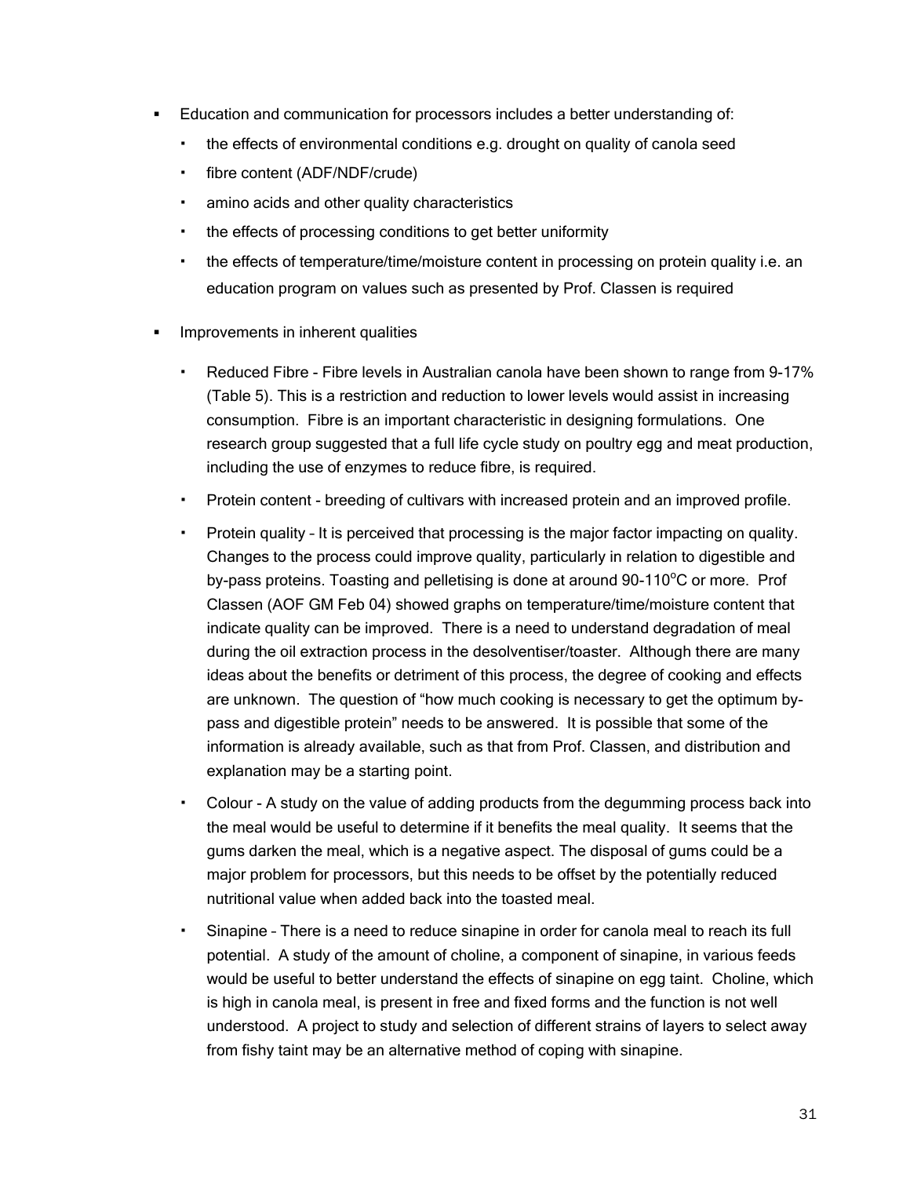- Education and communication for processors includes a better understanding of:
  - the effects of environmental conditions e.g. drought on quality of canola seed
  - fibre content (ADF/NDF/crude)
  - amino acids and other quality characteristics
  - the effects of processing conditions to get better uniformity
  - the effects of temperature/time/moisture content in processing on protein quality i.e. an education program on values such as presented by Prof. Classen is required
- Improvements in inherent qualities
  - Reduced Fibre - Fibre levels in Australian canola have been shown to range from 9-17% (Table 5). This is a restriction and reduction to lower levels would assist in increasing consumption. Fibre is an important characteristic in designing formulations. One research group suggested that a full life cycle study on poultry egg and meat production, including the use of enzymes to reduce fibre, is required.
  - Protein content - breeding of cultivars with increased protein and an improved profile.
  - Protein quality – It is perceived that processing is the major factor impacting on quality. Changes to the process could improve quality, particularly in relation to digestible and by-pass proteins. Toasting and pelletising is done at around 90-110°C or more. Prof Classen (AOF GM Feb 04) showed graphs on temperature/time/moisture content that indicate quality can be improved. There is a need to understand degradation of meal during the oil extraction process in the desolventiser/toaster. Although there are many ideas about the benefits or detriment of this process, the degree of cooking and effects are unknown. The question of "how much cooking is necessary to get the optimum by-pass and digestible protein" needs to be answered. It is possible that some of the information is already available, such as that from Prof. Classen, and distribution and explanation may be a starting point.
  - Colour - A study on the value of adding products from the degumming process back into the meal would be useful to determine if it benefits the meal quality. It seems that the gums darken the meal, which is a negative aspect. The disposal of gums could be a major problem for processors, but this needs to be offset by the potentially reduced nutritional value when added back into the toasted meal.
  - Sinapine – There is a need to reduce sinapine in order for canola meal to reach its full potential. A study of the amount of choline, a component of sinapine, in various feeds would be useful to better understand the effects of sinapine on egg taint. Choline, which is high in canola meal, is present in free and fixed forms and the function is not well understood. A project to study and selection of different strains of layers to select away from fishy taint may be an alternative method of coping with sinapine.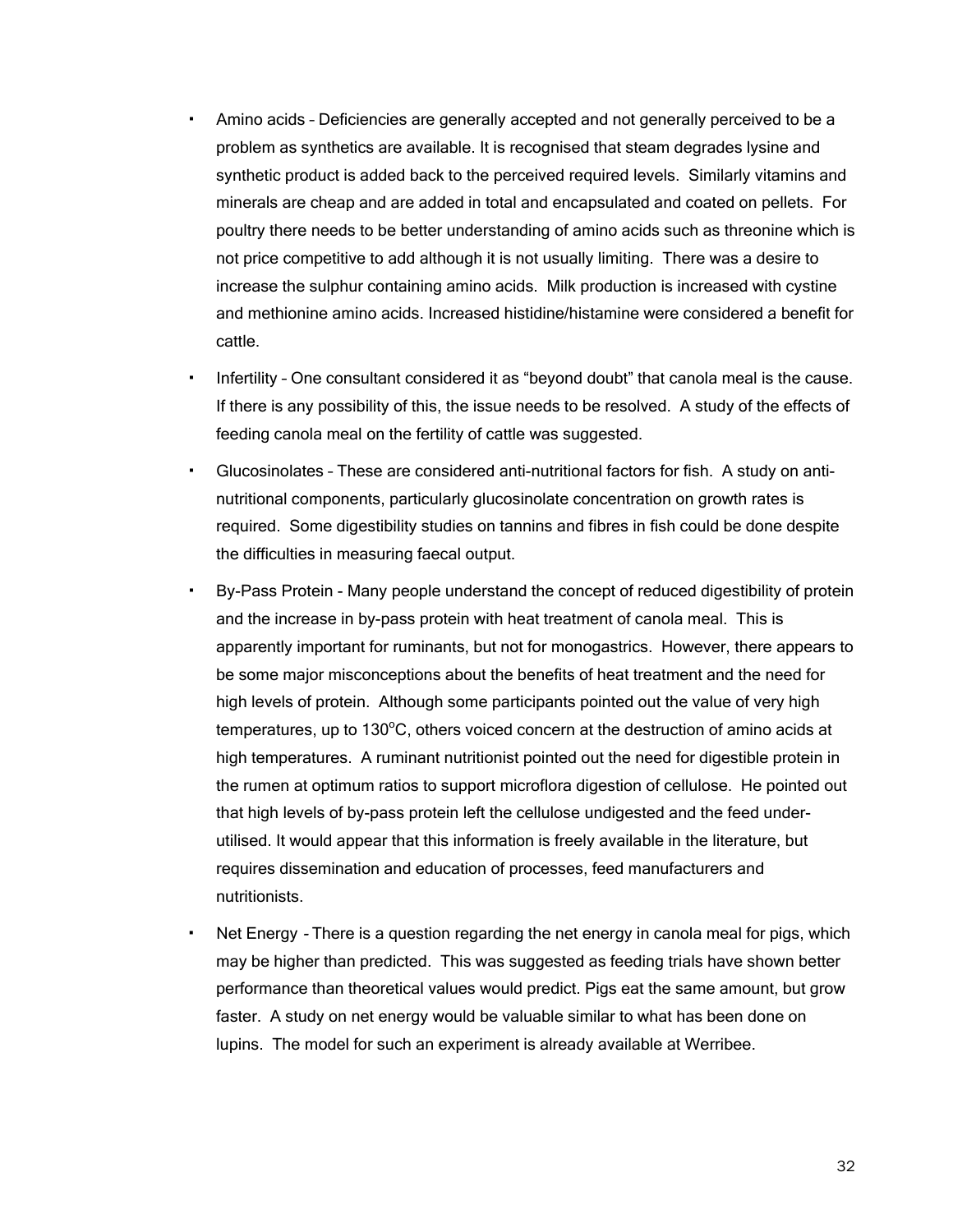- Amino acids – Deficiencies are generally accepted and not generally perceived to be a problem as synthetics are available. It is recognised that steam degrades lysine and synthetic product is added back to the perceived required levels. Similarly vitamins and minerals are cheap and are added in total and encapsulated and coated on pellets. For poultry there needs to be better understanding of amino acids such as threonine which is not price competitive to add although it is not usually limiting. There was a desire to increase the sulphur containing amino acids. Milk production is increased with cystine and methionine amino acids. Increased histidine/histamine were considered a benefit for cattle.
- Infertility – One consultant considered it as "beyond doubt" that canola meal is the cause. If there is any possibility of this, the issue needs to be resolved. A study of the effects of feeding canola meal on the fertility of cattle was suggested.
- Glucosinolates – These are considered anti-nutritional factors for fish. A study on anti-nutritional components, particularly glucosinolate concentration on growth rates is required. Some digestibility studies on tannins and fibres in fish could be done despite the difficulties in measuring faecal output.
- By-Pass Protein - Many people understand the concept of reduced digestibility of protein and the increase in by-pass protein with heat treatment of canola meal. This is apparently important for ruminants, but not for monogastrics. However, there appears to be some major misconceptions about the benefits of heat treatment and the need for high levels of protein. Although some participants pointed out the value of very high temperatures, up to 130°C, others voiced concern at the destruction of amino acids at high temperatures. A ruminant nutritionist pointed out the need for digestible protein in the rumen at optimum ratios to support microflora digestion of cellulose. He pointed out that high levels of by-pass protein left the cellulose undigested and the feed under-utilised. It would appear that this information is freely available in the literature, but requires dissemination and education of processes, feed manufacturers and nutritionists.
- Net Energy - There is a question regarding the net energy in canola meal for pigs, which may be higher than predicted. This was suggested as feeding trials have shown better performance than theoretical values would predict. Pigs eat the same amount, but grow faster. A study on net energy would be valuable similar to what has been done on lupins. The model for such an experiment is already available at Werribee.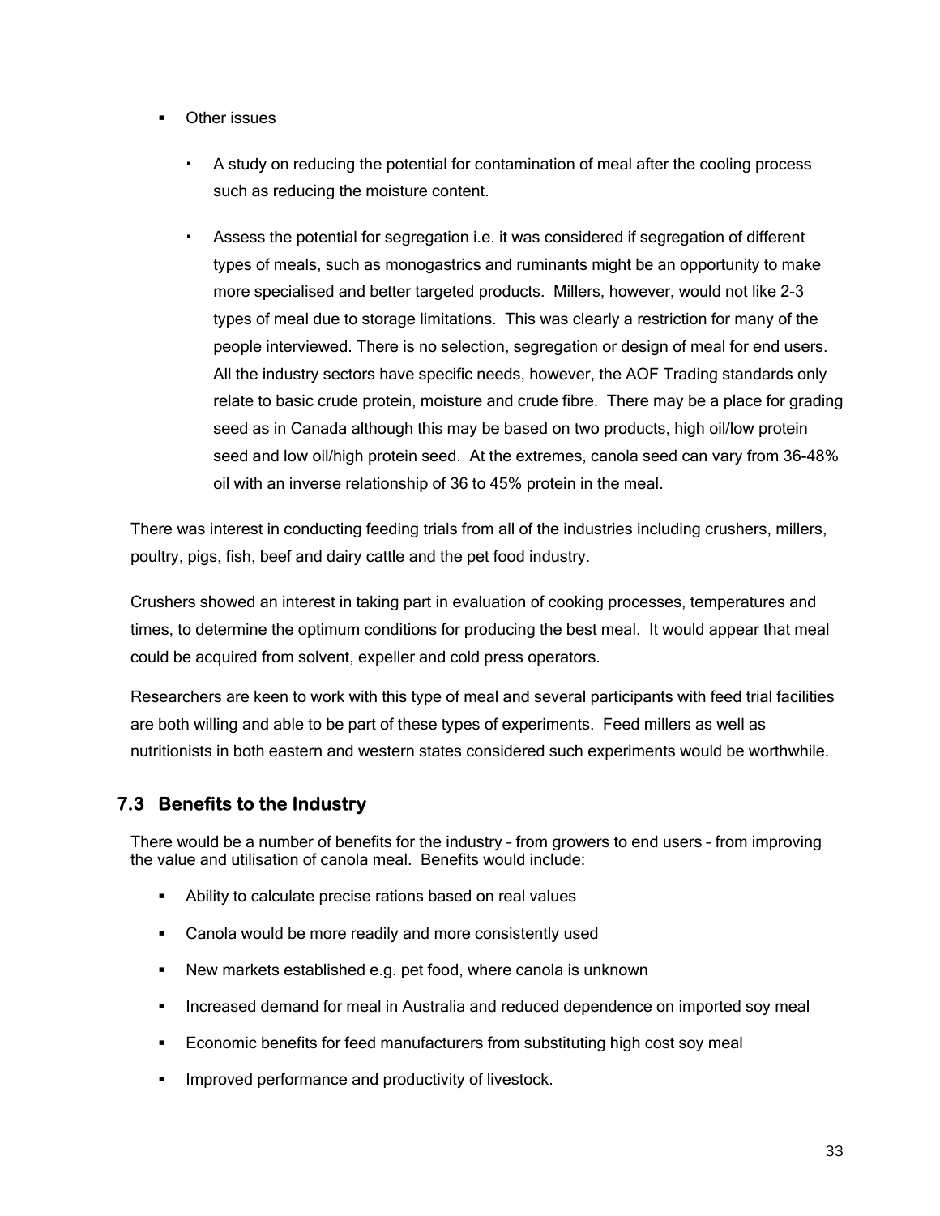- Other issues
  - A study on reducing the potential for contamination of meal after the cooling process such as reducing the moisture content.
  - Assess the potential for segregation i.e. it was considered if segregation of different types of meals, such as monogastrics and ruminants might be an opportunity to make more specialised and better targeted products. Millers, however, would not like 2-3 types of meal due to storage limitations. This was clearly a restriction for many of the people interviewed. There is no selection, segregation or design of meal for end users. All the industry sectors have specific needs, however, the AOF Trading standards only relate to basic crude protein, moisture and crude fibre. There may be a place for grading seed as in Canada although this may be based on two products, high oil/low protein seed and low oil/high protein seed. At the extremes, canola seed can vary from 36-48% oil with an inverse relationship of 36 to 45% protein in the meal.

There was interest in conducting feeding trials from all of the industries including crushers, millers, poultry, pigs, fish, beef and dairy cattle and the pet food industry.

Crushers showed an interest in taking part in evaluation of cooking processes, temperatures and times, to determine the optimum conditions for producing the best meal. It would appear that meal could be acquired from solvent, expeller and cold press operators.

Researchers are keen to work with this type of meal and several participants with feed trial facilities are both willing and able to be part of these types of experiments. Feed millers as well as nutritionists in both eastern and western states considered such experiments would be worthwhile.

## 7.3 Benefits to the Industry

There would be a number of benefits for the industry – from growers to end users – from improving the value and utilisation of canola meal. Benefits would include:

- Ability to calculate precise rations based on real values
- Canola would be more readily and more consistently used
- New markets established e.g. pet food, where canola is unknown
- Increased demand for meal in Australia and reduced dependence on imported soy meal
- Economic benefits for feed manufacturers from substituting high cost soy meal
- Improved performance and productivity of livestock.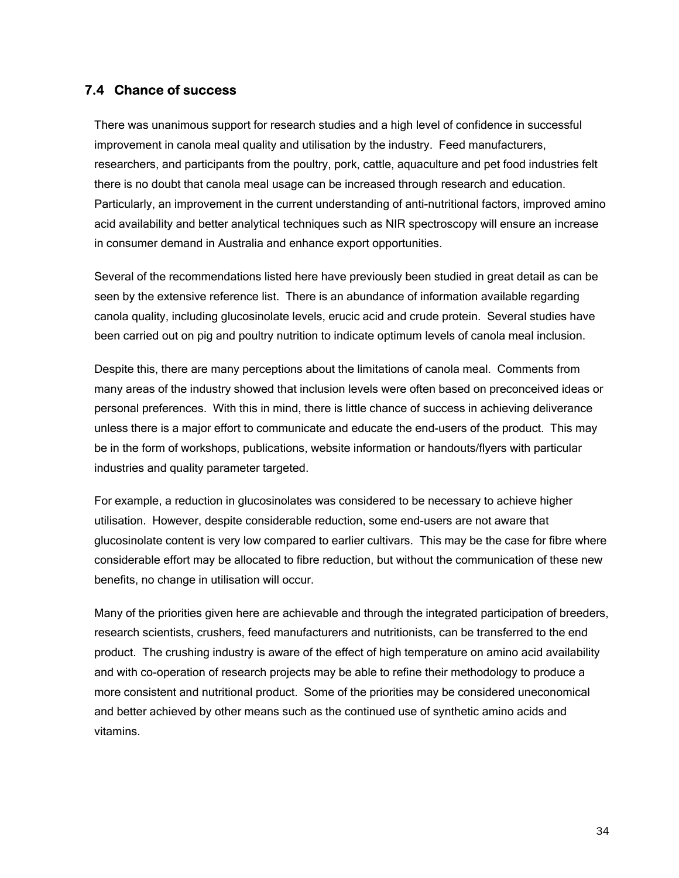## 7.4 Chance of success

There was unanimous support for research studies and a high level of confidence in successful improvement in canola meal quality and utilisation by the industry. Feed manufacturers, researchers, and participants from the poultry, pork, cattle, aquaculture and pet food industries felt there is no doubt that canola meal usage can be increased through research and education. Particularly, an improvement in the current understanding of anti-nutritional factors, improved amino acid availability and better analytical techniques such as NIR spectroscopy will ensure an increase in consumer demand in Australia and enhance export opportunities.

Several of the recommendations listed here have previously been studied in great detail as can be seen by the extensive reference list. There is an abundance of information available regarding canola quality, including glucosinolate levels, erucic acid and crude protein. Several studies have been carried out on pig and poultry nutrition to indicate optimum levels of canola meal inclusion.

Despite this, there are many perceptions about the limitations of canola meal. Comments from many areas of the industry showed that inclusion levels were often based on preconceived ideas or personal preferences. With this in mind, there is little chance of success in achieving deliverance unless there is a major effort to communicate and educate the end-users of the product. This may be in the form of workshops, publications, website information or handouts/flyers with particular industries and quality parameter targeted.

For example, a reduction in glucosinolates was considered to be necessary to achieve higher utilisation. However, despite considerable reduction, some end-users are not aware that glucosinolate content is very low compared to earlier cultivars. This may be the case for fibre where considerable effort may be allocated to fibre reduction, but without the communication of these new benefits, no change in utilisation will occur.

Many of the priorities given here are achievable and through the integrated participation of breeders, research scientists, crushers, feed manufacturers and nutritionists, can be transferred to the end product. The crushing industry is aware of the effect of high temperature on amino acid availability and with co-operation of research projects may be able to refine their methodology to produce a more consistent and nutritional product. Some of the priorities may be considered uneconomical and better achieved by other means such as the continued use of synthetic amino acids and vitamins.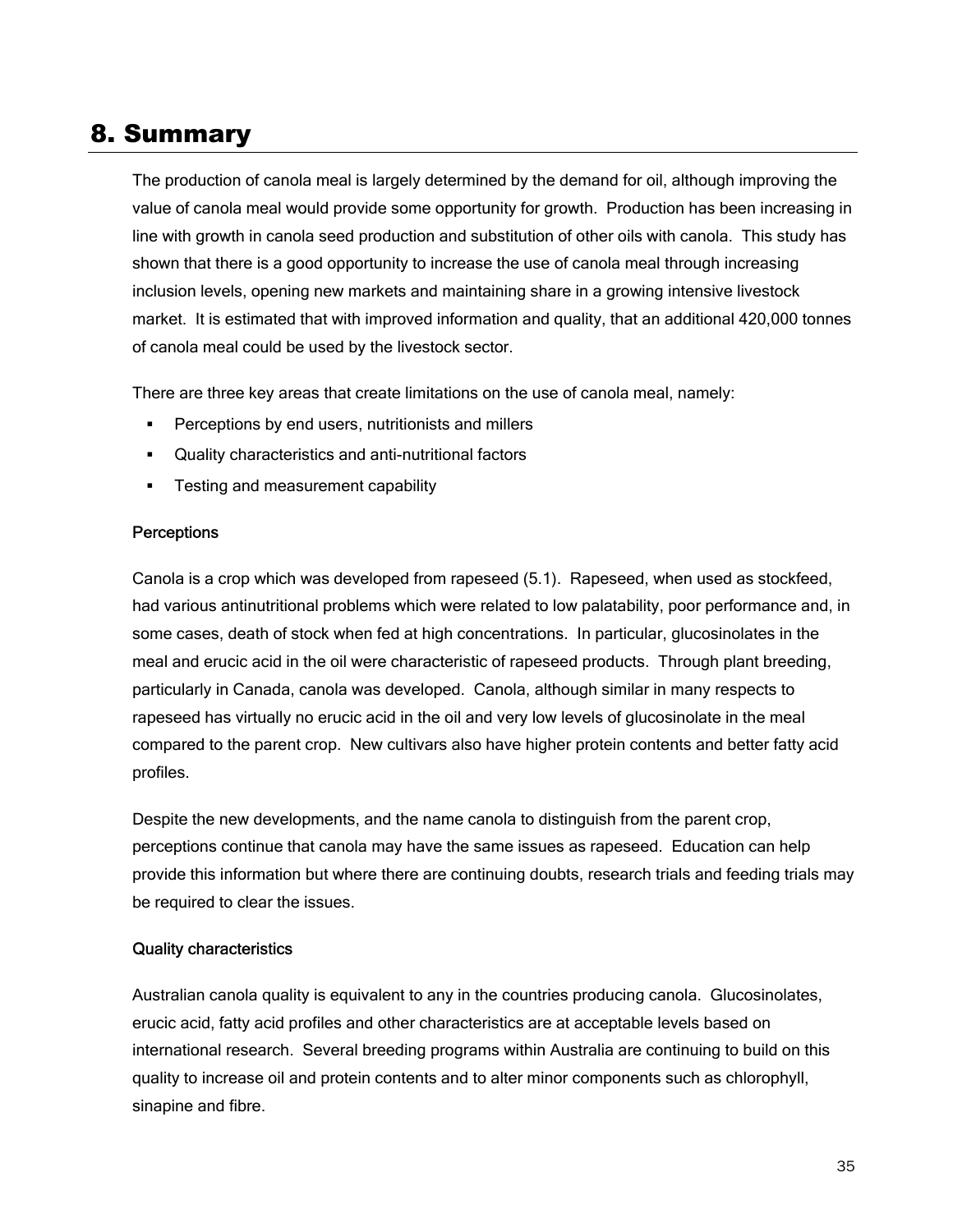# 8. Summary

The production of canola meal is largely determined by the demand for oil, although improving the value of canola meal would provide some opportunity for growth. Production has been increasing in line with growth in canola seed production and substitution of other oils with canola. This study has shown that there is a good opportunity to increase the use of canola meal through increasing inclusion levels, opening new markets and maintaining share in a growing intensive livestock market. It is estimated that with improved information and quality, that an additional 420,000 tonnes of canola meal could be used by the livestock sector.

There are three key areas that create limitations on the use of canola meal, namely:

- Perceptions by end users, nutritionists and millers
- Quality characteristics and anti-nutritional factors
- Testing and measurement capability

#### Perceptions

Canola is a crop which was developed from rapeseed (5.1). Rapeseed, when used as stockfeed, had various antinutritional problems which were related to low palatability, poor performance and, in some cases, death of stock when fed at high concentrations. In particular, glucosinolates in the meal and erucic acid in the oil were characteristic of rapeseed products. Through plant breeding, particularly in Canada, canola was developed. Canola, although similar in many respects to rapeseed has virtually no erucic acid in the oil and very low levels of glucosinolate in the meal compared to the parent crop. New cultivars also have higher protein contents and better fatty acid profiles.

Despite the new developments, and the name canola to distinguish from the parent crop, perceptions continue that canola may have the same issues as rapeseed. Education can help provide this information but where there are continuing doubts, research trials and feeding trials may be required to clear the issues.

#### Quality characteristics

Australian canola quality is equivalent to any in the countries producing canola. Glucosinolates, erucic acid, fatty acid profiles and other characteristics are at acceptable levels based on international research. Several breeding programs within Australia are continuing to build on this quality to increase oil and protein contents and to alter minor components such as chlorophyll, sinapine and fibre.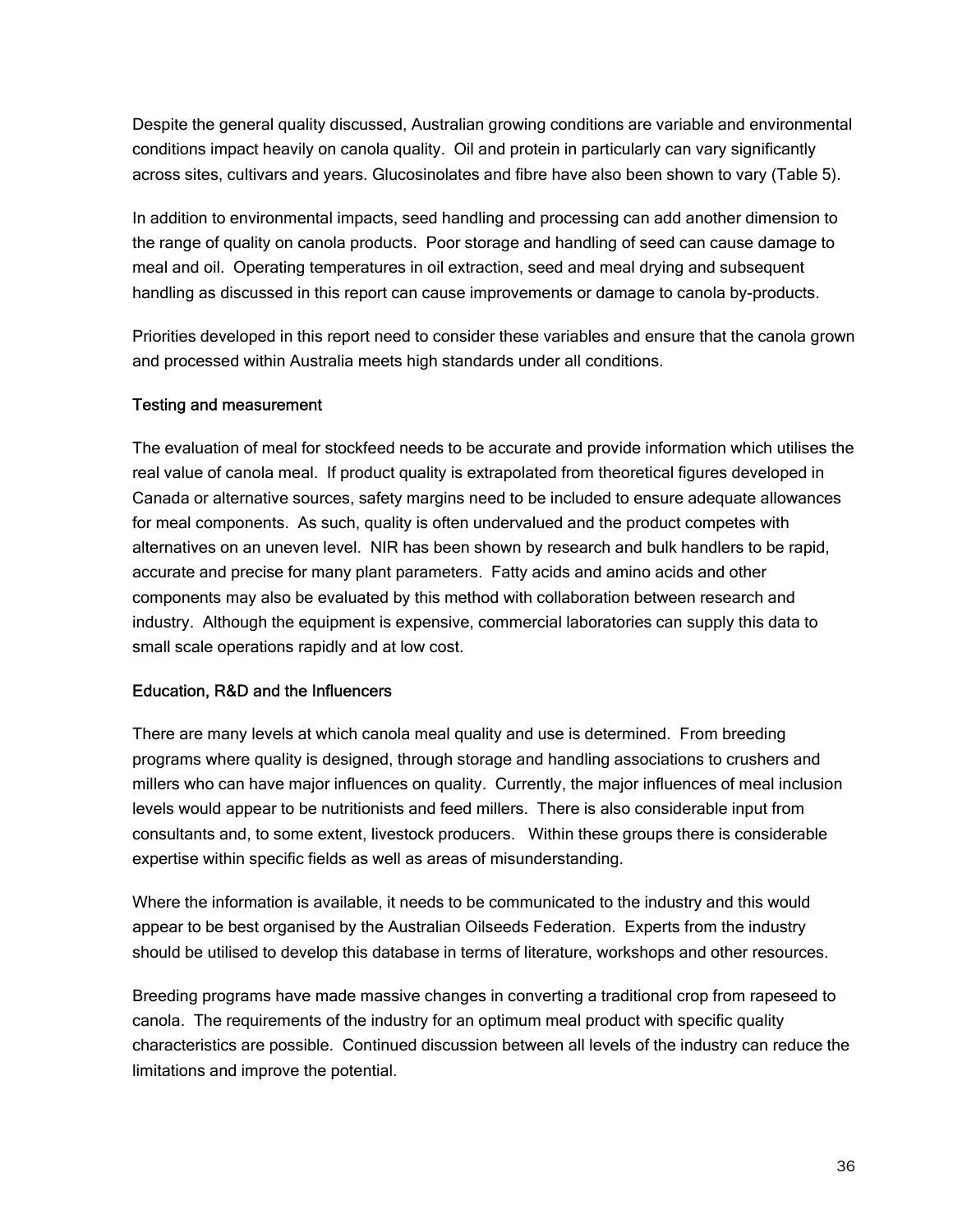Despite the general quality discussed, Australian growing conditions are variable and environmental conditions impact heavily on canola quality. Oil and protein in particularly can vary significantly across sites, cultivars and years. Glucosinolates and fibre have also been shown to vary (Table 5).

In addition to environmental impacts, seed handling and processing can add another dimension to the range of quality on canola products. Poor storage and handling of seed can cause damage to meal and oil. Operating temperatures in oil extraction, seed and meal drying and subsequent handling as discussed in this report can cause improvements or damage to canola by-products.

Priorities developed in this report need to consider these variables and ensure that the canola grown and processed within Australia meets high standards under all conditions.

### Testing and measurement

The evaluation of meal for stockfeed needs to be accurate and provide information which utilises the real value of canola meal. If product quality is extrapolated from theoretical figures developed in Canada or alternative sources, safety margins need to be included to ensure adequate allowances for meal components. As such, quality is often undervalued and the product competes with alternatives on an uneven level. NIR has been shown by research and bulk handlers to be rapid, accurate and precise for many plant parameters. Fatty acids and amino acids and other components may also be evaluated by this method with collaboration between research and industry. Although the equipment is expensive, commercial laboratories can supply this data to small scale operations rapidly and at low cost.

### Education, R&D and the Influencers

There are many levels at which canola meal quality and use is determined. From breeding programs where quality is designed, through storage and handling associations to crushers and millers who can have major influences on quality. Currently, the major influences of meal inclusion levels would appear to be nutritionists and feed millers. There is also considerable input from consultants and, to some extent, livestock producers. Within these groups there is considerable expertise within specific fields as well as areas of misunderstanding.

Where the information is available, it needs to be communicated to the industry and this would appear to be best organised by the Australian Oilseeds Federation. Experts from the industry should be utilised to develop this database in terms of literature, workshops and other resources.

Breeding programs have made massive changes in converting a traditional crop from rapeseed to canola. The requirements of the industry for an optimum meal product with specific quality characteristics are possible. Continued discussion between all levels of the industry can reduce the limitations and improve the potential.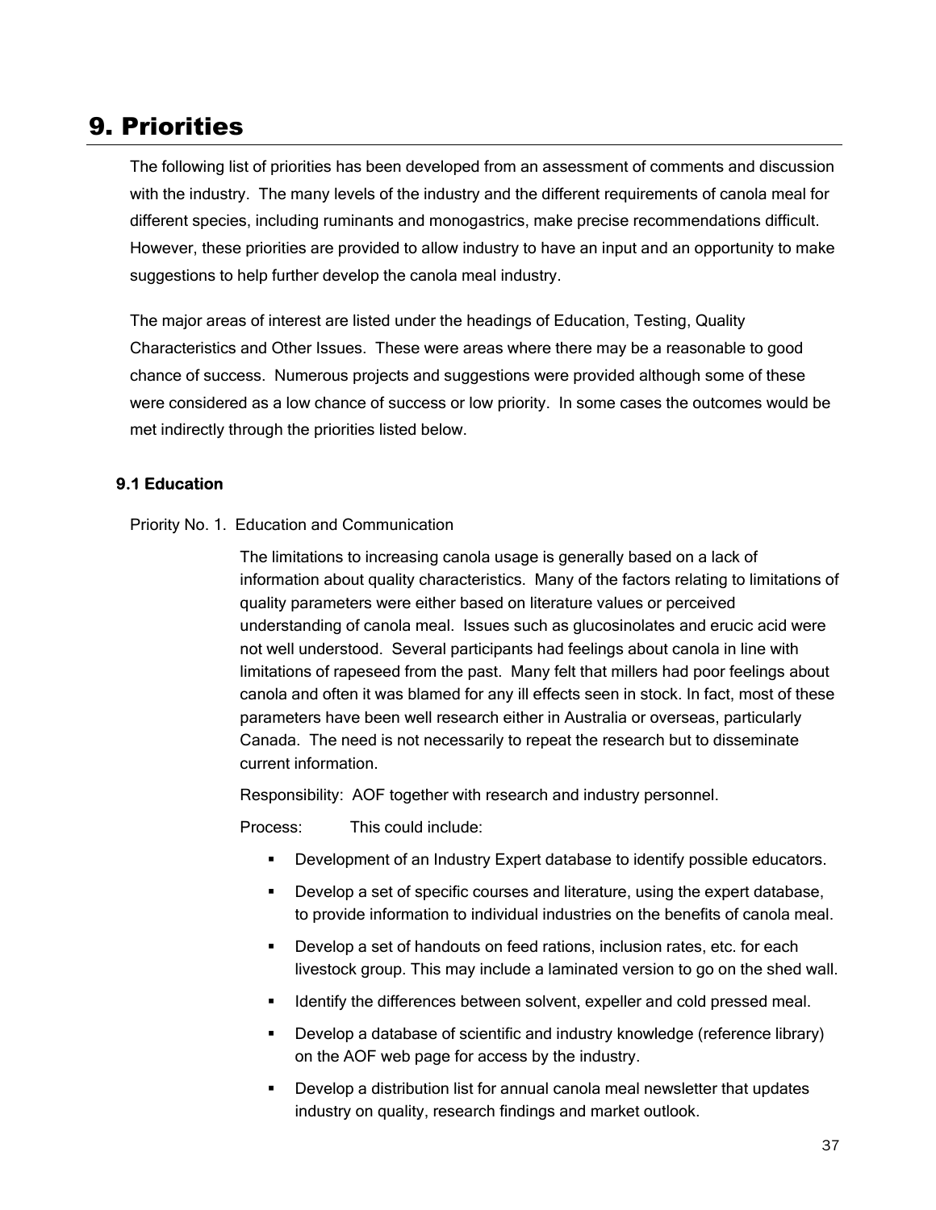# 9. Priorities

The following list of priorities has been developed from an assessment of comments and discussion with the industry. The many levels of the industry and the different requirements of canola meal for different species, including ruminants and monogastrics, make precise recommendations difficult. However, these priorities are provided to allow industry to have an input and an opportunity to make suggestions to help further develop the canola meal industry.

The major areas of interest are listed under the headings of Education, Testing, Quality Characteristics and Other Issues. These were areas where there may be a reasonable to good chance of success. Numerous projects and suggestions were provided although some of these were considered as a low chance of success or low priority. In some cases the outcomes would be met indirectly through the priorities listed below.

### 9.1 Education

Priority No. 1. Education and Communication

The limitations to increasing canola usage is generally based on a lack of information about quality characteristics. Many of the factors relating to limitations of quality parameters were either based on literature values or perceived understanding of canola meal. Issues such as glucosinolates and erucic acid were not well understood. Several participants had feelings about canola in line with limitations of rapeseed from the past. Many felt that millers had poor feelings about canola and often it was blamed for any ill effects seen in stock. In fact, most of these parameters have been well research either in Australia or overseas, particularly Canada. The need is not necessarily to repeat the research but to disseminate current information.

Responsibility: AOF together with research and industry personnel.

Process: This could include:

- Development of an Industry Expert database to identify possible educators.
- Develop a set of specific courses and literature, using the expert database, to provide information to individual industries on the benefits of canola meal.
- Develop a set of handouts on feed rations, inclusion rates, etc. for each livestock group. This may include a laminated version to go on the shed wall.
- Identify the differences between solvent, expeller and cold pressed meal.
- Develop a database of scientific and industry knowledge (reference library) on the AOF web page for access by the industry.
- Develop a distribution list for annual canola meal newsletter that updates industry on quality, research findings and market outlook.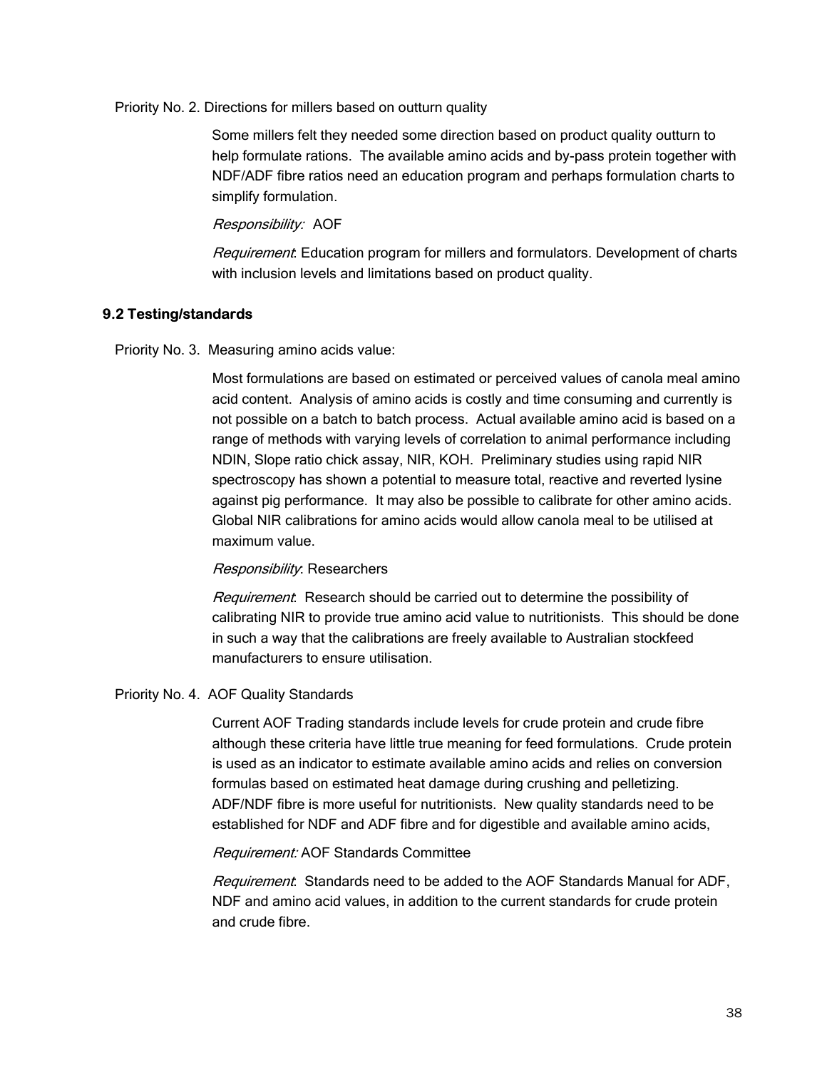Priority No. 2. Directions for millers based on outturn quality

Some millers felt they needed some direction based on product quality outturn to help formulate rations. The available amino acids and by-pass protein together with NDF/ADF fibre ratios need an education program and perhaps formulation charts to simplify formulation.

*Responsibility:* AOF

*Requirement*: Education program for millers and formulators. Development of charts with inclusion levels and limitations based on product quality.

### 9.2 Testing/standards

Priority No. 3. Measuring amino acids value:

Most formulations are based on estimated or perceived values of canola meal amino acid content. Analysis of amino acids is costly and time consuming and currently is not possible on a batch to batch process. Actual available amino acid is based on a range of methods with varying levels of correlation to animal performance including NDIN, Slope ratio chick assay, NIR, KOH. Preliminary studies using rapid NIR spectroscopy has shown a potential to measure total, reactive and reverted lysine against pig performance. It may also be possible to calibrate for other amino acids. Global NIR calibrations for amino acids would allow canola meal to be utilised at maximum value.

*Responsibility*: Researchers

*Requirement*: Research should be carried out to determine the possibility of calibrating NIR to provide true amino acid value to nutritionists. This should be done in such a way that the calibrations are freely available to Australian stockfeed manufacturers to ensure utilisation.

Priority No. 4. AOF Quality Standards

Current AOF Trading standards include levels for crude protein and crude fibre although these criteria have little true meaning for feed formulations. Crude protein is used as an indicator to estimate available amino acids and relies on conversion formulas based on estimated heat damage during crushing and pelletizing. ADF/NDF fibre is more useful for nutritionists. New quality standards need to be established for NDF and ADF fibre and for digestible and available amino acids,

*Requirement:* AOF Standards Committee

*Requirement*: Standards need to be added to the AOF Standards Manual for ADF, NDF and amino acid values, in addition to the current standards for crude protein and crude fibre.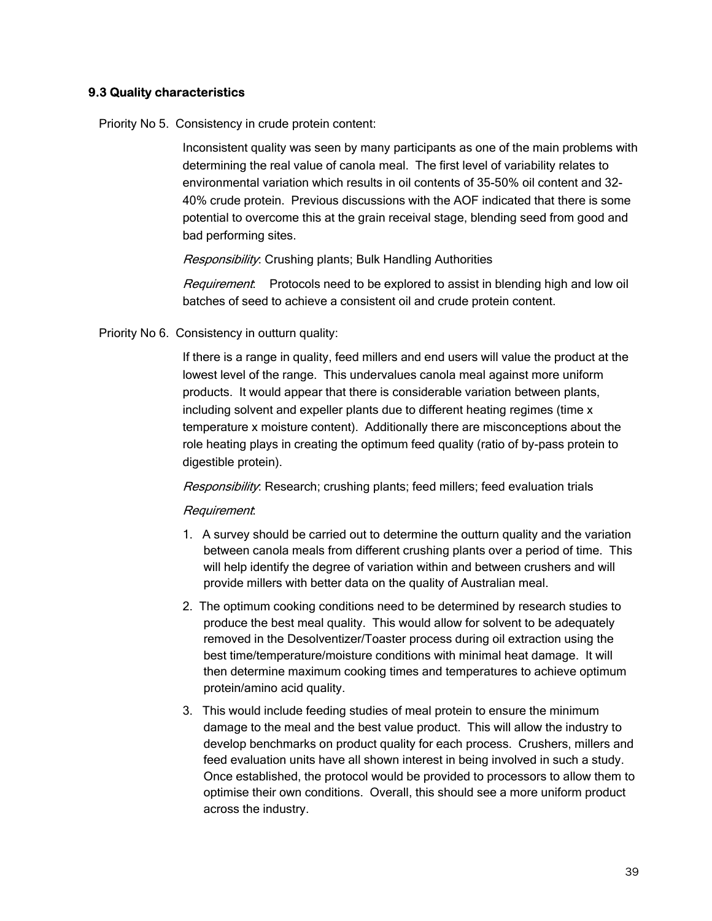### 9.3 Quality characteristics

Priority No 5. Consistency in crude protein content:

Inconsistent quality was seen by many participants as one of the main problems with determining the real value of canola meal. The first level of variability relates to environmental variation which results in oil contents of 35-50% oil content and 32-40% crude protein. Previous discussions with the AOF indicated that there is some potential to overcome this at the grain receival stage, blending seed from good and bad performing sites.

*Responsibility*: Crushing plants; Bulk Handling Authorities

*Requirement*: Protocols need to be explored to assist in blending high and low oil batches of seed to achieve a consistent oil and crude protein content.

Priority No 6. Consistency in outturn quality:

If there is a range in quality, feed millers and end users will value the product at the lowest level of the range. This undervalues canola meal against more uniform products. It would appear that there is considerable variation between plants, including solvent and expeller plants due to different heating regimes (time x temperature x moisture content). Additionally there are misconceptions about the role heating plays in creating the optimum feed quality (ratio of by-pass protein to digestible protein).

*Responsibility*: Research; crushing plants; feed millers; feed evaluation trials

*Requirement*:

1. A survey should be carried out to determine the outturn quality and the variation between canola meals from different crushing plants over a period of time. This will help identify the degree of variation within and between crushers and will provide millers with better data on the quality of Australian meal.
2. The optimum cooking conditions need to be determined by research studies to produce the best meal quality. This would allow for solvent to be adequately removed in the Desolventizer/Toaster process during oil extraction using the best time/temperature/moisture conditions with minimal heat damage. It will then determine maximum cooking times and temperatures to achieve optimum protein/amino acid quality.
3. This would include feeding studies of meal protein to ensure the minimum damage to the meal and the best value product. This will allow the industry to develop benchmarks on product quality for each process. Crushers, millers and feed evaluation units have all shown interest in being involved in such a study. Once established, the protocol would be provided to processors to allow them to optimise their own conditions. Overall, this should see a more uniform product across the industry.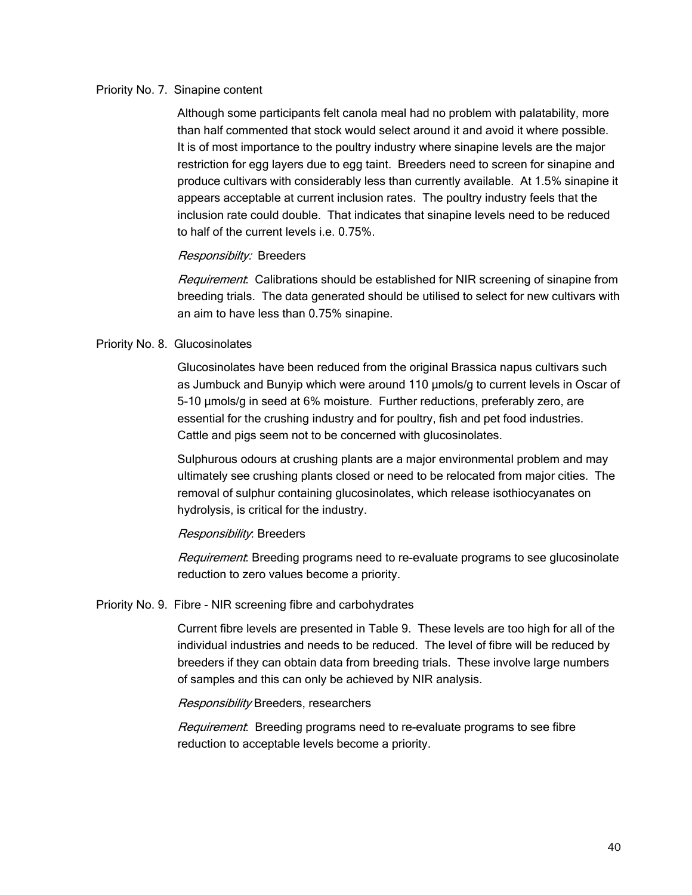Priority No. 7. Sinapine content

Although some participants felt canola meal had no problem with palatability, more than half commented that stock would select around it and avoid it where possible. It is of most importance to the poultry industry where sinapine levels are the major restriction for egg layers due to egg taint. Breeders need to screen for sinapine and produce cultivars with considerably less than currently available. At 1.5% sinapine it appears acceptable at current inclusion rates. The poultry industry feels that the inclusion rate could double. That indicates that sinapine levels need to be reduced to half of the current levels i.e. 0.75%.

*Responsibilty:* Breeders

*Requirement*: Calibrations should be established for NIR screening of sinapine from breeding trials. The data generated should be utilised to select for new cultivars with an aim to have less than 0.75% sinapine.

Priority No. 8. Glucosinolates

Glucosinolates have been reduced from the original Brassica napus cultivars such as Jumbuck and Bunyip which were around 110 µmols/g to current levels in Oscar of 5-10 µmols/g in seed at 6% moisture. Further reductions, preferably zero, are essential for the crushing industry and for poultry, fish and pet food industries. Cattle and pigs seem not to be concerned with glucosinolates.

Sulphurous odours at crushing plants are a major environmental problem and may ultimately see crushing plants closed or need to be relocated from major cities. The removal of sulphur containing glucosinolates, which release isothiocyanates on hydrolysis, is critical for the industry.

*Responsibility*: Breeders

*Requirement*: Breeding programs need to re-evaluate programs to see glucosinolate reduction to zero values become a priority.

Priority No. 9. Fibre - NIR screening fibre and carbohydrates

Current fibre levels are presented in Table 9. These levels are too high for all of the individual industries and needs to be reduced. The level of fibre will be reduced by breeders if they can obtain data from breeding trials. These involve large numbers of samples and this can only be achieved by NIR analysis.

*Responsibility* Breeders, researchers

*Requirement*: Breeding programs need to re-evaluate programs to see fibre reduction to acceptable levels become a priority.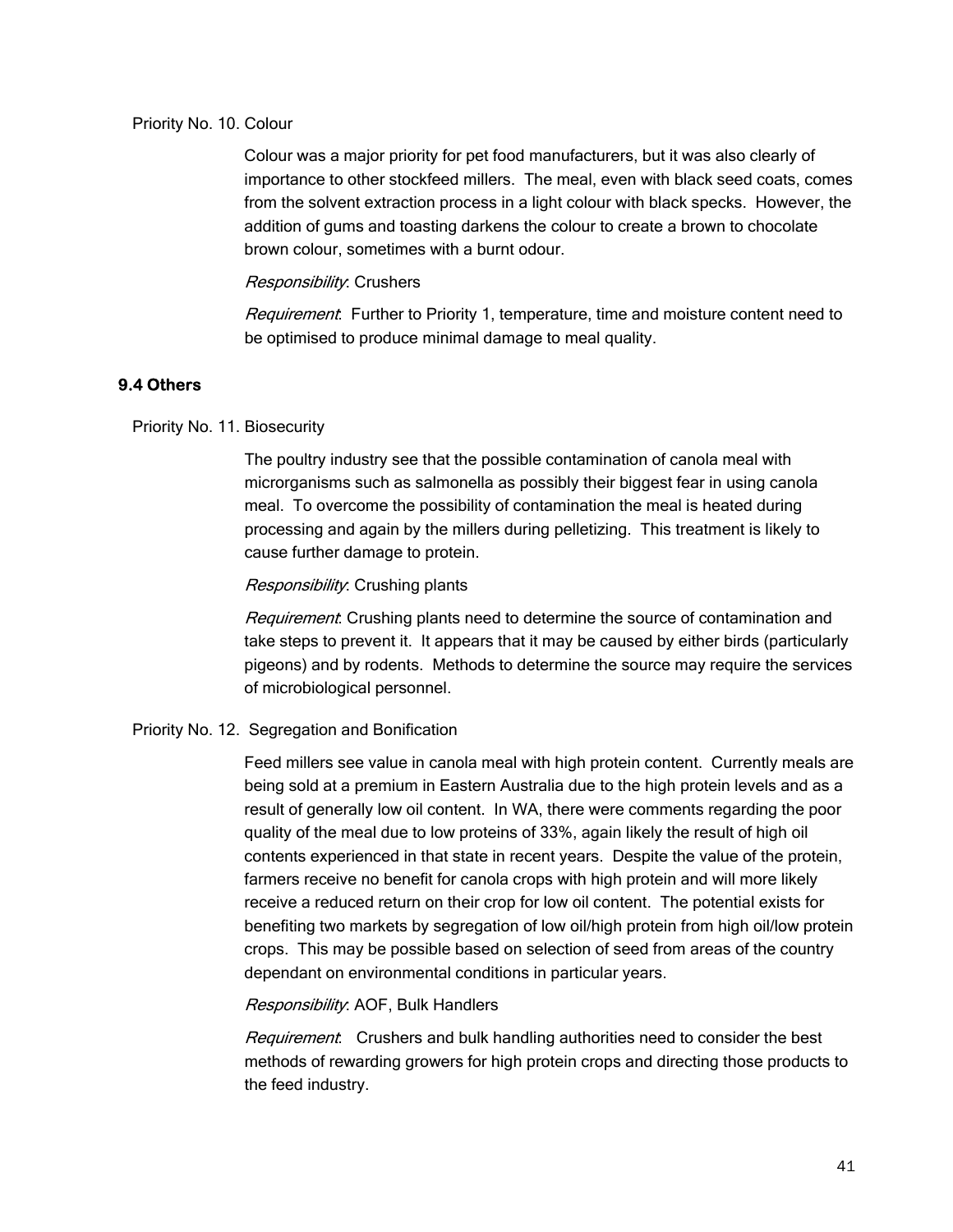Priority No. 10. Colour

Colour was a major priority for pet food manufacturers, but it was also clearly of importance to other stockfeed millers. The meal, even with black seed coats, comes from the solvent extraction process in a light colour with black specks. However, the addition of gums and toasting darkens the colour to create a brown to chocolate brown colour, sometimes with a burnt odour.

*Responsibility*: Crushers

*Requirement*: Further to Priority 1, temperature, time and moisture content need to be optimised to produce minimal damage to meal quality.

### 9.4 Others

Priority No. 11. Biosecurity

The poultry industry see that the possible contamination of canola meal with microrganisms such as salmonella as possibly their biggest fear in using canola meal. To overcome the possibility of contamination the meal is heated during processing and again by the millers during pelletizing. This treatment is likely to cause further damage to protein.

*Responsibility*: Crushing plants

*Requirement*: Crushing plants need to determine the source of contamination and take steps to prevent it. It appears that it may be caused by either birds (particularly pigeons) and by rodents. Methods to determine the source may require the services of microbiological personnel.

Priority No. 12. Segregation and Bonification

Feed millers see value in canola meal with high protein content. Currently meals are being sold at a premium in Eastern Australia due to the high protein levels and as a result of generally low oil content. In WA, there were comments regarding the poor quality of the meal due to low proteins of 33%, again likely the result of high oil contents experienced in that state in recent years. Despite the value of the protein, farmers receive no benefit for canola crops with high protein and will more likely receive a reduced return on their crop for low oil content. The potential exists for benefiting two markets by segregation of low oil/high protein from high oil/low protein crops. This may be possible based on selection of seed from areas of the country dependant on environmental conditions in particular years.

*Responsibility*: AOF, Bulk Handlers

*Requirement*: Crushers and bulk handling authorities need to consider the best methods of rewarding growers for high protein crops and directing those products to the feed industry.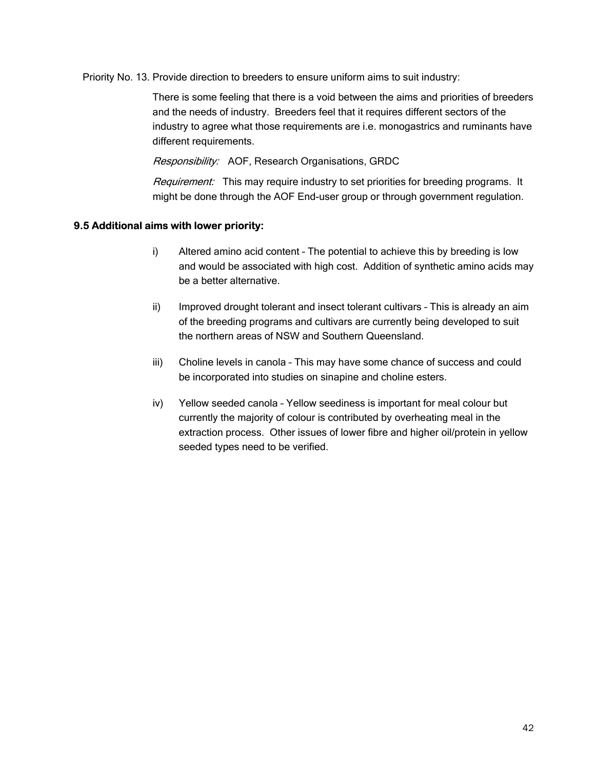Priority No. 13. Provide direction to breeders to ensure uniform aims to suit industry:

There is some feeling that there is a void between the aims and priorities of breeders and the needs of industry. Breeders feel that it requires different sectors of the industry to agree what those requirements are i.e. monogastrics and ruminants have different requirements.

*Responsibility:* AOF, Research Organisations, GRDC

*Requirement:* This may require industry to set priorities for breeding programs. It might be done through the AOF End-user group or through government regulation.

### 9.5 Additional aims with lower priority:

i) Altered amino acid content – The potential to achieve this by breeding is low and would be associated with high cost. Addition of synthetic amino acids may be a better alternative.

ii) Improved drought tolerant and insect tolerant cultivars – This is already an aim of the breeding programs and cultivars are currently being developed to suit the northern areas of NSW and Southern Queensland.

iii) Choline levels in canola – This may have some chance of success and could be incorporated into studies on sinapine and choline esters.

iv) Yellow seeded canola – Yellow seediness is important for meal colour but currently the majority of colour is contributed by overheating meal in the extraction process. Other issues of lower fibre and higher oil/protein in yellow seeded types need to be verified.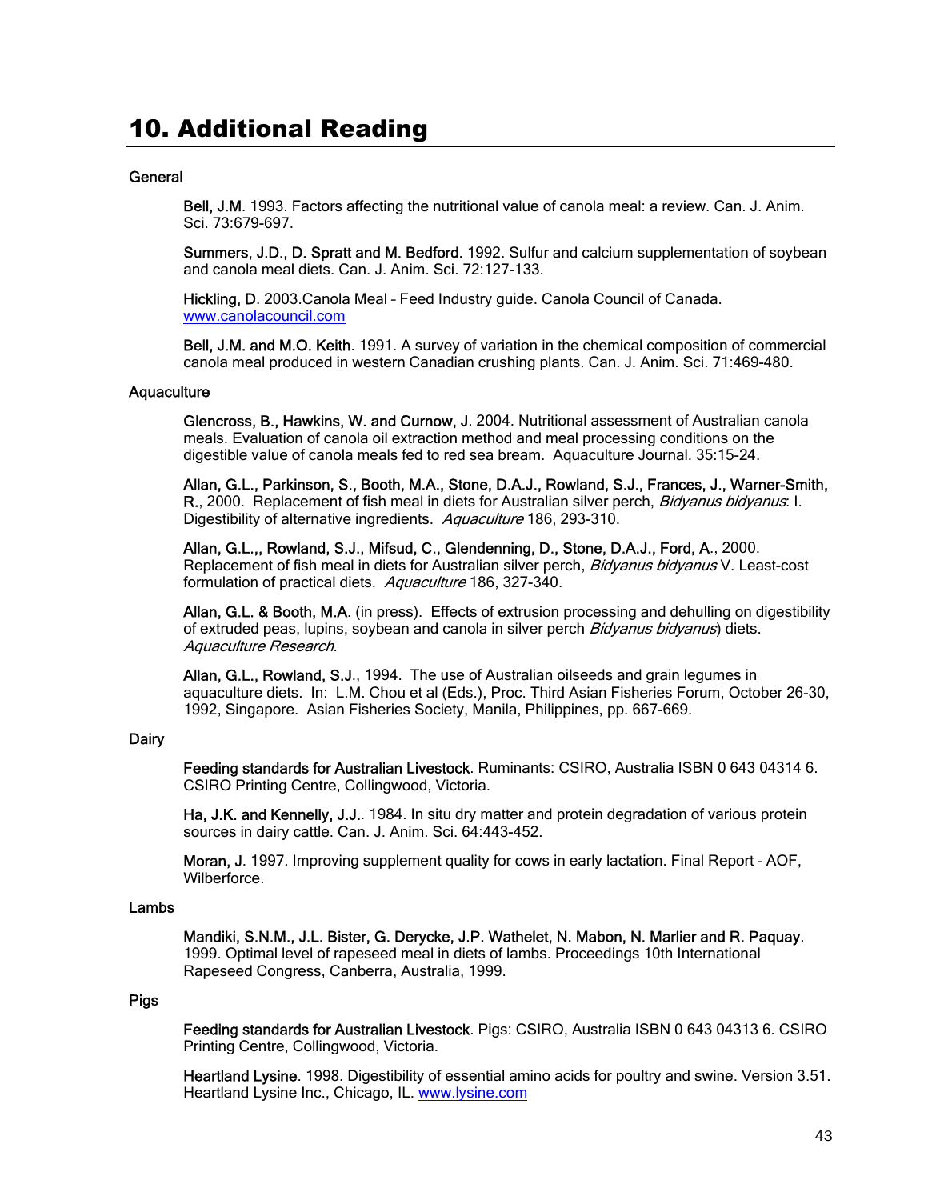# 10. Additional Reading

## General

**Bell, J.M**. 1993. Factors affecting the nutritional value of canola meal: a review. Can. J. Anim. Sci. 73:679-697.

**Summers, J.D., D. Spratt and M. Bedford**. 1992. Sulfur and calcium supplementation of soybean and canola meal diets. Can. J. Anim. Sci. 72:127-133.

**Hickling, D**. 2003.Canola Meal – Feed Industry guide. Canola Council of Canada. www.canolacouncil.com

**Bell, J.M. and M.O. Keith**. 1991. A survey of variation in the chemical composition of commercial canola meal produced in western Canadian crushing plants. Can. J. Anim. Sci. 71:469-480.

## Aquaculture

**Glencross, B., Hawkins, W. and Curnow, J**. 2004. Nutritional assessment of Australian canola meals. Evaluation of canola oil extraction method and meal processing conditions on the digestible value of canola meals fed to red sea bream. Aquaculture Journal. 35:15-24.

**Allan, G.L., Parkinson, S., Booth, M.A., Stone, D.A.J., Rowland, S.J., Frances, J., Warner-Smith, R.**, 2000. Replacement of fish meal in diets for Australian silver perch, *Bidyanus bidyanus*: I. Digestibility of alternative ingredients. *Aquaculture* 186, 293-310.

**Allan, G.L.,, Rowland, S.J., Mifsud, C., Glendenning, D., Stone, D.A.J., Ford, A**., 2000. Replacement of fish meal in diets for Australian silver perch, *Bidyanus bidyanus* V. Least-cost formulation of practical diets. *Aquaculture* 186, 327-340.

**Allan, G.L. & Booth, M.A**. (in press). Effects of extrusion processing and dehulling on digestibility of extruded peas, lupins, soybean and canola in silver perch *Bidyanus bidyanus*) diets. *Aquaculture Research*.

**Allan, G.L., Rowland, S.J**., 1994. The use of Australian oilseeds and grain legumes in aquaculture diets. In: L.M. Chou et al (Eds.), Proc. Third Asian Fisheries Forum, October 26-30, 1992, Singapore. Asian Fisheries Society, Manila, Philippines, pp. 667-669.

## Dairy

**Feeding standards for Australian Livestock**. Ruminants: CSIRO, Australia ISBN 0 643 04314 6. CSIRO Printing Centre, Collingwood, Victoria.

**Ha, J.K. and Kennelly, J.J.**. 1984. In situ dry matter and protein degradation of various protein sources in dairy cattle. Can. J. Anim. Sci. 64:443-452.

**Moran, J**. 1997. Improving supplement quality for cows in early lactation. Final Report – AOF, Wilberforce.

## Lambs

**Mandiki, S.N.M., J.L. Bister, G. Derycke, J.P. Wathelet, N. Mabon, N. Marlier and R. Paquay**. 1999. Optimal level of rapeseed meal in diets of lambs. Proceedings 10th International Rapeseed Congress, Canberra, Australia, 1999.

## Pigs

**Feeding standards for Australian Livestock**. Pigs: CSIRO, Australia ISBN 0 643 04313 6. CSIRO Printing Centre, Collingwood, Victoria.

**Heartland Lysine**. 1998. Digestibility of essential amino acids for poultry and swine. Version 3.51. Heartland Lysine Inc., Chicago, IL. www.lysine.com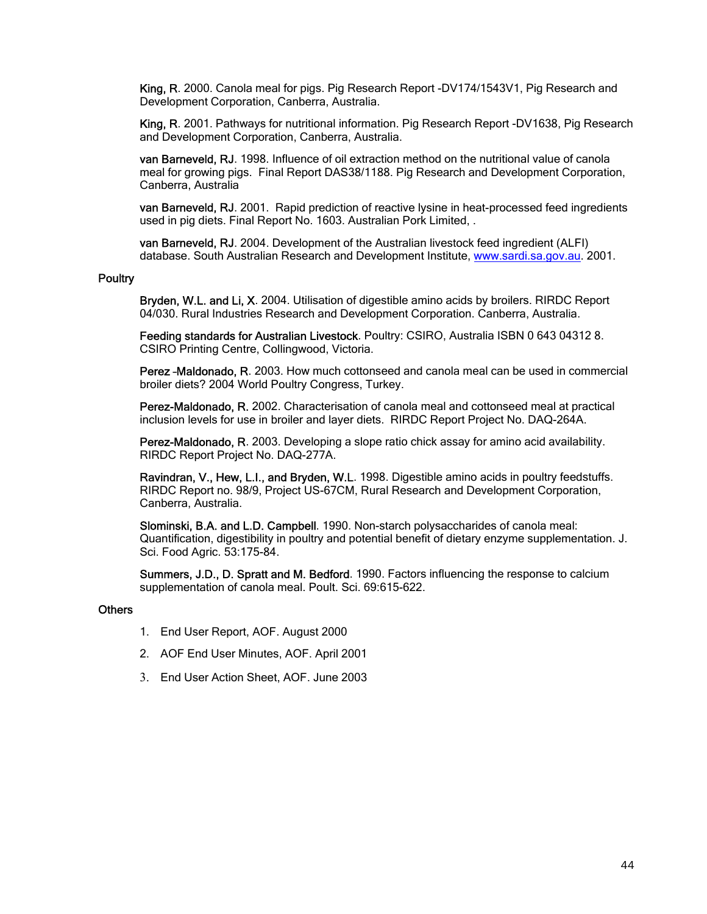**King, R**. 2000. Canola meal for pigs. Pig Research Report -DV174/1543V1, Pig Research and Development Corporation, Canberra, Australia.

**King, R**. 2001. Pathways for nutritional information. Pig Research Report -DV1638, Pig Research and Development Corporation, Canberra, Australia.

**van Barneveld, RJ**. 1998. Influence of oil extraction method on the nutritional value of canola meal for growing pigs. Final Report DAS38/1188. Pig Research and Development Corporation, Canberra, Australia

**van Barneveld, RJ**. 2001. Rapid prediction of reactive lysine in heat-processed feed ingredients used in pig diets. Final Report No. 1603. Australian Pork Limited, .

**van Barneveld, RJ**. 2004. Development of the Australian livestock feed ingredient (ALFI) database. South Australian Research and Development Institute, www.sardi.sa.gov.au. 2001.

### Poultry

**Bryden, W.L. and Li, X**. 2004. Utilisation of digestible amino acids by broilers. RIRDC Report 04/030. Rural Industries Research and Development Corporation. Canberra, Australia.

**Feeding standards for Australian Livestock**. Poultry: CSIRO, Australia ISBN 0 643 04312 8. CSIRO Printing Centre, Collingwood, Victoria.

**Perez –Maldonado, R**. 2003. How much cottonseed and canola meal can be used in commercial broiler diets? 2004 World Poultry Congress, Turkey.

**Perez-Maldonado, R.** 2002. Characterisation of canola meal and cottonseed meal at practical inclusion levels for use in broiler and layer diets. RIRDC Report Project No. DAQ-264A.

**Perez-Maldonado, R**. 2003. Developing a slope ratio chick assay for amino acid availability. RIRDC Report Project No. DAQ-277A.

**Ravindran, V., Hew, L.I., and Bryden, W.L**. 1998. Digestible amino acids in poultry feedstuffs. RIRDC Report no. 98/9, Project US-67CM, Rural Research and Development Corporation, Canberra, Australia.

**Slominski, B.A. and L.D. Campbell**. 1990. Non-starch polysaccharides of canola meal: Quantification, digestibility in poultry and potential benefit of dietary enzyme supplementation. J. Sci. Food Agric. 53:175-84.

**Summers, J.D., D. Spratt and M. Bedford**. 1990. Factors influencing the response to calcium supplementation of canola meal. Poult. Sci. 69:615-622.

### Others

1. End User Report, AOF. August 2000
2. AOF End User Minutes, AOF. April 2001
3. End User Action Sheet, AOF. June 2003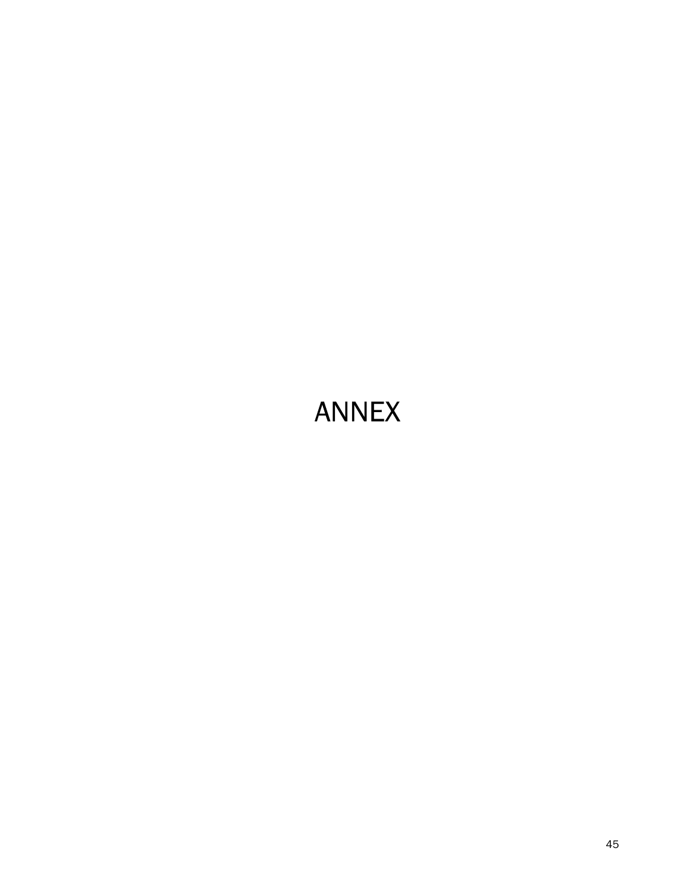# ANNEX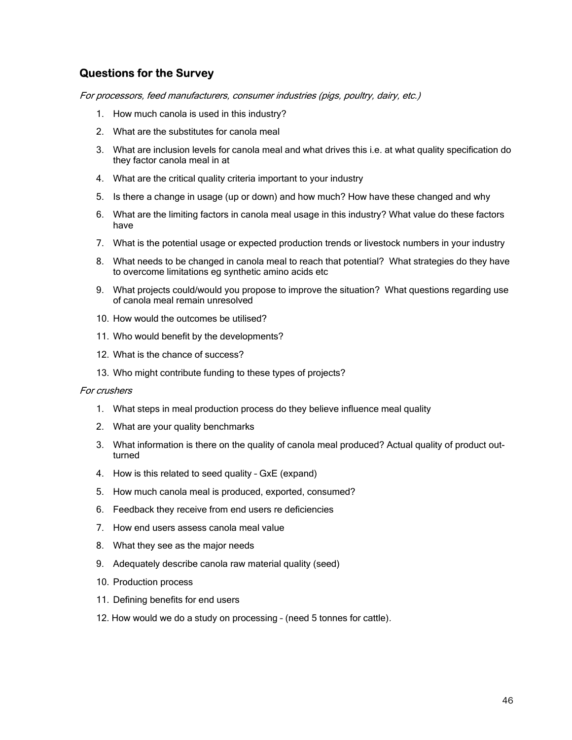## Questions for the Survey

*For processors, feed manufacturers, consumer industries (pigs, poultry, dairy, etc.)*

1. How much canola is used in this industry?
2. What are the substitutes for canola meal
3. What are inclusion levels for canola meal and what drives this i.e. at what quality specification do they factor canola meal in at
4. What are the critical quality criteria important to your industry
5. Is there a change in usage (up or down) and how much? How have these changed and why
6. What are the limiting factors in canola meal usage in this industry? What value do these factors have
7. What is the potential usage or expected production trends or livestock numbers in your industry
8. What needs to be changed in canola meal to reach that potential? What strategies do they have to overcome limitations eg synthetic amino acids etc
9. What projects could/would you propose to improve the situation? What questions regarding use of canola meal remain unresolved
10. How would the outcomes be utilised?
11. Who would benefit by the developments?
12. What is the chance of success?
13. Who might contribute funding to these types of projects?

*For crushers*

1. What steps in meal production process do they believe influence meal quality
2. What are your quality benchmarks
3. What information is there on the quality of canola meal produced? Actual quality of product out-turned
4. How is this related to seed quality – GxE (expand)
5. How much canola meal is produced, exported, consumed?
6. Feedback they receive from end users re deficiencies
7. How end users assess canola meal value
8. What they see as the major needs
9. Adequately describe canola raw material quality (seed)
10. Production process
11. Defining benefits for end users
12. How would we do a study on processing – (need 5 tonnes for cattle).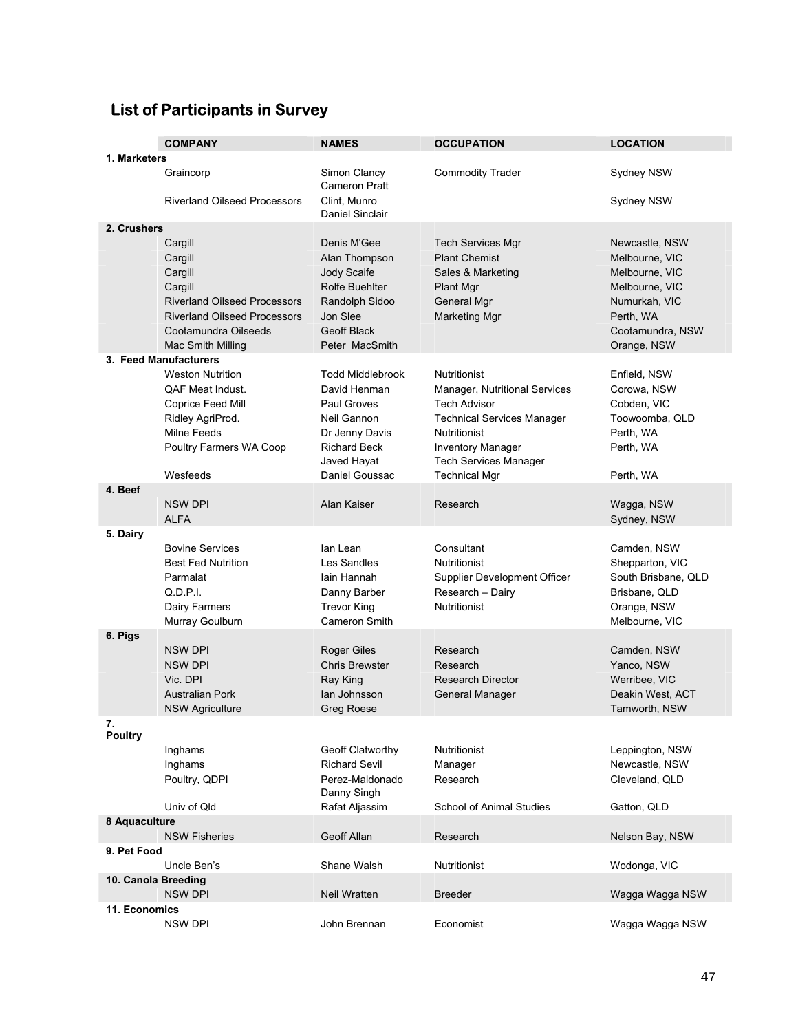## List of Participants in Survey

| | COMPANY | NAMES | OCCUPATION | LOCATION |
|---|---|---|---|---|
| **1. Marketers** | | | | |
| | Graincorp | Simon Clancy<br>Cameron Pratt | Commodity Trader | Sydney NSW |
| | Riverland Oilseed Processors | Clint, Munro<br>Daniel Sinclair | | Sydney NSW |
| **2. Crushers** | | | | |
| | Cargill | Denis M'Gee | Tech Services Mgr | Newcastle, NSW |
| | Cargill | Alan Thompson | Plant Chemist | Melbourne, VIC |
| | Cargill | Jody Scaife | Sales & Marketing | Melbourne, VIC |
| | Cargill | Rolfe Buehlter | Plant Mgr | Melbourne, VIC |
| | Riverland Oilseed Processors | Randolph Sidoo | General Mgr | Numurkah, VIC |
| | Riverland Oilseed Processors | Jon Slee | Marketing Mgr | Perth, WA |
| | Cootamundra Oilseeds | Geoff Black | | Cootamundra, NSW |
| | Mac Smith Milling | Peter MacSmith | | Orange, NSW |
| **3. Feed Manufacturers** | | | | |
| | Weston Nutrition | Todd Middlebrook | Nutritionist | Enfield, NSW |
| | QAF Meat Indust. | David Henman | Manager, Nutritional Services | Corowa, NSW |
| | Coprice Feed Mill | Paul Groves | Tech Advisor | Cobden, VIC |
| | Ridley AgriProd. | Neil Gannon | Technical Services Manager | Toowoomba, QLD |
| | Milne Feeds | Dr Jenny Davis | Nutritionist | Perth, WA |
| | Poultry Farmers WA Coop | Richard Beck<br>Javed Hayat | Inventory Manager<br>Tech Services Manager | Perth, WA |
| | Wesfeeds | Daniel Goussac | Technical Mgr | Perth, WA |
| **4. Beef** | | | | |
| | NSW DPI | Alan Kaiser | Research | Wagga, NSW |
| | ALFA | | | Sydney, NSW |
| **5. Dairy** | | | | |
| | Bovine Services | Ian Lean | Consultant | Camden, NSW |
| | Best Fed Nutrition | Les Sandles | Nutritionist | Shepparton, VIC |
| | Parmalat | Iain Hannah | Supplier Development Officer | South Brisbane, QLD |
| | Q.D.P.I. | Danny Barber | Research – Dairy | Brisbane, QLD |
| | Dairy Farmers | Trevor King | Nutritionist | Orange, NSW |
| | Murray Goulburn | Cameron Smith | | Melbourne, VIC |
| **6. Pigs** | | | | |
| | NSW DPI | Roger Giles | Research | Camden, NSW |
| | NSW DPI | Chris Brewster | Research | Yanco, NSW |
| | Vic. DPI | Ray King | Research Director | Werribee, VIC |
| | Australian Pork | Ian Johnsson | General Manager | Deakin West, ACT |
| | NSW Agriculture | Greg Roese | | Tamworth, NSW |
| **7. Poultry** | | | | |
| | Inghams | Geoff Clatworthy | Nutritionist | Leppington, NSW |
| | Inghams | Richard Sevil | Manager | Newcastle, NSW |
| | Poultry, QDPI | Perez-Maldonado<br>Danny Singh | Research | Cleveland, QLD |
| | Univ of Qld | Rafat Aljassim | School of Animal Studies | Gatton, QLD |
| **8 Aquaculture** | | | | |
| | NSW Fisheries | Geoff Allan | Research | Nelson Bay, NSW |
| **9. Pet Food** | | | | |
| | Uncle Ben's | Shane Walsh | Nutritionist | Wodonga, VIC |
| **10. Canola Breeding** | | | | |
| | NSW DPI | Neil Wratten | Breeder | Wagga Wagga NSW |
| **11. Economics** | | | | |
| | NSW DPI | John Brennan | Economist | Wagga Wagga NSW |